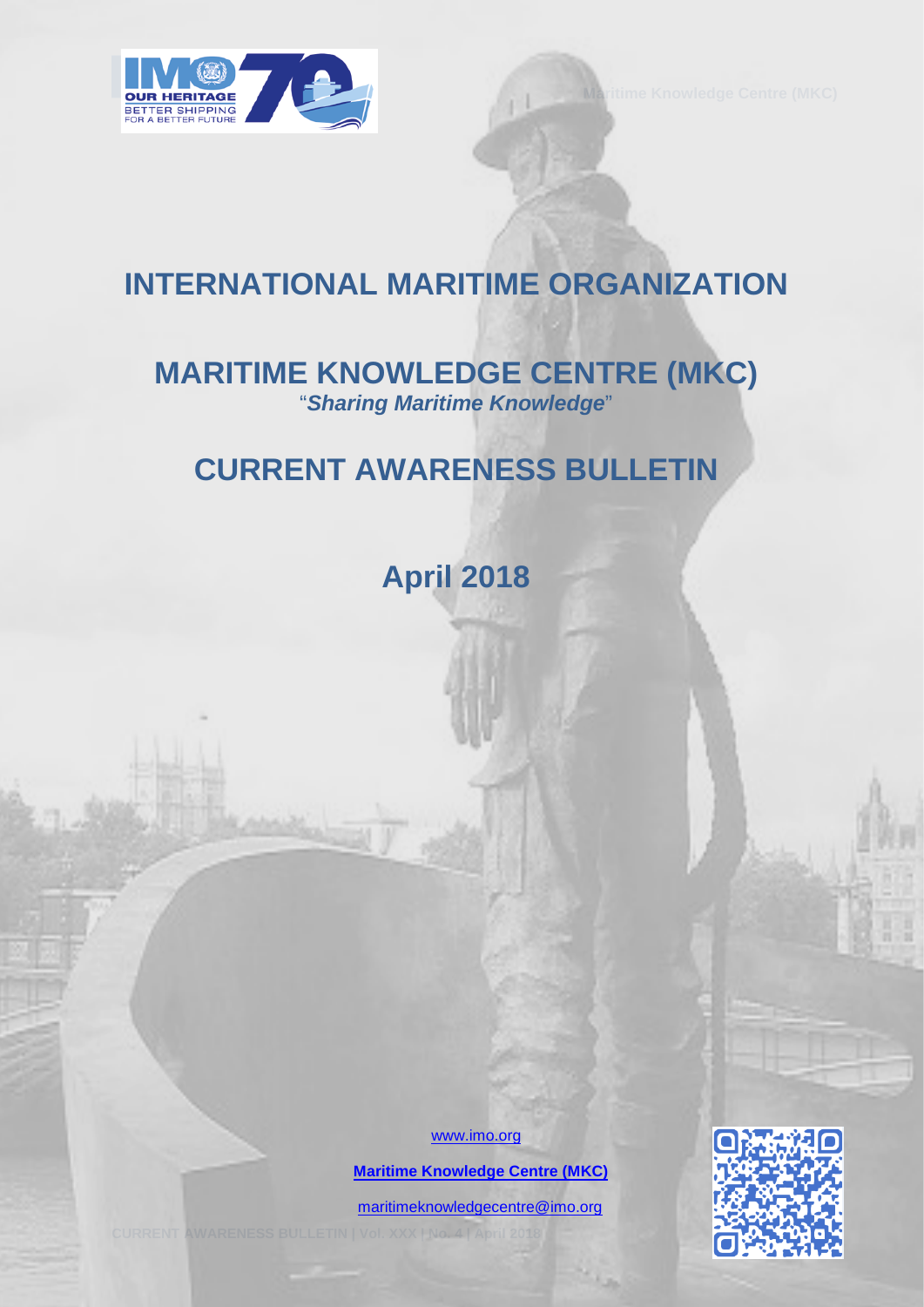# INTERNATIONAL MARITIME ORGANIZATION

# MARITIME KNOWLEDGE CENTRE (MKC)

"***Sharing Maritime Knowledge***"

# CURRENT AWARENESS BULLETIN

## April 2018

www.imo.org

**Maritime Knowledge Centre (MKC)**

maritimeknowledgecentre@imo.org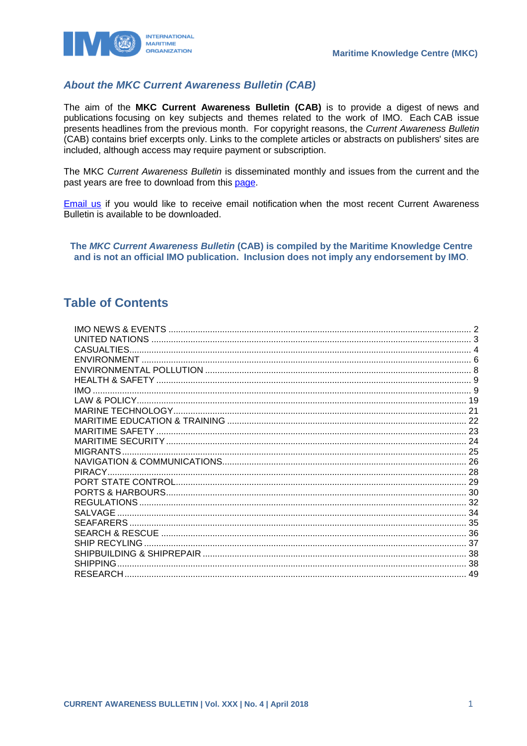## *About the MKC Current Awareness Bulletin (CAB)*

The aim of the **MKC Current Awareness Bulletin (CAB)** is to provide a digest of news and publications focusing on key subjects and themes related to the work of IMO. Each CAB issue presents headlines from the previous month. For copyright reasons, the *Current Awareness Bulletin* (CAB) contains brief excerpts only. Links to the complete articles or abstracts on publishers' sites are included, although access may require payment or subscription.

The MKC *Current Awareness Bulletin* is disseminated monthly and issues from the current and the past years are free to download from this page.

Email us if you would like to receive email notification when the most recent Current Awareness Bulletin is available to be downloaded.

**The *MKC Current Awareness Bulletin* (CAB) is compiled by the Maritime Knowledge Centre and is not an official IMO publication. Inclusion does not imply any endorsement by IMO.**

## Table of Contents

IMO NEWS & EVENTS ..... 2
UNITED NATIONS ..... 3
CASUALTIES ..... 4
ENVIRONMENT ..... 6
ENVIRONMENTAL POLLUTION ..... 8
HEALTH & SAFETY ..... 9
IMO ..... 9
LAW & POLICY ..... 19
MARINE TECHNOLOGY ..... 21
MARITIME EDUCATION & TRAINING ..... 22
MARITIME SAFETY ..... 23
MARITIME SECURITY ..... 24
MIGRANTS ..... 25
NAVIGATION & COMMUNICATIONS ..... 26
PIRACY ..... 28
PORT STATE CONTROL ..... 29
PORTS & HARBOURS ..... 30
REGULATIONS ..... 32
SALVAGE ..... 34
SEAFARERS ..... 35
SEARCH & RESCUE ..... 36
SHIP RECYLING ..... 37
SHIPBUILDING & SHIPREPAIR ..... 38
SHIPPING ..... 38
RESEARCH ..... 49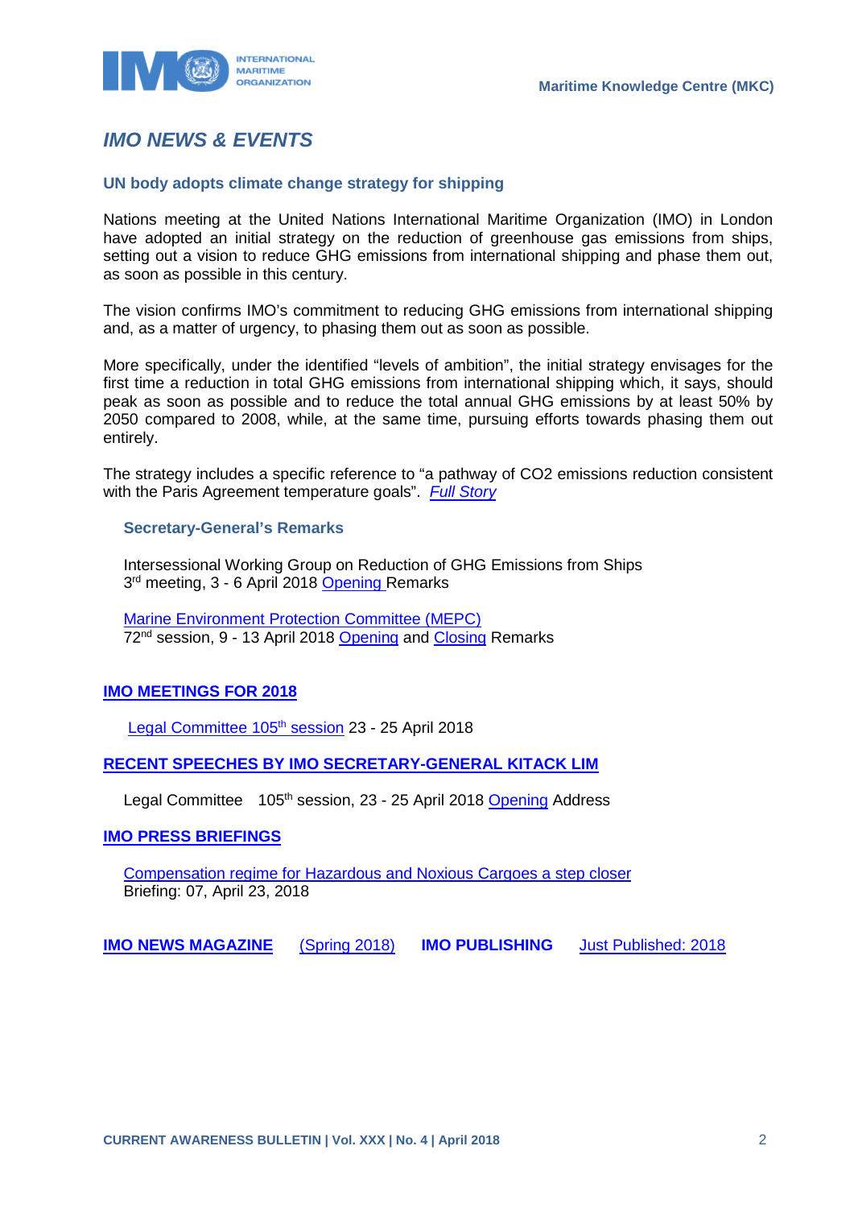# *IMO NEWS & EVENTS*

### UN body adopts climate change strategy for shipping

Nations meeting at the United Nations International Maritime Organization (IMO) in London have adopted an initial strategy on the reduction of greenhouse gas emissions from ships, setting out a vision to reduce GHG emissions from international shipping and phase them out, as soon as possible in this century.

The vision confirms IMO's commitment to reducing GHG emissions from international shipping and, as a matter of urgency, to phasing them out as soon as possible.

More specifically, under the identified "levels of ambition", the initial strategy envisages for the first time a reduction in total GHG emissions from international shipping which, it says, should peak as soon as possible and to reduce the total annual GHG emissions by at least 50% by 2050 compared to 2008, while, at the same time, pursuing efforts towards phasing them out entirely.

The strategy includes a specific reference to "a pathway of $CO_2$ emissions reduction consistent with the Paris Agreement temperature goals". *Full Story*

#### Secretary-General's Remarks

Intersessional Working Group on Reduction of GHG Emissions from Ships
3rd meeting, 3 - 6 April 2018 Opening Remarks

Marine Environment Protection Committee (MEPC)
72nd session, 9 - 13 April 2018 Opening and Closing Remarks

### IMO MEETINGS FOR 2018

Legal Committee 105th session 23 - 25 April 2018

### RECENT SPEECHES BY IMO SECRETARY-GENERAL KITACK LIM

Legal Committee 105th session, 23 - 25 April 2018 Opening Address

### IMO PRESS BRIEFINGS

Compensation regime for Hazardous and Noxious Cargoes a step closer
Briefing: 07, April 23, 2018

**IMO NEWS MAGAZINE** (Spring 2018) **IMO PUBLISHING** Just Published: 2018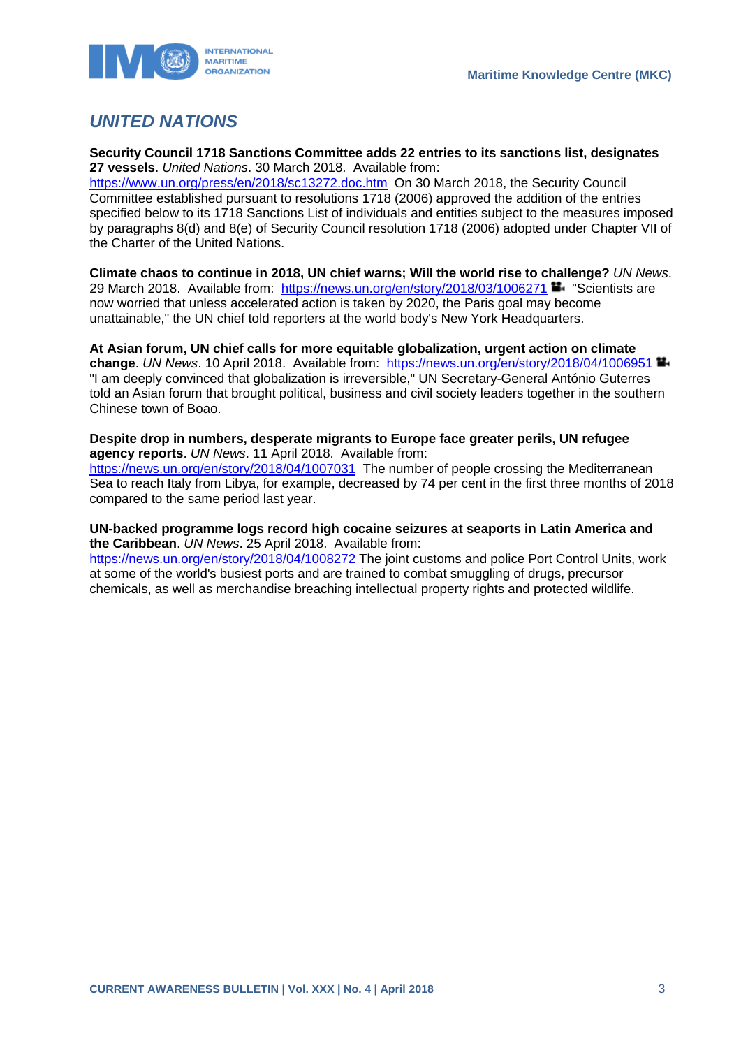## *UNITED NATIONS*

**Security Council 1718 Sanctions Committee adds 22 entries to its sanctions list, designates 27 vessels**. *United Nations*. 30 March 2018. Available from: https://www.un.org/press/en/2018/sc13272.doc.htm On 30 March 2018, the Security Council Committee established pursuant to resolutions 1718 (2006) approved the addition of the entries specified below to its 1718 Sanctions List of individuals and entities subject to the measures imposed by paragraphs 8(d) and 8(e) of Security Council resolution 1718 (2006) adopted under Chapter VII of the Charter of the United Nations.

**Climate chaos to continue in 2018, UN chief warns; Will the world rise to challenge?** *UN News*. 29 March 2018. Available from: https://news.un.org/en/story/2018/03/1006271 "Scientists are now worried that unless accelerated action is taken by 2020, the Paris goal may become unattainable," the UN chief told reporters at the world body's New York Headquarters.

**At Asian forum, UN chief calls for more equitable globalization, urgent action on climate change**. *UN News*. 10 April 2018. Available from: https://news.un.org/en/story/2018/04/1006951 "I am deeply convinced that globalization is irreversible," UN Secretary-General António Guterres told an Asian forum that brought political, business and civil society leaders together in the southern Chinese town of Boao.

**Despite drop in numbers, desperate migrants to Europe face greater perils, UN refugee agency reports**. *UN News*. 11 April 2018. Available from: https://news.un.org/en/story/2018/04/1007031 The number of people crossing the Mediterranean Sea to reach Italy from Libya, for example, decreased by 74 per cent in the first three months of 2018 compared to the same period last year.

**UN-backed programme logs record high cocaine seizures at seaports in Latin America and the Caribbean**. *UN News*. 25 April 2018. Available from: https://news.un.org/en/story/2018/04/1008272 The joint customs and police Port Control Units, work at some of the world's busiest ports and are trained to combat smuggling of drugs, precursor chemicals, as well as merchandise breaching intellectual property rights and protected wildlife.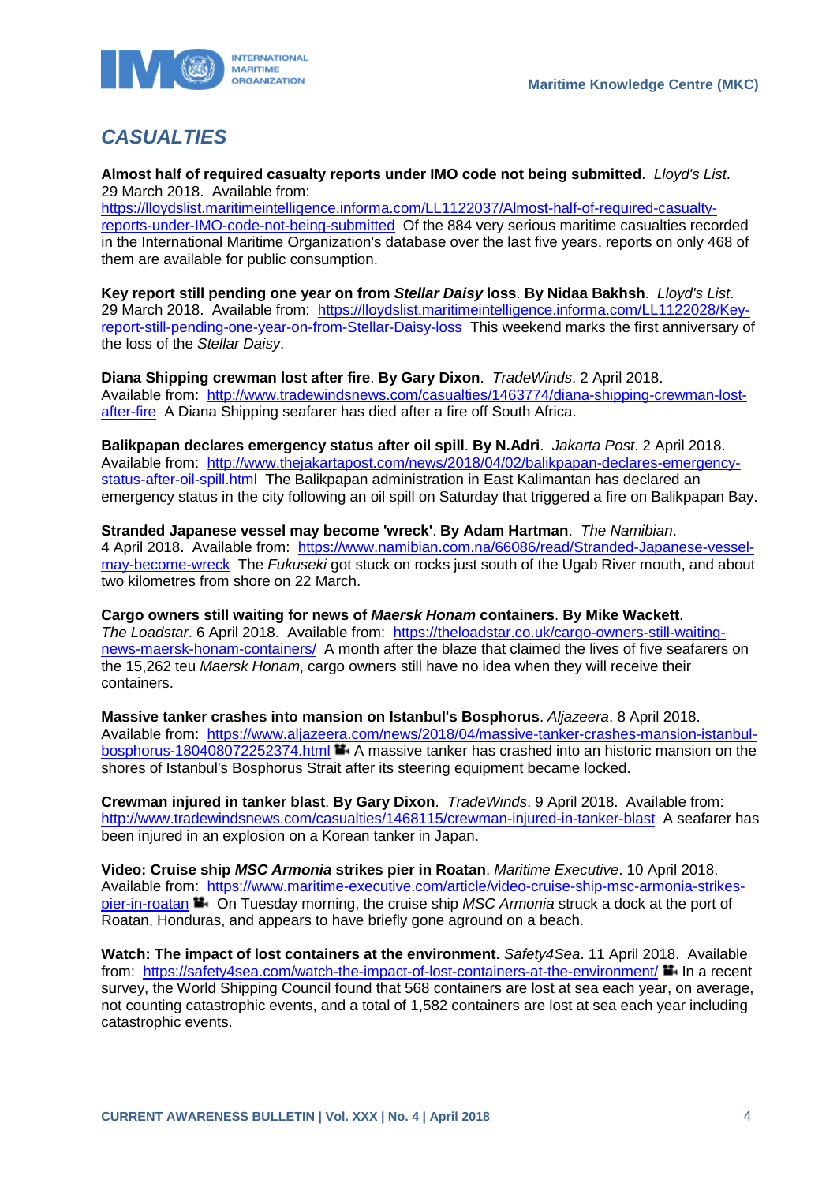## *CASUALTIES*

**Almost half of required casualty reports under IMO code not being submitted**. *Lloyd's List*. 29 March 2018. Available from: https://lloydslist.maritimeintelligence.informa.com/LL1122037/Almost-half-of-required-casualty-reports-under-IMO-code-not-being-submitted Of the 884 very serious maritime casualties recorded in the International Maritime Organization's database over the last five years, reports on only 468 of them are available for public consumption.

**Key report still pending one year on from *Stellar Daisy* loss**. **By Nidaa Bakhsh**. *Lloyd's List*. 29 March 2018. Available from: https://lloydslist.maritimeintelligence.informa.com/LL1122028/Key-report-still-pending-one-year-on-from-Stellar-Daisy-loss This weekend marks the first anniversary of the loss of the *Stellar Daisy*.

**Diana Shipping crewman lost after fire**. **By Gary Dixon**. *TradeWinds*. 2 April 2018. Available from: http://www.tradewindsnews.com/casualties/1463774/diana-shipping-crewman-lost-after-fire A Diana Shipping seafarer has died after a fire off South Africa.

**Balikpapan declares emergency status after oil spill**. **By N.Adri**. *Jakarta Post*. 2 April 2018. Available from: http://www.thejakartapost.com/news/2018/04/02/balikpapan-declares-emergency-status-after-oil-spill.html The Balikpapan administration in East Kalimantan has declared an emergency status in the city following an oil spill on Saturday that triggered a fire on Balikpapan Bay.

**Stranded Japanese vessel may become 'wreck'**. **By Adam Hartman**. *The Namibian*. 4 April 2018. Available from: https://www.namibian.com.na/66086/read/Stranded-Japanese-vessel-may-become-wreck The *Fukuseki* got stuck on rocks just south of the Ugab River mouth, and about two kilometres from shore on 22 March.

**Cargo owners still waiting for news of *Maersk Honam* containers**. **By Mike Wackett**. *The Loadstar*. 6 April 2018. Available from: https://theloadstar.co.uk/cargo-owners-still-waiting-news-maersk-honam-containers/ A month after the blaze that claimed the lives of five seafarers on the 15,262 teu *Maersk Honam*, cargo owners still have no idea when they will receive their containers.

**Massive tanker crashes into mansion on Istanbul's Bosphorus**. *Aljazeera*. 8 April 2018. Available from: https://www.aljazeera.com/news/2018/04/massive-tanker-crashes-mansion-istanbul-bosphorus-180408072252374.html A massive tanker has crashed into an historic mansion on the shores of Istanbul's Bosphorus Strait after its steering equipment became locked.

**Crewman injured in tanker blast**. **By Gary Dixon**. *TradeWinds*. 9 April 2018. Available from: http://www.tradewindsnews.com/casualties/1468115/crewman-injured-in-tanker-blast A seafarer has been injured in an explosion on a Korean tanker in Japan.

**Video: Cruise ship *MSC Armonia* strikes pier in Roatan**. *Maritime Executive*. 10 April 2018. Available from: https://www.maritime-executive.com/article/video-cruise-ship-msc-armonia-strikes-pier-in-roatan On Tuesday morning, the cruise ship *MSC Armonia* struck a dock at the port of Roatan, Honduras, and appears to have briefly gone aground on a beach.

**Watch: The impact of lost containers at the environment**. *Safety4Sea*. 11 April 2018. Available from: https://safety4sea.com/watch-the-impact-of-lost-containers-at-the-environment/ In a recent survey, the World Shipping Council found that 568 containers are lost at sea each year, on average, not counting catastrophic events, and a total of 1,582 containers are lost at sea each year including catastrophic events.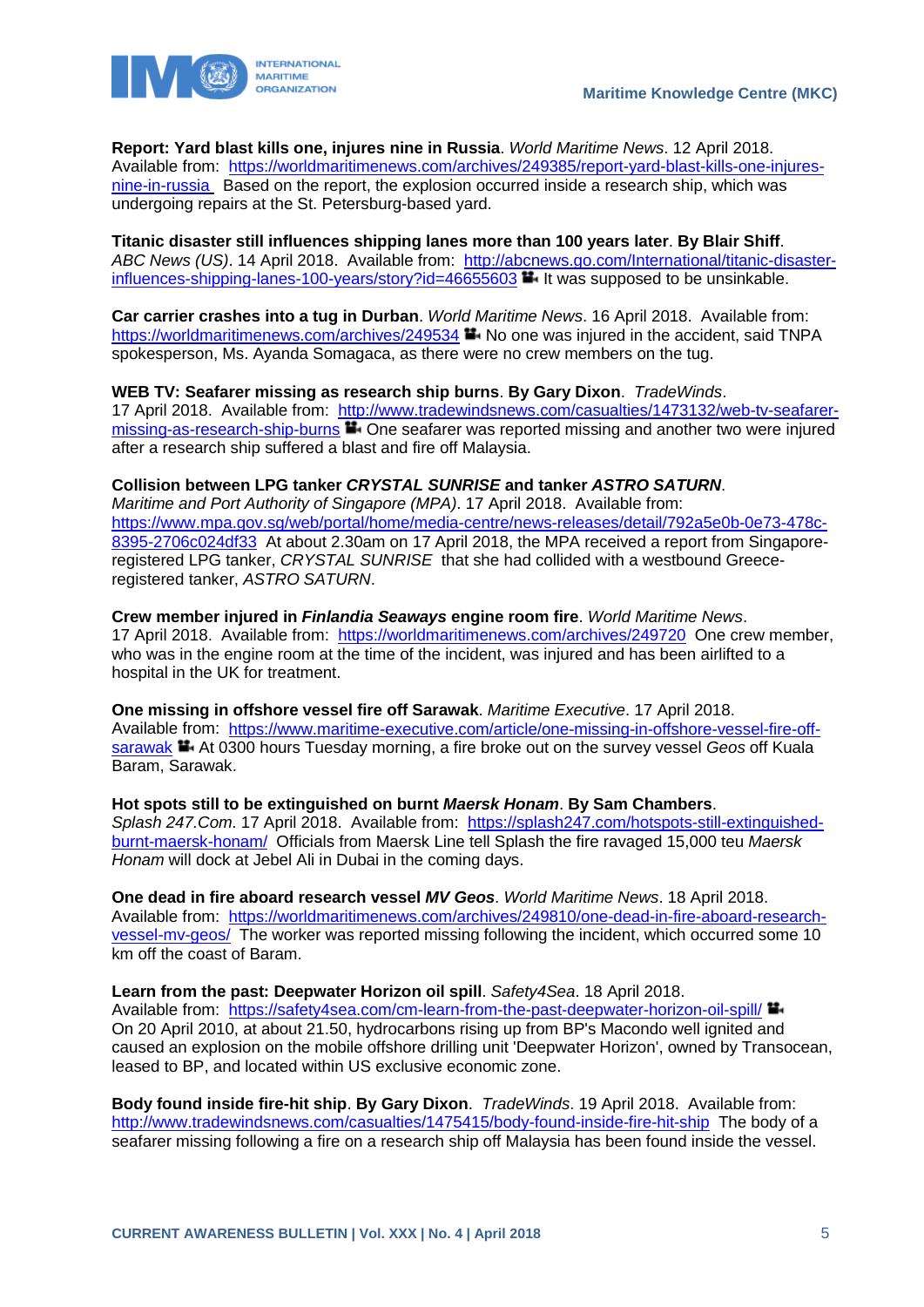**Report: Yard blast kills one, injures nine in Russia**. *World Maritime News*. 12 April 2018. Available from: https://worldmaritimenews.com/archives/249385/report-yard-blast-kills-one-injures-nine-in-russia Based on the report, the explosion occurred inside a research ship, which was undergoing repairs at the St. Petersburg-based yard.

**Titanic disaster still influences shipping lanes more than 100 years later**. **By Blair Shiff**. *ABC News (US)*. 14 April 2018. Available from: http://abcnews.go.com/International/titanic-disaster-influences-shipping-lanes-100-years/story?id=46655603 It was supposed to be unsinkable.

**Car carrier crashes into a tug in Durban**. *World Maritime News*. 16 April 2018. Available from: https://worldmaritimenews.com/archives/249534 No one was injured in the accident, said TNPA spokesperson, Ms. Ayanda Somagaca, as there were no crew members on the tug.

**WEB TV: Seafarer missing as research ship burns**. **By Gary Dixon**. *TradeWinds*. 17 April 2018. Available from: http://www.tradewindsnews.com/casualties/1473132/web-tv-seafarer-missing-as-research-ship-burns One seafarer was reported missing and another two were injured after a research ship suffered a blast and fire off Malaysia.

**Collision between LPG tanker *CRYSTAL SUNRISE* and tanker *ASTRO SATURN***. *Maritime and Port Authority of Singapore (MPA)*. 17 April 2018. Available from: https://www.mpa.gov.sg/web/portal/home/media-centre/news-releases/detail/792a5e0b-0e73-478c-8395-2706c024df33 At about 2.30am on 17 April 2018, the MPA received a report from Singapore-registered LPG tanker, *CRYSTAL SUNRISE* that she had collided with a westbound Greece-registered tanker, *ASTRO SATURN*.

**Crew member injured in *Finlandia Seaways* engine room fire**. *World Maritime News*. 17 April 2018. Available from: https://worldmaritimenews.com/archives/249720 One crew member, who was in the engine room at the time of the incident, was injured and has been airlifted to a hospital in the UK for treatment.

**One missing in offshore vessel fire off Sarawak**. *Maritime Executive*. 17 April 2018. Available from: https://www.maritime-executive.com/article/one-missing-in-offshore-vessel-fire-off-sarawak At 0300 hours Tuesday morning, a fire broke out on the survey vessel *Geos* off Kuala Baram, Sarawak.

**Hot spots still to be extinguished on burnt *Maersk Honam***. **By Sam Chambers**. *Splash 247.Com*. 17 April 2018. Available from: https://splash247.com/hotspots-still-extinguished-burnt-maersk-honam/ Officials from Maersk Line tell Splash the fire ravaged 15,000 teu *Maersk Honam* will dock at Jebel Ali in Dubai in the coming days.

**One dead in fire aboard research vessel *MV Geos***. *World Maritime News*. 18 April 2018. Available from: https://worldmaritimenews.com/archives/249810/one-dead-in-fire-aboard-research-vessel-mv-geos/ The worker was reported missing following the incident, which occurred some 10 km off the coast of Baram.

**Learn from the past: Deepwater Horizon oil spill**. *Safety4Sea*. 18 April 2018. Available from: https://safety4sea.com/cm-learn-from-the-past-deepwater-horizon-oil-spill/ On 20 April 2010, at about 21.50, hydrocarbons rising up from BP's Macondo well ignited and caused an explosion on the mobile offshore drilling unit 'Deepwater Horizon', owned by Transocean, leased to BP, and located within US exclusive economic zone.

**Body found inside fire-hit ship**. **By Gary Dixon**. *TradeWinds*. 19 April 2018. Available from: http://www.tradewindsnews.com/casualties/1475415/body-found-inside-fire-hit-ship The body of a seafarer missing following a fire on a research ship off Malaysia has been found inside the vessel.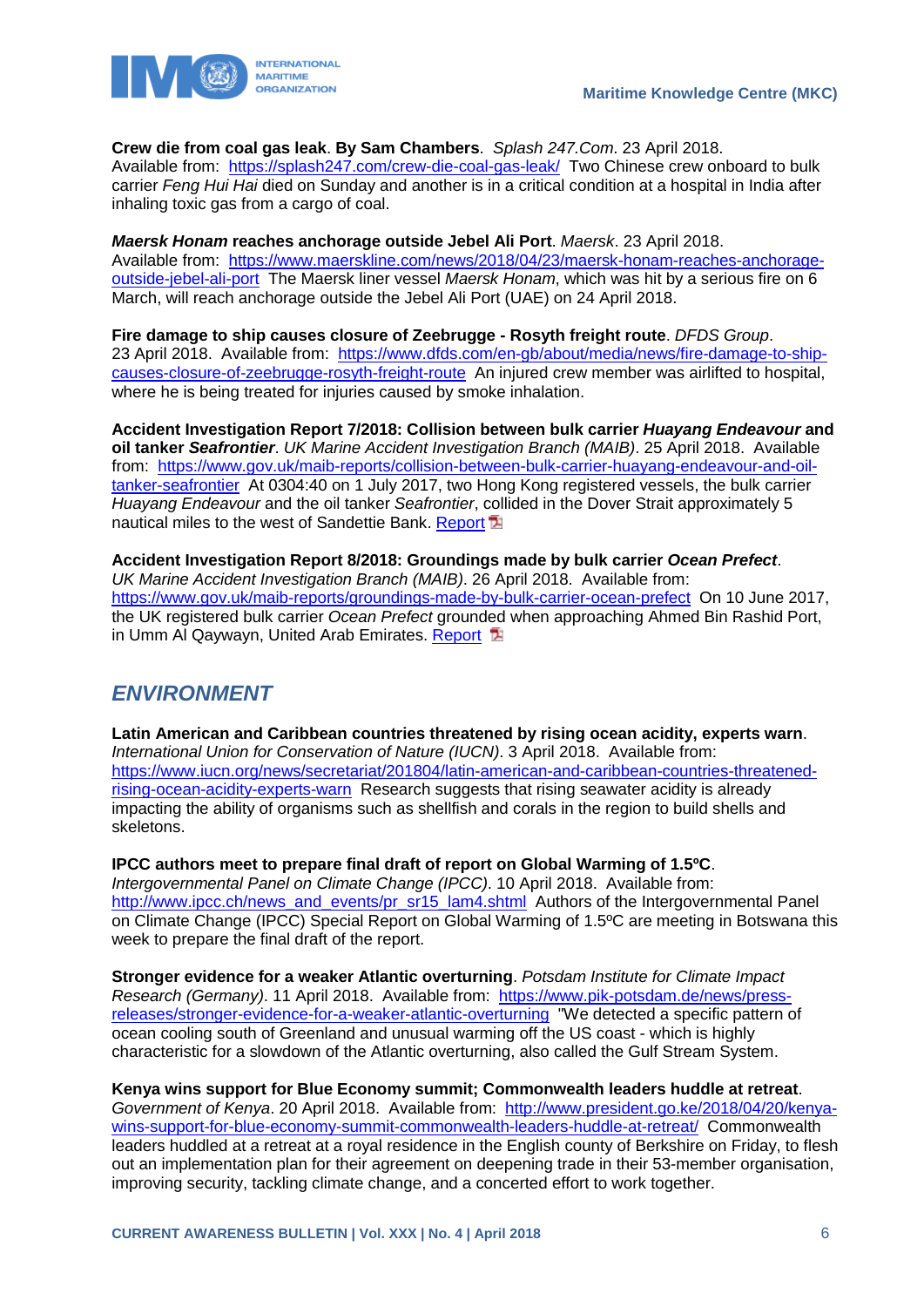**Crew die from coal gas leak**. **By Sam Chambers**. *Splash 247.Com*. 23 April 2018. Available from: https://splash247.com/crew-die-coal-gas-leak/ Two Chinese crew onboard to bulk carrier *Feng Hui Hai* died on Sunday and another is in a critical condition at a hospital in India after inhaling toxic gas from a cargo of coal.

***Maersk Honam* reaches anchorage outside Jebel Ali Port**. *Maersk*. 23 April 2018. Available from: https://www.maerskline.com/news/2018/04/23/maersk-honam-reaches-anchorage-outside-jebel-ali-port The Maersk liner vessel *Maersk Honam*, which was hit by a serious fire on 6 March, will reach anchorage outside the Jebel Ali Port (UAE) on 24 April 2018.

**Fire damage to ship causes closure of Zeebrugge - Rosyth freight route**. *DFDS Group*. 23 April 2018. Available from: https://www.dfds.com/en-gb/about/media/news/fire-damage-to-ship-causes-closure-of-zeebrugge-rosyth-freight-route An injured crew member was airlifted to hospital, where he is being treated for injuries caused by smoke inhalation.

**Accident Investigation Report 7/2018: Collision between bulk carrier *Huayang Endeavour* and oil tanker *Seafrontier***. *UK Marine Accident Investigation Branch (MAIB)*. 25 April 2018. Available from: https://www.gov.uk/maib-reports/collision-between-bulk-carrier-huayang-endeavour-and-oil-tanker-seafrontier At 0304:40 on 1 July 2017, two Hong Kong registered vessels, the bulk carrier *Huayang Endeavour* and the oil tanker *Seafrontier*, collided in the Dover Strait approximately 5 nautical miles to the west of Sandettie Bank. Report

**Accident Investigation Report 8/2018: Groundings made by bulk carrier *Ocean Prefect***. *UK Marine Accident Investigation Branch (MAIB)*. 26 April 2018. Available from: https://www.gov.uk/maib-reports/groundings-made-by-bulk-carrier-ocean-prefect On 10 June 2017, the UK registered bulk carrier *Ocean Prefect* grounded when approaching Ahmed Bin Rashid Port, in Umm Al Qaywayn, United Arab Emirates. Report

## *ENVIRONMENT*

**Latin American and Caribbean countries threatened by rising ocean acidity, experts warn**. *International Union for Conservation of Nature (IUCN)*. 3 April 2018. Available from: https://www.iucn.org/news/secretariat/201804/latin-american-and-caribbean-countries-threatened-rising-ocean-acidity-experts-warn Research suggests that rising seawater acidity is already impacting the ability of organisms such as shellfish and corals in the region to build shells and skeletons.

**IPCC authors meet to prepare final draft of report on Global Warming of 1.5ºC**. *Intergovernmental Panel on Climate Change (IPCC)*. 10 April 2018. Available from: http://www.ipcc.ch/news_and_events/pr_sr15_lam4.shtml Authors of the Intergovernmental Panel on Climate Change (IPCC) Special Report on Global Warming of 1.5ºC are meeting in Botswana this week to prepare the final draft of the report.

**Stronger evidence for a weaker Atlantic overturning**. *Potsdam Institute for Climate Impact Research (Germany)*. 11 April 2018. Available from: https://www.pik-potsdam.de/news/press-releases/stronger-evidence-for-a-weaker-atlantic-overturning "We detected a specific pattern of ocean cooling south of Greenland and unusual warming off the US coast - which is highly characteristic for a slowdown of the Atlantic overturning, also called the Gulf Stream System.

**Kenya wins support for Blue Economy summit; Commonwealth leaders huddle at retreat**. *Government of Kenya*. 20 April 2018. Available from: http://www.president.go.ke/2018/04/20/kenya-wins-support-for-blue-economy-summit-commonwealth-leaders-huddle-at-retreat/ Commonwealth leaders huddled at a retreat at a royal residence in the English county of Berkshire on Friday, to flesh out an implementation plan for their agreement on deepening trade in their 53-member organisation, improving security, tackling climate change, and a concerted effort to work together.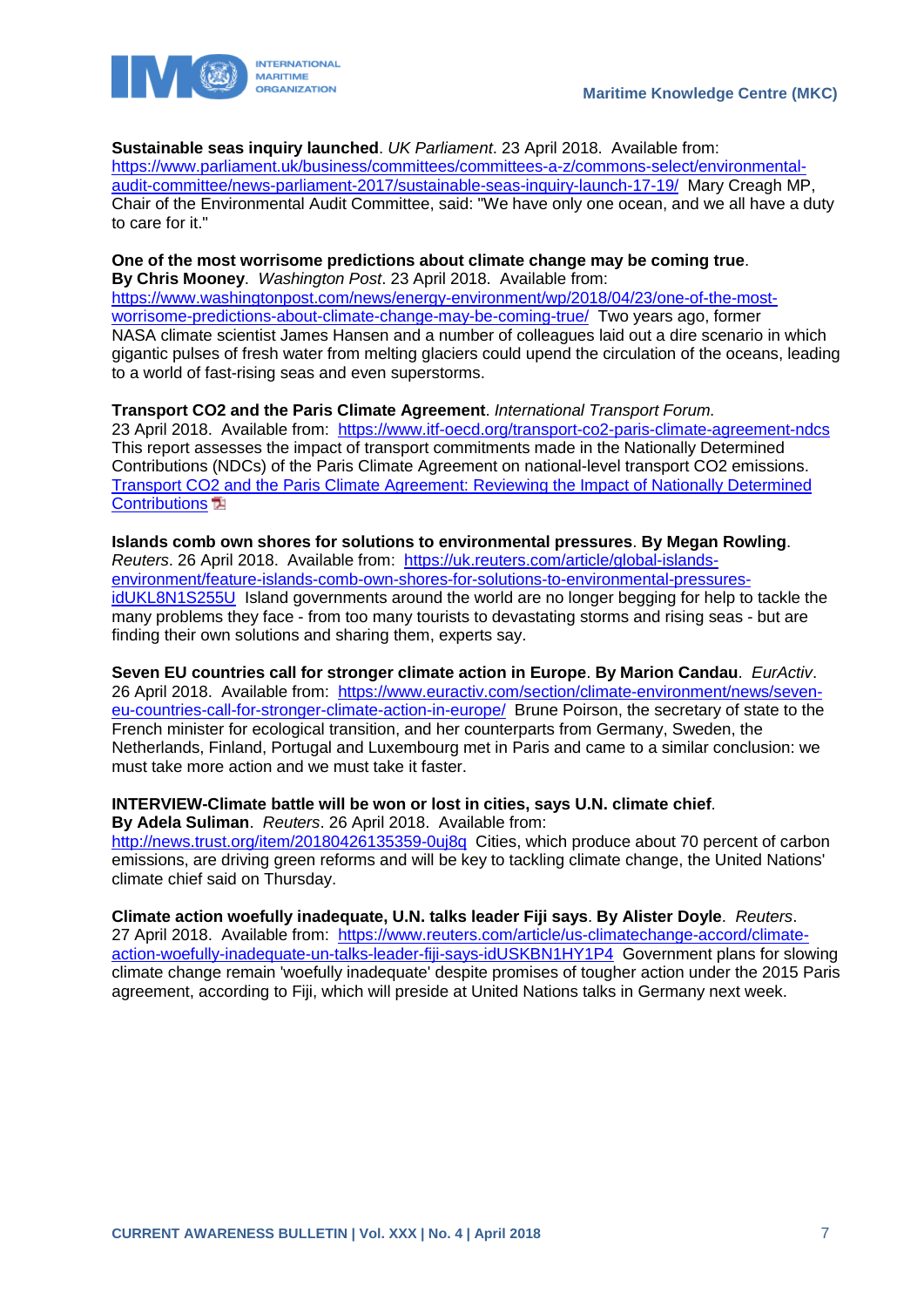**Sustainable seas inquiry launched**. *UK Parliament*. 23 April 2018. Available from: https://www.parliament.uk/business/committees/committees-a-z/commons-select/environmental-audit-committee/news-parliament-2017/sustainable-seas-inquiry-launch-17-19/ Mary Creagh MP, Chair of the Environmental Audit Committee, said: "We have only one ocean, and we all have a duty to care for it."

**One of the most worrisome predictions about climate change may be coming true**. **By Chris Mooney**. *Washington Post*. 23 April 2018. Available from: https://www.washingtonpost.com/news/energy-environment/wp/2018/04/23/one-of-the-most-worrisome-predictions-about-climate-change-may-be-coming-true/ Two years ago, former NASA climate scientist James Hansen and a number of colleagues laid out a dire scenario in which gigantic pulses of fresh water from melting glaciers could upend the circulation of the oceans, leading to a world of fast-rising seas and even superstorms.

**Transport CO2 and the Paris Climate Agreement**. *International Transport Forum*. 23 April 2018. Available from: https://www.itf-oecd.org/transport-co2-paris-climate-agreement-ndcs This report assesses the impact of transport commitments made in the Nationally Determined Contributions (NDCs) of the Paris Climate Agreement on national-level transport $CO_2$ emissions. Transport CO2 and the Paris Climate Agreement: Reviewing the Impact of Nationally Determined Contributions

**Islands comb own shores for solutions to environmental pressures**. **By Megan Rowling**. *Reuters*. 26 April 2018. Available from: https://uk.reuters.com/article/global-islands-environment/feature-islands-comb-own-shores-for-solutions-to-environmental-pressures-idUKL8N1S255U Island governments around the world are no longer begging for help to tackle the many problems they face - from too many tourists to devastating storms and rising seas - but are finding their own solutions and sharing them, experts say.

**Seven EU countries call for stronger climate action in Europe**. **By Marion Candau**. *EurActiv*. 26 April 2018. Available from: https://www.euractiv.com/section/climate-environment/news/seven-eu-countries-call-for-stronger-climate-action-in-europe/ Brune Poirson, the secretary of state to the French minister for ecological transition, and her counterparts from Germany, Sweden, the Netherlands, Finland, Portugal and Luxembourg met in Paris and came to a similar conclusion: we must take more action and we must take it faster.

**INTERVIEW-Climate battle will be won or lost in cities, says U.N. climate chief**. **By Adela Suliman**. *Reuters*. 26 April 2018. Available from: http://news.trust.org/item/20180426135359-0uj8q Cities, which produce about 70 percent of carbon emissions, are driving green reforms and will be key to tackling climate change, the United Nations' climate chief said on Thursday.

**Climate action woefully inadequate, U.N. talks leader Fiji says**. **By Alister Doyle**. *Reuters*. 27 April 2018. Available from: https://www.reuters.com/article/us-climatechange-accord/climate-action-woefully-inadequate-un-talks-leader-fiji-says-idUSKBN1HY1P4 Government plans for slowing climate change remain 'woefully inadequate' despite promises of tougher action under the 2015 Paris agreement, according to Fiji, which will preside at United Nations talks in Germany next week.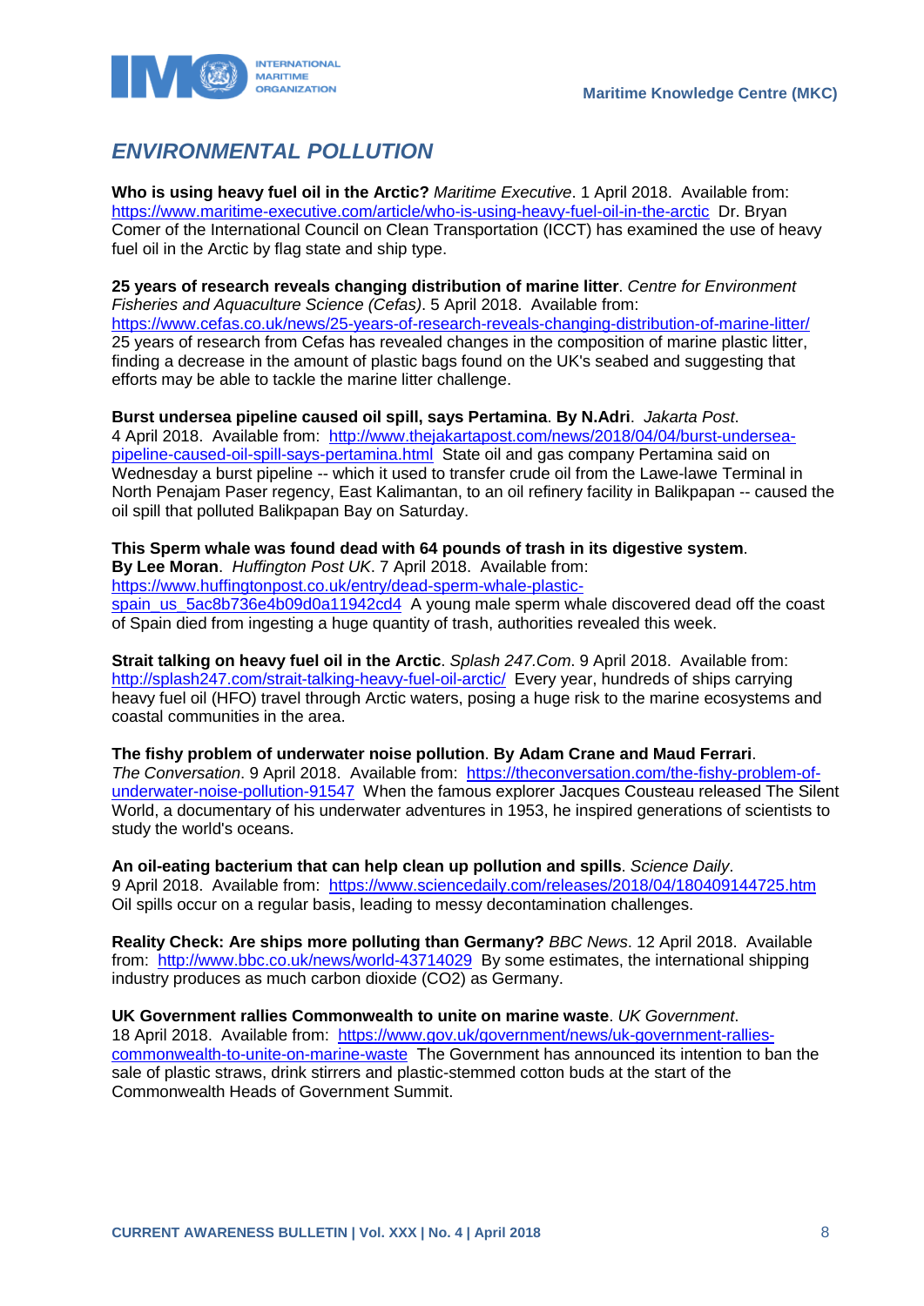## *ENVIRONMENTAL POLLUTION*

**Who is using heavy fuel oil in the Arctic?** *Maritime Executive*. 1 April 2018. Available from: https://www.maritime-executive.com/article/who-is-using-heavy-fuel-oil-in-the-arctic Dr. Bryan Comer of the International Council on Clean Transportation (ICCT) has examined the use of heavy fuel oil in the Arctic by flag state and ship type.

**25 years of research reveals changing distribution of marine litter**. *Centre for Environment Fisheries and Aquaculture Science (Cefas)*. 5 April 2018. Available from: https://www.cefas.co.uk/news/25-years-of-research-reveals-changing-distribution-of-marine-litter/ 25 years of research from Cefas has revealed changes in the composition of marine plastic litter, finding a decrease in the amount of plastic bags found on the UK's seabed and suggesting that efforts may be able to tackle the marine litter challenge.

**Burst undersea pipeline caused oil spill, says Pertamina**. **By N.Adri**. *Jakarta Post*. 4 April 2018. Available from: http://www.thejakartapost.com/news/2018/04/04/burst-undersea-pipeline-caused-oil-spill-says-pertamina.html State oil and gas company Pertamina said on Wednesday a burst pipeline -- which it used to transfer crude oil from the Lawe-lawe Terminal in North Penajam Paser regency, East Kalimantan, to an oil refinery facility in Balikpapan -- caused the oil spill that polluted Balikpapan Bay on Saturday.

**This Sperm whale was found dead with 64 pounds of trash in its digestive system**. **By Lee Moran**. *Huffington Post UK*. 7 April 2018. Available from: https://www.huffingtonpost.co.uk/entry/dead-sperm-whale-plastic-spain_us_5ac8b736e4b09d0a11942cd4 A young male sperm whale discovered dead off the coast of Spain died from ingesting a huge quantity of trash, authorities revealed this week.

**Strait talking on heavy fuel oil in the Arctic**. *Splash 247.Com*. 9 April 2018. Available from: http://splash247.com/strait-talking-heavy-fuel-oil-arctic/ Every year, hundreds of ships carrying heavy fuel oil (HFO) travel through Arctic waters, posing a huge risk to the marine ecosystems and coastal communities in the area.

**The fishy problem of underwater noise pollution**. **By Adam Crane and Maud Ferrari**. *The Conversation*. 9 April 2018. Available from: https://theconversation.com/the-fishy-problem-of-underwater-noise-pollution-91547 When the famous explorer Jacques Cousteau released The Silent World, a documentary of his underwater adventures in 1953, he inspired generations of scientists to study the world's oceans.

**An oil-eating bacterium that can help clean up pollution and spills**. *Science Daily*. 9 April 2018. Available from: https://www.sciencedaily.com/releases/2018/04/180409144725.htm Oil spills occur on a regular basis, leading to messy decontamination challenges.

**Reality Check: Are ships more polluting than Germany?** *BBC News*. 12 April 2018. Available from: http://www.bbc.co.uk/news/world-43714029 By some estimates, the international shipping industry produces as much carbon dioxide ($CO_2$) as Germany.

**UK Government rallies Commonwealth to unite on marine waste**. *UK Government*. 18 April 2018. Available from: https://www.gov.uk/government/news/uk-government-rallies-commonwealth-to-unite-on-marine-waste The Government has announced its intention to ban the sale of plastic straws, drink stirrers and plastic-stemmed cotton buds at the start of the Commonwealth Heads of Government Summit.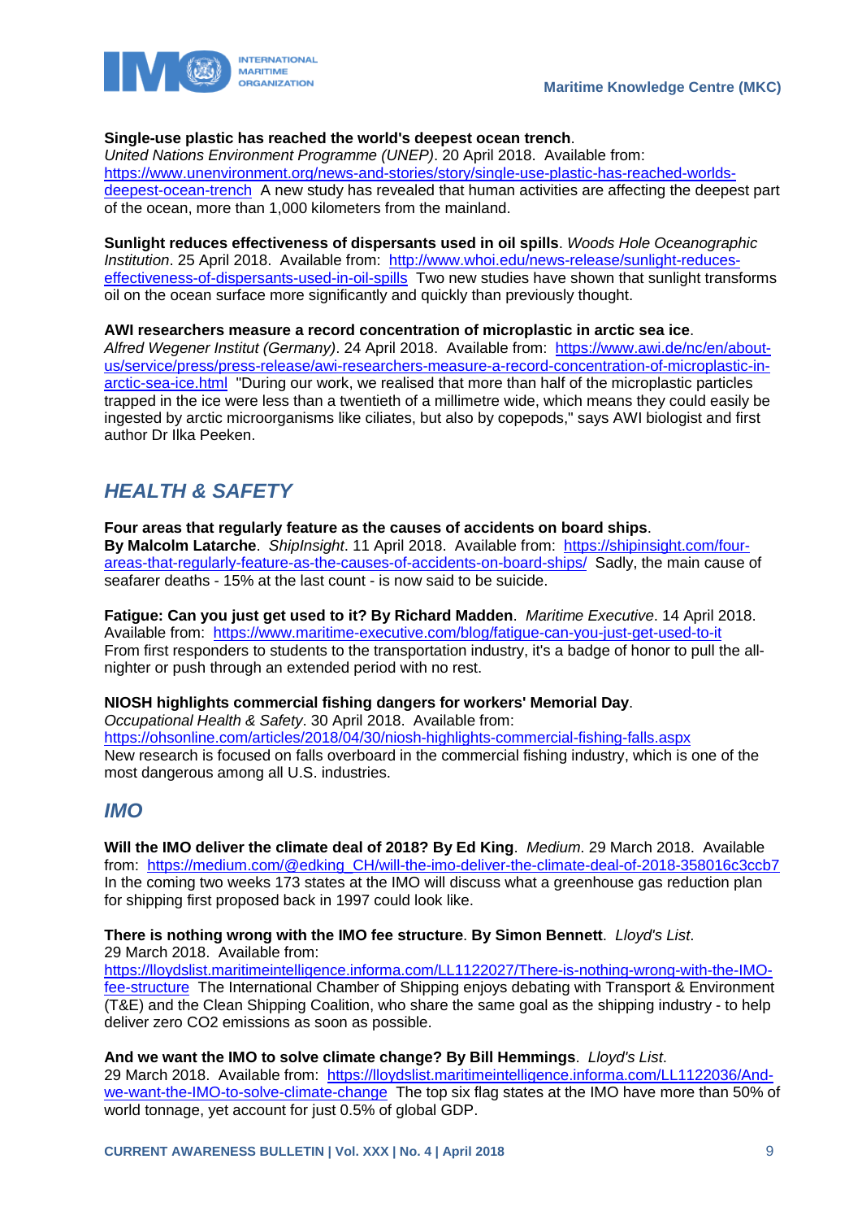**Single-use plastic has reached the world's deepest ocean trench**.
*United Nations Environment Programme (UNEP)*. 20 April 2018. Available from: https://www.unenvironment.org/news-and-stories/story/single-use-plastic-has-reached-worlds-deepest-ocean-trench A new study has revealed that human activities are affecting the deepest part of the ocean, more than 1,000 kilometers from the mainland.

**Sunlight reduces effectiveness of dispersants used in oil spills**. *Woods Hole Oceanographic Institution*. 25 April 2018. Available from: http://www.whoi.edu/news-release/sunlight-reduces-effectiveness-of-dispersants-used-in-oil-spills Two new studies have shown that sunlight transforms oil on the ocean surface more significantly and quickly than previously thought.

**AWI researchers measure a record concentration of microplastic in arctic sea ice**.
*Alfred Wegener Institut (Germany)*. 24 April 2018. Available from: https://www.awi.de/nc/en/about-us/service/press/press-release/awi-researchers-measure-a-record-concentration-of-microplastic-in-arctic-sea-ice.html "During our work, we realised that more than half of the microplastic particles trapped in the ice were less than a twentieth of a millimetre wide, which means they could easily be ingested by arctic microorganisms like ciliates, but also by copepods," says AWI biologist and first author Dr Ilka Peeken.

## *HEALTH & SAFETY*

**Four areas that regularly feature as the causes of accidents on board ships**.
**By Malcolm Latarche**. *ShipInsight*. 11 April 2018. Available from: https://shipinsight.com/four-areas-that-regularly-feature-as-the-causes-of-accidents-on-board-ships/ Sadly, the main cause of seafarer deaths - 15% at the last count - is now said to be suicide.

**Fatigue: Can you just get used to it? By Richard Madden**. *Maritime Executive*. 14 April 2018. Available from: https://www.maritime-executive.com/blog/fatigue-can-you-just-get-used-to-it From first responders to students to the transportation industry, it's a badge of honor to pull the all-nighter or push through an extended period with no rest.

**NIOSH highlights commercial fishing dangers for workers' Memorial Day**.
*Occupational Health & Safety*. 30 April 2018. Available from: https://ohsonline.com/articles/2018/04/30/niosh-highlights-commercial-fishing-falls.aspx New research is focused on falls overboard in the commercial fishing industry, which is one of the most dangerous among all U.S. industries.

## *IMO*

**Will the IMO deliver the climate deal of 2018? By Ed King**. *Medium*. 29 March 2018. Available from: https://medium.com/@edking_CH/will-the-imo-deliver-the-climate-deal-of-2018-358016c3ccb7 In the coming two weeks 173 states at the IMO will discuss what a greenhouse gas reduction plan for shipping first proposed back in 1997 could look like.

**There is nothing wrong with the IMO fee structure**. **By Simon Bennett**. *Lloyd's List*.
29 March 2018. Available from: https://lloydslist.maritimeintelligence.informa.com/LL1122027/There-is-nothing-wrong-with-the-IMO-fee-structure The International Chamber of Shipping enjoys debating with Transport & Environment (T&E) and the Clean Shipping Coalition, who share the same goal as the shipping industry - to help deliver zero CO2 emissions as soon as possible.

**And we want the IMO to solve climate change? By Bill Hemmings**. *Lloyd's List*.
29 March 2018. Available from: https://lloydslist.maritimeintelligence.informa.com/LL1122036/And-we-want-the-IMO-to-solve-climate-change The top six flag states at the IMO have more than 50% of world tonnage, yet account for just 0.5% of global GDP.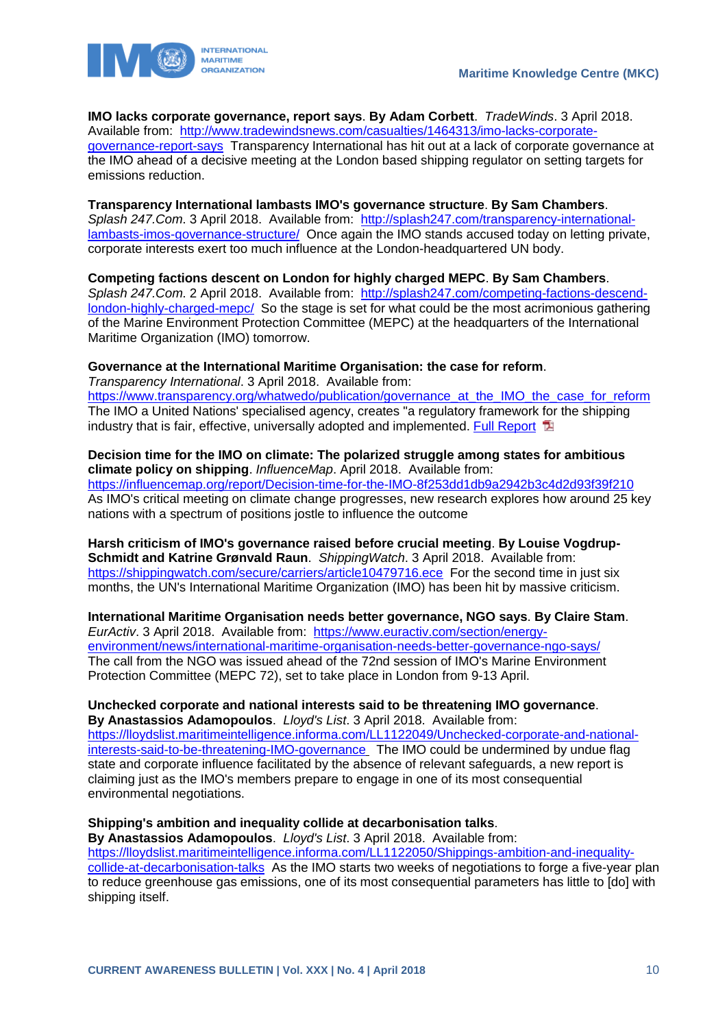**IMO lacks corporate governance, report says**. **By Adam Corbett**. *TradeWinds*. 3 April 2018. Available from: http://www.tradewindsnews.com/casualties/1464313/imo-lacks-corporate-governance-report-says Transparency International has hit out at a lack of corporate governance at the IMO ahead of a decisive meeting at the London based shipping regulator on setting targets for emissions reduction.

**Transparency International lambasts IMO's governance structure**. **By Sam Chambers**. *Splash 247.Com*. 3 April 2018. Available from: http://splash247.com/transparency-international-lambasts-imos-governance-structure/ Once again the IMO stands accused today on letting private, corporate interests exert too much influence at the London-headquartered UN body.

**Competing factions descent on London for highly charged MEPC**. **By Sam Chambers**. *Splash 247.Com*. 2 April 2018. Available from: http://splash247.com/competing-factions-descend-london-highly-charged-mepc/ So the stage is set for what could be the most acrimonious gathering of the Marine Environment Protection Committee (MEPC) at the headquarters of the International Maritime Organization (IMO) tomorrow.

**Governance at the International Maritime Organisation: the case for reform**. *Transparency International*. 3 April 2018. Available from: https://www.transparency.org/whatwedo/publication/governance_at_the_IMO_the_case_for_reform The IMO a United Nations' specialised agency, creates "a regulatory framework for the shipping industry that is fair, effective, universally adopted and implemented. Full Report

**Decision time for the IMO on climate: The polarized struggle among states for ambitious climate policy on shipping**. *InfluenceMap*. April 2018. Available from: https://influencemap.org/report/Decision-time-for-the-IMO-8f253dd1db9a2942b3c4d2d93f39f210 As IMO's critical meeting on climate change progresses, new research explores how around 25 key nations with a spectrum of positions jostle to influence the outcome

**Harsh criticism of IMO's governance raised before crucial meeting**. **By Louise Vogdrup-Schmidt and Katrine Grønvald Raun**. *ShippingWatch*. 3 April 2018. Available from: https://shippingwatch.com/secure/carriers/article10479716.ece For the second time in just six months, the UN's International Maritime Organization (IMO) has been hit by massive criticism.

**International Maritime Organisation needs better governance, NGO says**. **By Claire Stam**. *EurActiv*. 3 April 2018. Available from: https://www.euractiv.com/section/energy-environment/news/international-maritime-organisation-needs-better-governance-ngo-says/ The call from the NGO was issued ahead of the 72nd session of IMO's Marine Environment Protection Committee (MEPC 72), set to take place in London from 9-13 April.

**Unchecked corporate and national interests said to be threatening IMO governance**. **By Anastassios Adamopoulos**. *Lloyd's List*. 3 April 2018. Available from: https://lloydslist.maritimeintelligence.informa.com/LL1122049/Unchecked-corporate-and-national-interests-said-to-be-threatening-IMO-governance The IMO could be undermined by undue flag state and corporate influence facilitated by the absence of relevant safeguards, a new report is claiming just as the IMO's members prepare to engage in one of its most consequential environmental negotiations.

**Shipping's ambition and inequality collide at decarbonisation talks**. **By Anastassios Adamopoulos**. *Lloyd's List*. 3 April 2018. Available from: https://lloydslist.maritimeintelligence.informa.com/LL1122050/Shippings-ambition-and-inequality-collide-at-decarbonisation-talks As the IMO starts two weeks of negotiations to forge a five-year plan to reduce greenhouse gas emissions, one of its most consequential parameters has little to [do] with shipping itself.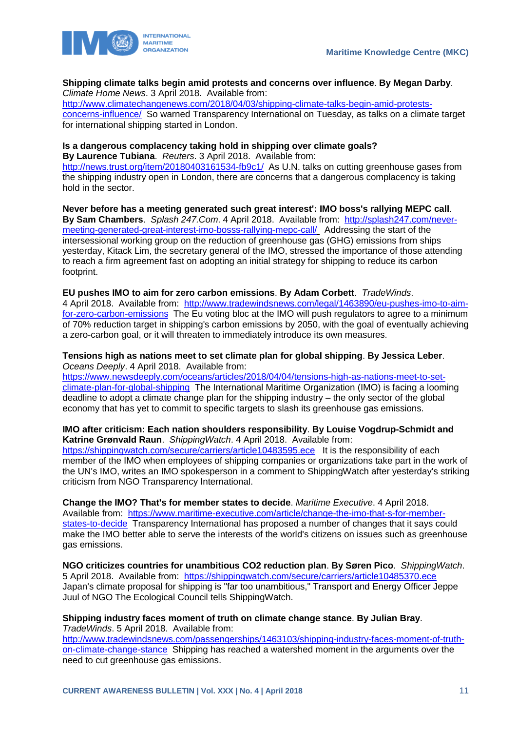**Shipping climate talks begin amid protests and concerns over influence**. **By Megan Darby**. *Climate Home News*. 3 April 2018. Available from: http://www.climatechangenews.com/2018/04/03/shipping-climate-talks-begin-amid-protests-concerns-influence/ So warned Transparency International on Tuesday, as talks on a climate target for international shipping started in London.

**Is a dangerous complacency taking hold in shipping over climate goals?** **By Laurence Tubiana**. *Reuters*. 3 April 2018. Available from: http://news.trust.org/item/20180403161534-fb9c1/ As U.N. talks on cutting greenhouse gases from the shipping industry open in London, there are concerns that a dangerous complacency is taking hold in the sector.

**Never before has a meeting generated such great interest': IMO boss's rallying MEPC call**. **By Sam Chambers**. *Splash 247.Com*. 4 April 2018. Available from: http://splash247.com/never-meeting-generated-great-interest-imo-bosss-rallying-mepc-call/ Addressing the start of the intersessional working group on the reduction of greenhouse gas (GHG) emissions from ships yesterday, Kitack Lim, the secretary general of the IMO, stressed the importance of those attending to reach a firm agreement fast on adopting an initial strategy for shipping to reduce its carbon footprint.

**EU pushes IMO to aim for zero carbon emissions**. **By Adam Corbett**. *TradeWinds*. 4 April 2018. Available from: http://www.tradewindsnews.com/legal/1463890/eu-pushes-imo-to-aim-for-zero-carbon-emissions The Eu voting bloc at the IMO will push regulators to agree to a minimum of 70% reduction target in shipping's carbon emissions by 2050, with the goal of eventually achieving a zero-carbon goal, or it will threaten to immediately introduce its own measures.

**Tensions high as nations meet to set climate plan for global shipping**. **By Jessica Leber**. *Oceans Deeply*. 4 April 2018. Available from: https://www.newsdeeply.com/oceans/articles/2018/04/04/tensions-high-as-nations-meet-to-set-climate-plan-for-global-shipping The International Maritime Organization (IMO) is facing a looming deadline to adopt a climate change plan for the shipping industry – the only sector of the global economy that has yet to commit to specific targets to slash its greenhouse gas emissions.

**IMO after criticism: Each nation shoulders responsibility**. **By Louise Vogdrup-Schmidt and Katrine Grønvald Raun**. *ShippingWatch*. 4 April 2018. Available from: https://shippingwatch.com/secure/carriers/article10483595.ece It is the responsibility of each member of the IMO when employees of shipping companies or organizations take part in the work of the UN's IMO, writes an IMO spokesperson in a comment to ShippingWatch after yesterday's striking criticism from NGO Transparency International.

**Change the IMO? That's for member states to decide**. *Maritime Executive*. 4 April 2018. Available from: https://www.maritime-executive.com/article/change-the-imo-that-s-for-member-states-to-decide Transparency International has proposed a number of changes that it says could make the IMO better able to serve the interests of the world's citizens on issues such as greenhouse gas emissions.

**NGO criticizes countries for unambitious CO2 reduction plan**. **By Søren Pico**. *ShippingWatch*. 5 April 2018. Available from: https://shippingwatch.com/secure/carriers/article10485370.ece Japan's climate proposal for shipping is "far too unambitious," Transport and Energy Officer Jeppe Juul of NGO The Ecological Council tells ShippingWatch.

**Shipping industry faces moment of truth on climate change stance**. **By Julian Bray**. *TradeWinds*. 5 April 2018. Available from: http://www.tradewindsnews.com/passengerships/1463103/shipping-industry-faces-moment-of-truth-on-climate-change-stance Shipping has reached a watershed moment in the arguments over the need to cut greenhouse gas emissions.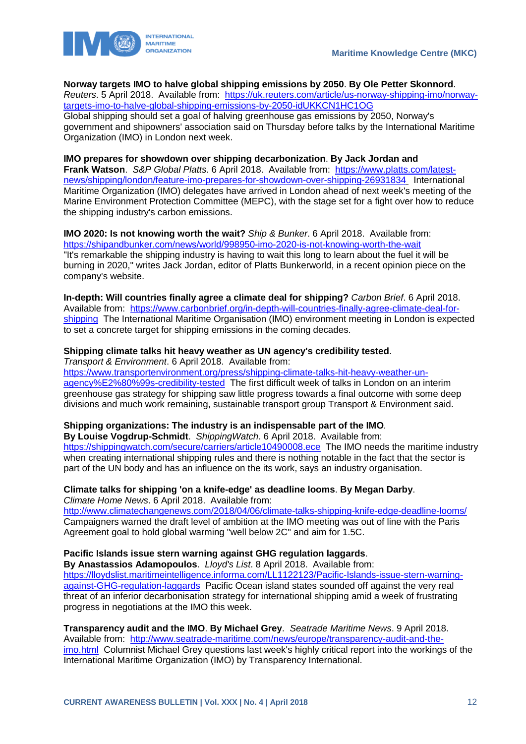**Norway targets IMO to halve global shipping emissions by 2050**. **By Ole Petter Skonnord**. *Reuters*. 5 April 2018. Available from: https://uk.reuters.com/article/us-norway-shipping-imo/norway-targets-imo-to-halve-global-shipping-emissions-by-2050-idUKKCN1HC1OG
Global shipping should set a goal of halving greenhouse gas emissions by 2050, Norway's government and shipowners' association said on Thursday before talks by the International Maritime Organization (IMO) in London next week.

**IMO prepares for showdown over shipping decarbonization**. **By Jack Jordan and Frank Watson**. *S&P Global Platts*. 6 April 2018. Available from: https://www.platts.com/latest-news/shipping/london/feature-imo-prepares-for-showdown-over-shipping-26931834 International Maritime Organization (IMO) delegates have arrived in London ahead of next week's meeting of the Marine Environment Protection Committee (MEPC), with the stage set for a fight over how to reduce the shipping industry's carbon emissions.

**IMO 2020: Is not knowing worth the wait?** *Ship & Bunker*. 6 April 2018. Available from: https://shipandbunker.com/news/world/998950-imo-2020-is-not-knowing-worth-the-wait
"It's remarkable the shipping industry is having to wait this long to learn about the fuel it will be burning in 2020," writes Jack Jordan, editor of Platts Bunkerworld, in a recent opinion piece on the company's website.

**In-depth: Will countries finally agree a climate deal for shipping?** *Carbon Brief*. 6 April 2018. Available from: https://www.carbonbrief.org/in-depth-will-countries-finally-agree-climate-deal-for-shipping The International Maritime Organisation (IMO) environment meeting in London is expected to set a concrete target for shipping emissions in the coming decades.

**Shipping climate talks hit heavy weather as UN agency's credibility tested**. *Transport & Environment*. 6 April 2018. Available from: https://www.transportenvironment.org/press/shipping-climate-talks-hit-heavy-weather-un-agency%E2%80%99s-credibility-tested The first difficult week of talks in London on an interim greenhouse gas strategy for shipping saw little progress towards a final outcome with some deep divisions and much work remaining, sustainable transport group Transport & Environment said.

**Shipping organizations: The industry is an indispensable part of the IMO**. **By Louise Vogdrup-Schmidt**. *ShippingWatch*. 6 April 2018. Available from: https://shippingwatch.com/secure/carriers/article10490008.ece The IMO needs the maritime industry when creating international shipping rules and there is nothing notable in the fact that the sector is part of the UN body and has an influence on the its work, says an industry organisation.

**Climate talks for shipping 'on a knife-edge' as deadline looms**. **By Megan Darby**. *Climate Home News*. 6 April 2018. Available from: http://www.climatechangenews.com/2018/04/06/climate-talks-shipping-knife-edge-deadline-looms/
Campaigners warned the draft level of ambition at the IMO meeting was out of line with the Paris Agreement goal to hold global warming "well below 2C" and aim for 1.5C.

**Pacific Islands issue stern warning against GHG regulation laggards**. **By Anastassios Adamopoulos**. *Lloyd's List*. 8 April 2018. Available from: https://lloydslist.maritimeintelligence.informa.com/LL1122123/Pacific-Islands-issue-stern-warning-against-GHG-regulation-laggards Pacific Ocean island states sounded off against the very real threat of an inferior decarbonisation strategy for international shipping amid a week of frustrating progress in negotiations at the IMO this week.

**Transparency audit and the IMO**. **By Michael Grey**. *Seatrade Maritime News*. 9 April 2018. Available from: http://www.seatrade-maritime.com/news/europe/transparency-audit-and-the-imo.html Columnist Michael Grey questions last week's highly critical report into the workings of the International Maritime Organization (IMO) by Transparency International.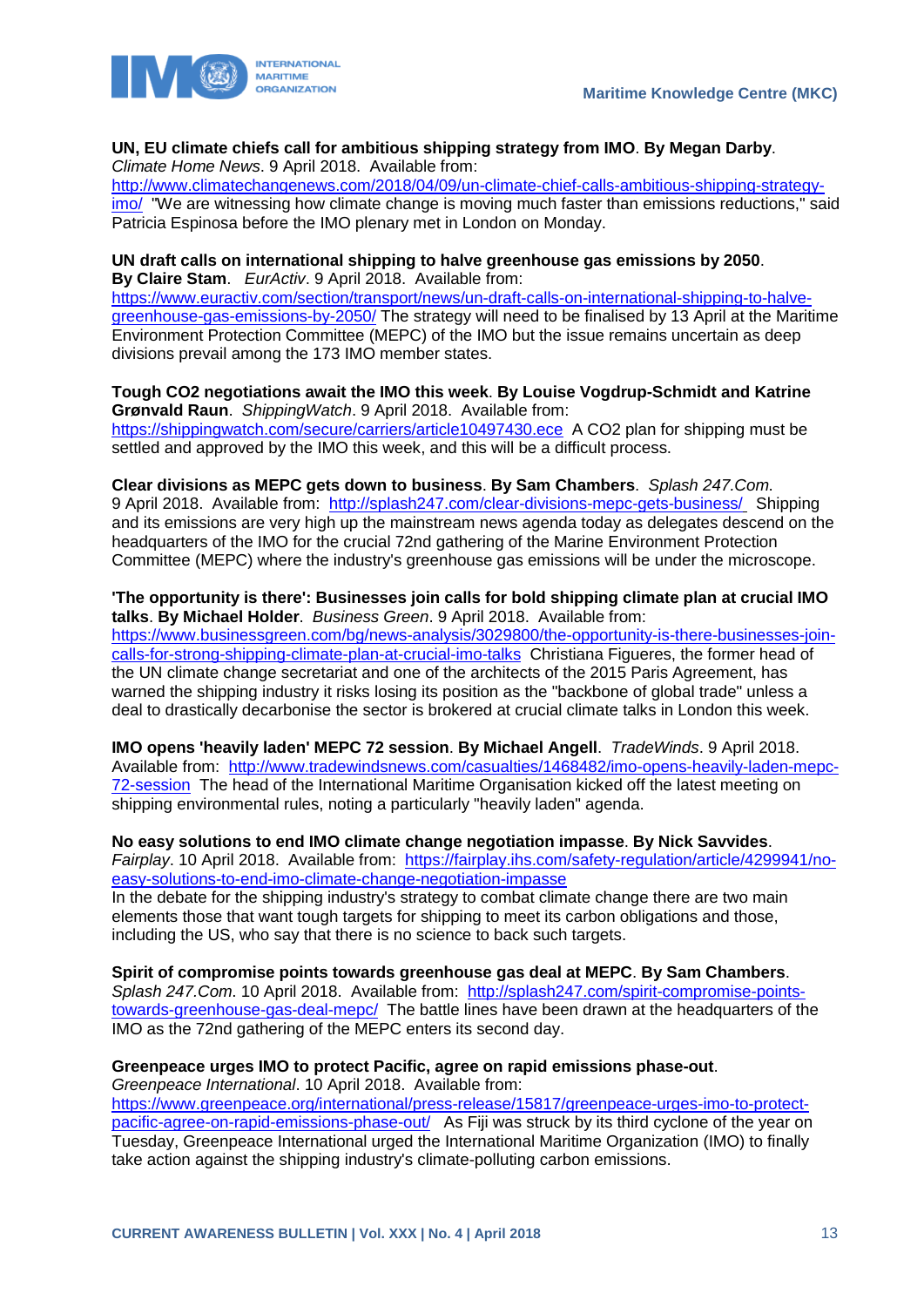**UN, EU climate chiefs call for ambitious shipping strategy from IMO**. **By Megan Darby**. *Climate Home News*. 9 April 2018. Available from: http://www.climatechangenews.com/2018/04/09/un-climate-chief-calls-ambitious-shipping-strategy-imo/ "We are witnessing how climate change is moving much faster than emissions reductions," said Patricia Espinosa before the IMO plenary met in London on Monday.

**UN draft calls on international shipping to halve greenhouse gas emissions by 2050**. **By Claire Stam**. *EurActiv*. 9 April 2018. Available from: https://www.euractiv.com/section/transport/news/un-draft-calls-on-international-shipping-to-halve-greenhouse-gas-emissions-by-2050/ The strategy will need to be finalised by 13 April at the Maritime Environment Protection Committee (MEPC) of the IMO but the issue remains uncertain as deep divisions prevail among the 173 IMO member states.

**Tough CO2 negotiations await the IMO this week**. **By Louise Vogdrup-Schmidt and Katrine Grønvald Raun**. *ShippingWatch*. 9 April 2018. Available from: https://shippingwatch.com/secure/carriers/article10497430.ece A CO2 plan for shipping must be settled and approved by the IMO this week, and this will be a difficult process.

**Clear divisions as MEPC gets down to business**. **By Sam Chambers**. *Splash 247.Com*. 9 April 2018. Available from: http://splash247.com/clear-divisions-mepc-gets-business/ Shipping and its emissions are very high up the mainstream news agenda today as delegates descend on the headquarters of the IMO for the crucial 72nd gathering of the Marine Environment Protection Committee (MEPC) where the industry's greenhouse gas emissions will be under the microscope.

**'The opportunity is there': Businesses join calls for bold shipping climate plan at crucial IMO talks**. **By Michael Holder**. *Business Green*. 9 April 2018. Available from: https://www.businessgreen.com/bg/news-analysis/3029800/the-opportunity-is-there-businesses-join-calls-for-strong-shipping-climate-plan-at-crucial-imo-talks Christiana Figueres, the former head of the UN climate change secretariat and one of the architects of the 2015 Paris Agreement, has warned the shipping industry it risks losing its position as the "backbone of global trade" unless a deal to drastically decarbonise the sector is brokered at crucial climate talks in London this week.

**IMO opens 'heavily laden' MEPC 72 session**. **By Michael Angell**. *TradeWinds*. 9 April 2018. Available from: http://www.tradewindsnews.com/casualties/1468482/imo-opens-heavily-laden-mepc-72-session The head of the International Maritime Organisation kicked off the latest meeting on shipping environmental rules, noting a particularly "heavily laden" agenda.

**No easy solutions to end IMO climate change negotiation impasse**. **By Nick Savvides**. *Fairplay*. 10 April 2018. Available from: https://fairplay.ihs.com/safety-regulation/article/4299941/no-easy-solutions-to-end-imo-climate-change-negotiation-impasse
In the debate for the shipping industry's strategy to combat climate change there are two main elements those that want tough targets for shipping to meet its carbon obligations and those, including the US, who say that there is no science to back such targets.

**Spirit of compromise points towards greenhouse gas deal at MEPC**. **By Sam Chambers**. *Splash 247.Com*. 10 April 2018. Available from: http://splash247.com/spirit-compromise-points-towards-greenhouse-gas-deal-mepc/ The battle lines have been drawn at the headquarters of the IMO as the 72nd gathering of the MEPC enters its second day.

**Greenpeace urges IMO to protect Pacific, agree on rapid emissions phase-out**. *Greenpeace International*. 10 April 2018. Available from: https://www.greenpeace.org/international/press-release/15817/greenpeace-urges-imo-to-protect-pacific-agree-on-rapid-emissions-phase-out/ As Fiji was struck by its third cyclone of the year on Tuesday, Greenpeace International urged the International Maritime Organization (IMO) to finally take action against the shipping industry's climate-polluting carbon emissions.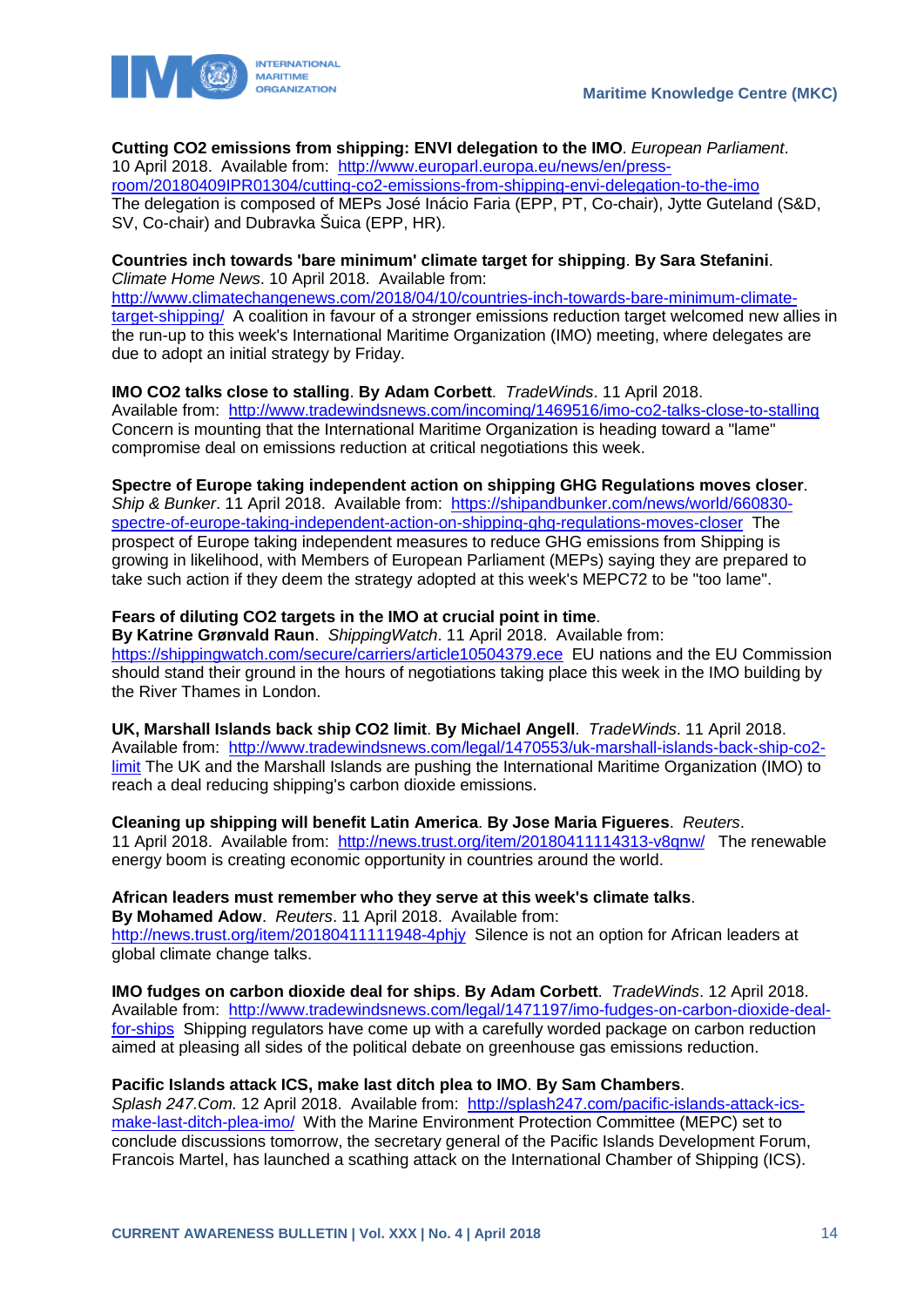**Cutting CO2 emissions from shipping: ENVI delegation to the IMO**. *European Parliament*. 10 April 2018. Available from: http://www.europarl.europa.eu/news/en/press-room/20180409IPR01304/cutting-co2-emissions-from-shipping-envi-delegation-to-the-imo The delegation is composed of MEPs José Inácio Faria (EPP, PT, Co-chair), Jytte Guteland (S&D, SV, Co-chair) and Dubravka Šuica (EPP, HR).

**Countries inch towards 'bare minimum' climate target for shipping**. **By Sara Stefanini**. *Climate Home News*. 10 April 2018. Available from: http://www.climatechangenews.com/2018/04/10/countries-inch-towards-bare-minimum-climate-target-shipping/ A coalition in favour of a stronger emissions reduction target welcomed new allies in the run-up to this week's International Maritime Organization (IMO) meeting, where delegates are due to adopt an initial strategy by Friday.

**IMO CO2 talks close to stalling**. **By Adam Corbett**. *TradeWinds*. 11 April 2018. Available from: http://www.tradewindsnews.com/incoming/1469516/imo-co2-talks-close-to-stalling Concern is mounting that the International Maritime Organization is heading toward a "lame" compromise deal on emissions reduction at critical negotiations this week.

**Spectre of Europe taking independent action on shipping GHG Regulations moves closer**. *Ship & Bunker*. 11 April 2018. Available from: https://shipandbunker.com/news/world/660830-spectre-of-europe-taking-independent-action-on-shipping-ghg-regulations-moves-closer The prospect of Europe taking independent measures to reduce GHG emissions from Shipping is growing in likelihood, with Members of European Parliament (MEPs) saying they are prepared to take such action if they deem the strategy adopted at this week's MEPC72 to be "too lame".

**Fears of diluting CO2 targets in the IMO at crucial point in time**. **By Katrine Grønvald Raun**. *ShippingWatch*. 11 April 2018. Available from: https://shippingwatch.com/secure/carriers/article10504379.ece EU nations and the EU Commission should stand their ground in the hours of negotiations taking place this week in the IMO building by the River Thames in London.

**UK, Marshall Islands back ship CO2 limit**. **By Michael Angell**. *TradeWinds*. 11 April 2018. Available from: http://www.tradewindsnews.com/legal/1470553/uk-marshall-islands-back-ship-co2-limit The UK and the Marshall Islands are pushing the International Maritime Organization (IMO) to reach a deal reducing shipping's carbon dioxide emissions.

**Cleaning up shipping will benefit Latin America**. **By Jose Maria Figueres**. *Reuters*. 11 April 2018. Available from: http://news.trust.org/item/20180411114313-v8qnw/ The renewable energy boom is creating economic opportunity in countries around the world.

**African leaders must remember who they serve at this week's climate talks**. **By Mohamed Adow**. *Reuters*. 11 April 2018. Available from: http://news.trust.org/item/20180411111948-4phjy Silence is not an option for African leaders at global climate change talks.

**IMO fudges on carbon dioxide deal for ships**. **By Adam Corbett**. *TradeWinds*. 12 April 2018. Available from: http://www.tradewindsnews.com/legal/1471197/imo-fudges-on-carbon-dioxide-deal-for-ships Shipping regulators have come up with a carefully worded package on carbon reduction aimed at pleasing all sides of the political debate on greenhouse gas emissions reduction.

**Pacific Islands attack ICS, make last ditch plea to IMO**. **By Sam Chambers**. *Splash 247.Com*. 12 April 2018. Available from: http://splash247.com/pacific-islands-attack-ics-make-last-ditch-plea-imo/ With the Marine Environment Protection Committee (MEPC) set to conclude discussions tomorrow, the secretary general of the Pacific Islands Development Forum, Francois Martel, has launched a scathing attack on the International Chamber of Shipping (ICS).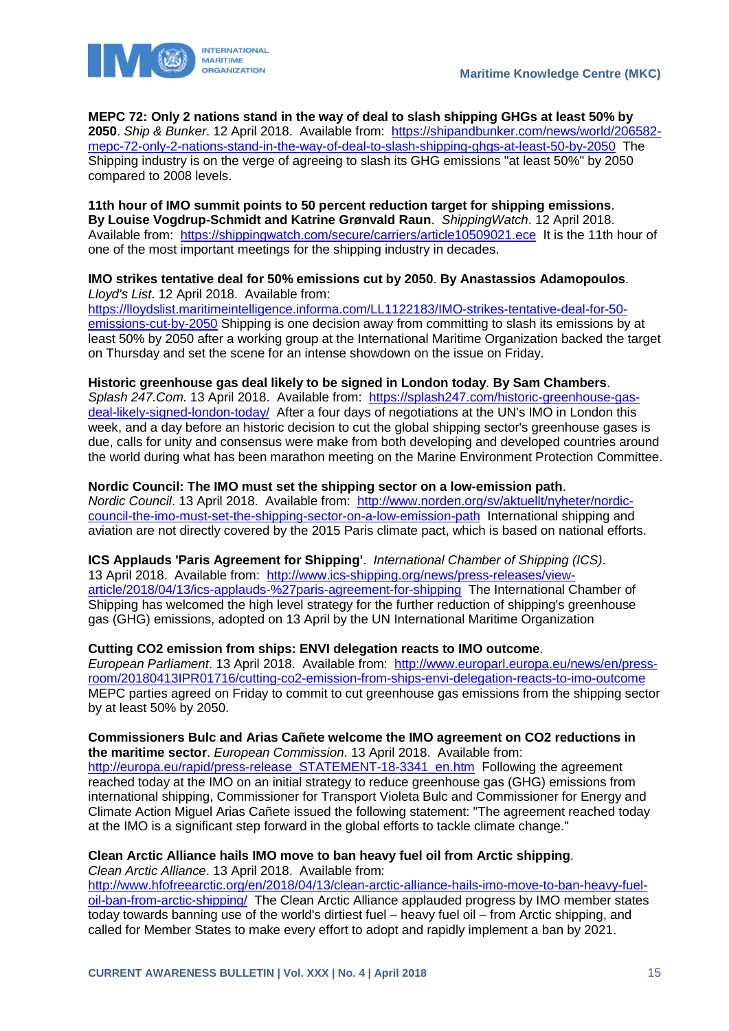**MEPC 72: Only 2 nations stand in the way of deal to slash shipping GHGs at least 50% by 2050**. *Ship & Bunker*. 12 April 2018. Available from: https://shipandbunker.com/news/world/206582-mepc-72-only-2-nations-stand-in-the-way-of-deal-to-slash-shipping-ghgs-at-least-50-by-2050 The Shipping industry is on the verge of agreeing to slash its GHG emissions "at least 50%" by 2050 compared to 2008 levels.

**11th hour of IMO summit points to 50 percent reduction target for shipping emissions**. **By Louise Vogdrup-Schmidt and Katrine Grønvald Raun**. *ShippingWatch*. 12 April 2018. Available from: https://shippingwatch.com/secure/carriers/article10509021.ece It is the 11th hour of one of the most important meetings for the shipping industry in decades.

**IMO strikes tentative deal for 50% emissions cut by 2050**. **By Anastassios Adamopoulos**. *Lloyd's List*. 12 April 2018. Available from: https://lloydslist.maritimeintelligence.informa.com/LL1122183/IMO-strikes-tentative-deal-for-50-emissions-cut-by-2050 Shipping is one decision away from committing to slash its emissions by at least 50% by 2050 after a working group at the International Maritime Organization backed the target on Thursday and set the scene for an intense showdown on the issue on Friday.

**Historic greenhouse gas deal likely to be signed in London today**. **By Sam Chambers**. *Splash 247.Com*. 13 April 2018. Available from: https://splash247.com/historic-greenhouse-gas-deal-likely-signed-london-today/ After a four days of negotiations at the UN's IMO in London this week, and a day before an historic decision to cut the global shipping sector's greenhouse gases is due, calls for unity and consensus were make from both developing and developed countries around the world during what has been marathon meeting on the Marine Environment Protection Committee.

**Nordic Council: The IMO must set the shipping sector on a low-emission path**. *Nordic Council*. 13 April 2018. Available from: http://www.norden.org/sv/aktuellt/nyheter/nordic-council-the-imo-must-set-the-shipping-sector-on-a-low-emission-path International shipping and aviation are not directly covered by the 2015 Paris climate pact, which is based on national efforts.

**ICS Applauds 'Paris Agreement for Shipping'**. *International Chamber of Shipping (ICS)*. 13 April 2018. Available from: http://www.ics-shipping.org/news/press-releases/view-article/2018/04/13/ics-applauds-%27paris-agreement-for-shipping The International Chamber of Shipping has welcomed the high level strategy for the further reduction of shipping's greenhouse gas (GHG) emissions, adopted on 13 April by the UN International Maritime Organization

**Cutting CO2 emission from ships: ENVI delegation reacts to IMO outcome**. *European Parliament*. 13 April 2018. Available from: http://www.europarl.europa.eu/news/en/press-room/20180413IPR01716/cutting-co2-emission-from-ships-envi-delegation-reacts-to-imo-outcome MEPC parties agreed on Friday to commit to cut greenhouse gas emissions from the shipping sector by at least 50% by 2050.

**Commissioners Bulc and Arias Cañete welcome the IMO agreement on CO2 reductions in the maritime sector**. *European Commission*. 13 April 2018. Available from: http://europa.eu/rapid/press-release_STATEMENT-18-3341_en.htm Following the agreement reached today at the IMO on an initial strategy to reduce greenhouse gas (GHG) emissions from international shipping, Commissioner for Transport Violeta Bulc and Commissioner for Energy and Climate Action Miguel Arias Cañete issued the following statement: "The agreement reached today at the IMO is a significant step forward in the global efforts to tackle climate change."

**Clean Arctic Alliance hails IMO move to ban heavy fuel oil from Arctic shipping**. *Clean Arctic Alliance*. 13 April 2018. Available from: http://www.hfofreearctic.org/en/2018/04/13/clean-arctic-alliance-hails-imo-move-to-ban-heavy-fuel-oil-ban-from-arctic-shipping/ The Clean Arctic Alliance applauded progress by IMO member states today towards banning use of the world's dirtiest fuel – heavy fuel oil – from Arctic shipping, and called for Member States to make every effort to adopt and rapidly implement a ban by 2021.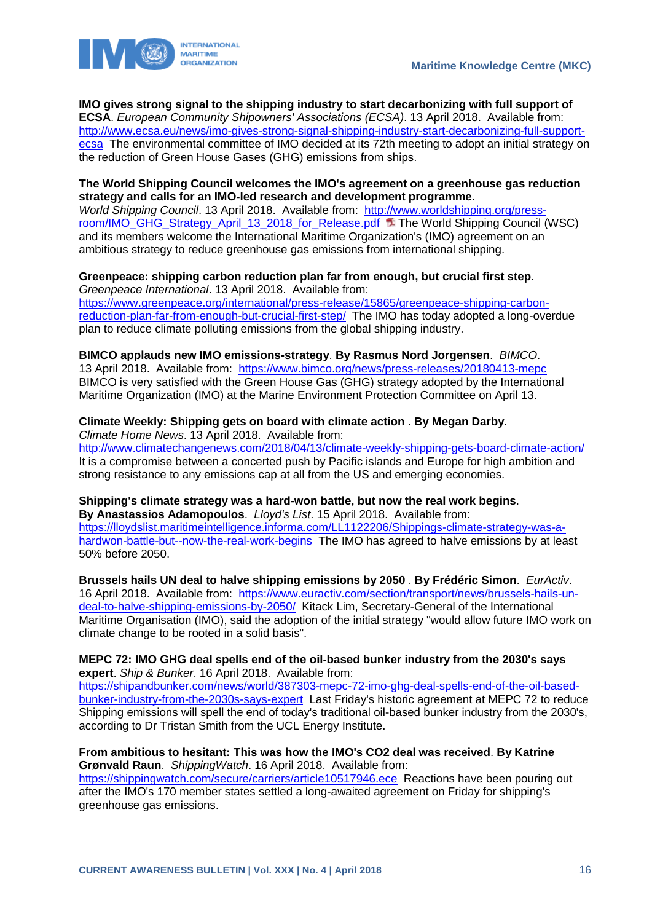**IMO gives strong signal to the shipping industry to start decarbonizing with full support of ECSA**. *European Community Shipowners' Associations (ECSA)*. 13 April 2018. Available from: http://www.ecsa.eu/news/imo-gives-strong-signal-shipping-industry-start-decarbonizing-full-support-ecsa The environmental committee of IMO decided at its 72th meeting to adopt an initial strategy on the reduction of Green House Gases (GHG) emissions from ships.

**The World Shipping Council welcomes the IMO's agreement on a greenhouse gas reduction strategy and calls for an IMO-led research and development programme**. *World Shipping Council*. 13 April 2018. Available from: http://www.worldshipping.org/press-room/IMO_GHG_Strategy_April_13_2018_for_Release.pdf The World Shipping Council (WSC) and its members welcome the International Maritime Organization's (IMO) agreement on an ambitious strategy to reduce greenhouse gas emissions from international shipping.

**Greenpeace: shipping carbon reduction plan far from enough, but crucial first step**. *Greenpeace International*. 13 April 2018. Available from: https://www.greenpeace.org/international/press-release/15865/greenpeace-shipping-carbon-reduction-plan-far-from-enough-but-crucial-first-step/ The IMO has today adopted a long-overdue plan to reduce climate polluting emissions from the global shipping industry.

**BIMCO applauds new IMO emissions-strategy**. **By Rasmus Nord Jorgensen**. *BIMCO*. 13 April 2018. Available from: https://www.bimco.org/news/press-releases/20180413-mepc BIMCO is very satisfied with the Green House Gas (GHG) strategy adopted by the International Maritime Organization (IMO) at the Marine Environment Protection Committee on April 13.

**Climate Weekly: Shipping gets on board with climate action** . **By Megan Darby**. *Climate Home News*. 13 April 2018. Available from: http://www.climatechangenews.com/2018/04/13/climate-weekly-shipping-gets-board-climate-action/ It is a compromise between a concerted push by Pacific islands and Europe for high ambition and strong resistance to any emissions cap at all from the US and emerging economies.

**Shipping's climate strategy was a hard-won battle, but now the real work begins**. **By Anastassios Adamopoulos**. *Lloyd's List*. 15 April 2018. Available from: https://lloydslist.maritimeintelligence.informa.com/LL1122206/Shippings-climate-strategy-was-a-hardwon-battle-but--now-the-real-work-begins The IMO has agreed to halve emissions by at least 50% before 2050.

**Brussels hails UN deal to halve shipping emissions by 2050** . **By Frédéric Simon**. *EurActiv*. 16 April 2018. Available from: https://www.euractiv.com/section/transport/news/brussels-hails-un-deal-to-halve-shipping-emissions-by-2050/ Kitack Lim, Secretary-General of the International Maritime Organisation (IMO), said the adoption of the initial strategy "would allow future IMO work on climate change to be rooted in a solid basis".

**MEPC 72: IMO GHG deal spells end of the oil-based bunker industry from the 2030's says expert**. *Ship & Bunker*. 16 April 2018. Available from: https://shipandbunker.com/news/world/387303-mepc-72-imo-ghg-deal-spells-end-of-the-oil-based-bunker-industry-from-the-2030s-says-expert Last Friday's historic agreement at MEPC 72 to reduce Shipping emissions will spell the end of today's traditional oil-based bunker industry from the 2030's, according to Dr Tristan Smith from the UCL Energy Institute.

**From ambitious to hesitant: This was how the IMO's CO2 deal was received**. **By Katrine Grønvald Raun**. *ShippingWatch*. 16 April 2018. Available from: https://shippingwatch.com/secure/carriers/article10517946.ece Reactions have been pouring out after the IMO's 170 member states settled a long-awaited agreement on Friday for shipping's greenhouse gas emissions.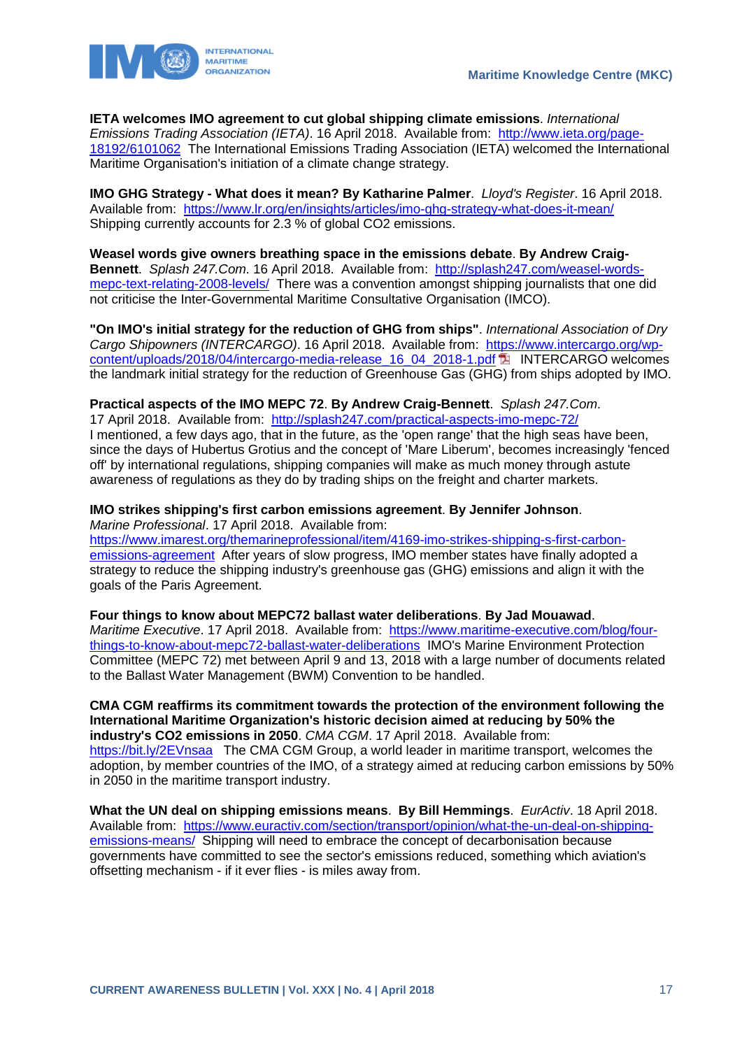**IETA welcomes IMO agreement to cut global shipping climate emissions**. *International Emissions Trading Association (IETA)*. 16 April 2018. Available from: http://www.ieta.org/page-18192/6101062 The International Emissions Trading Association (IETA) welcomed the International Maritime Organisation's initiation of a climate change strategy.

**IMO GHG Strategy - What does it mean? By Katharine Palmer**. *Lloyd's Register*. 16 April 2018. Available from: https://www.lr.org/en/insights/articles/imo-ghg-strategy-what-does-it-mean/ Shipping currently accounts for 2.3 % of global CO2 emissions.

**Weasel words give owners breathing space in the emissions debate**. **By Andrew Craig-Bennett**. *Splash 247.Com*. 16 April 2018. Available from: http://splash247.com/weasel-words-mepc-text-relating-2008-levels/ There was a convention amongst shipping journalists that one did not criticise the Inter-Governmental Maritime Consultative Organisation (IMCO).

**"On IMO's initial strategy for the reduction of GHG from ships"**. *International Association of Dry Cargo Shipowners (INTERCARGO)*. 16 April 2018. Available from: https://www.intercargo.org/wp-content/uploads/2018/04/intercargo-media-release_16_04_2018-1.pdf INTERCARGO welcomes the landmark initial strategy for the reduction of Greenhouse Gas (GHG) from ships adopted by IMO.

**Practical aspects of the IMO MEPC 72**. **By Andrew Craig-Bennett**. *Splash 247.Com*. 17 April 2018. Available from: http://splash247.com/practical-aspects-imo-mepc-72/ I mentioned, a few days ago, that in the future, as the 'open range' that the high seas have been, since the days of Hubertus Grotius and the concept of 'Mare Liberum', becomes increasingly 'fenced off' by international regulations, shipping companies will make as much money through astute awareness of regulations as they do by trading ships on the freight and charter markets.

**IMO strikes shipping's first carbon emissions agreement**. **By Jennifer Johnson**. *Marine Professional*. 17 April 2018. Available from: https://www.imarest.org/themarineprofessional/item/4169-imo-strikes-shipping-s-first-carbon-emissions-agreement After years of slow progress, IMO member states have finally adopted a strategy to reduce the shipping industry's greenhouse gas (GHG) emissions and align it with the goals of the Paris Agreement.

**Four things to know about MEPC72 ballast water deliberations**. **By Jad Mouawad**. *Maritime Executive*. 17 April 2018. Available from: https://www.maritime-executive.com/blog/four-things-to-know-about-mepc72-ballast-water-deliberations IMO's Marine Environment Protection Committee (MEPC 72) met between April 9 and 13, 2018 with a large number of documents related to the Ballast Water Management (BWM) Convention to be handled.

**CMA CGM reaffirms its commitment towards the protection of the environment following the International Maritime Organization's historic decision aimed at reducing by 50% the industry's CO2 emissions in 2050**. *CMA CGM*. 17 April 2018. Available from: https://bit.ly/2EVnsaa The CMA CGM Group, a world leader in maritime transport, welcomes the adoption, by member countries of the IMO, of a strategy aimed at reducing carbon emissions by 50% in 2050 in the maritime transport industry.

**What the UN deal on shipping emissions means**. **By Bill Hemmings**. *EurActiv*. 18 April 2018. Available from: https://www.euractiv.com/section/transport/opinion/what-the-un-deal-on-shipping-emissions-means/ Shipping will need to embrace the concept of decarbonisation because governments have committed to see the sector's emissions reduced, something which aviation's offsetting mechanism - if it ever flies - is miles away from.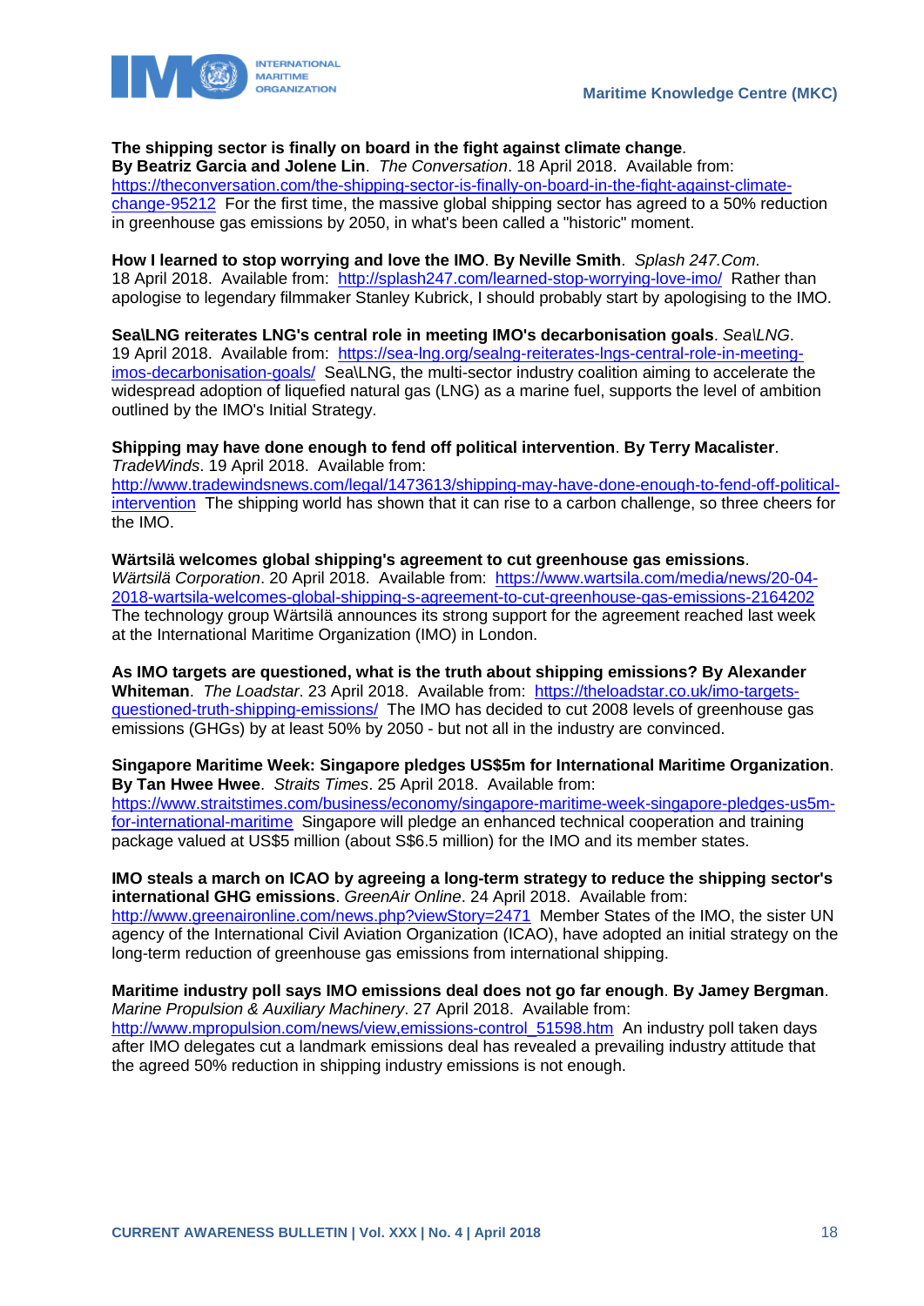**The shipping sector is finally on board in the fight against climate change**. **By Beatriz Garcia and Jolene Lin**. *The Conversation*. 18 April 2018. Available from: https://theconversation.com/the-shipping-sector-is-finally-on-board-in-the-fight-against-climate-change-95212 For the first time, the massive global shipping sector has agreed to a 50% reduction in greenhouse gas emissions by 2050, in what's been called a "historic" moment.

**How I learned to stop worrying and love the IMO**. **By Neville Smith**. *Splash 247.Com*. 18 April 2018. Available from: http://splash247.com/learned-stop-worrying-love-imo/ Rather than apologise to legendary filmmaker Stanley Kubrick, I should probably start by apologising to the IMO.

**Sea\LNG reiterates LNG's central role in meeting IMO's decarbonisation goals**. *Sea\LNG*. 19 April 2018. Available from: https://sea-lng.org/sealng-reiterates-lngs-central-role-in-meeting-imos-decarbonisation-goals/ Sea\LNG, the multi-sector industry coalition aiming to accelerate the widespread adoption of liquefied natural gas (LNG) as a marine fuel, supports the level of ambition outlined by the IMO's Initial Strategy.

**Shipping may have done enough to fend off political intervention**. **By Terry Macalister**. *TradeWinds*. 19 April 2018. Available from: http://www.tradewindsnews.com/legal/1473613/shipping-may-have-done-enough-to-fend-off-political-intervention The shipping world has shown that it can rise to a carbon challenge, so three cheers for the IMO.

**Wärtsilä welcomes global shipping's agreement to cut greenhouse gas emissions**. *Wärtsilä Corporation*. 20 April 2018. Available from: https://www.wartsila.com/media/news/20-04-2018-wartsila-welcomes-global-shipping-s-agreement-to-cut-greenhouse-gas-emissions-2164202 The technology group Wärtsilä announces its strong support for the agreement reached last week at the International Maritime Organization (IMO) in London.

**As IMO targets are questioned, what is the truth about shipping emissions? By Alexander Whiteman**. *The Loadstar*. 23 April 2018. Available from: https://theloadstar.co.uk/imo-targets-questioned-truth-shipping-emissions/ The IMO has decided to cut 2008 levels of greenhouse gas emissions (GHGs) by at least 50% by 2050 - but not all in the industry are convinced.

**Singapore Maritime Week: Singapore pledges US$5m for International Maritime Organization**. **By Tan Hwee Hwee**. *Straits Times*. 25 April 2018. Available from: https://www.straitstimes.com/business/economy/singapore-maritime-week-singapore-pledges-us5m-for-international-maritime Singapore will pledge an enhanced technical cooperation and training package valued at US$5 million (about S$6.5 million) for the IMO and its member states.

**IMO steals a march on ICAO by agreeing a long-term strategy to reduce the shipping sector's international GHG emissions**. *GreenAir Online*. 24 April 2018. Available from: http://www.greenaironline.com/news.php?viewStory=2471 Member States of the IMO, the sister UN agency of the International Civil Aviation Organization (ICAO), have adopted an initial strategy on the long-term reduction of greenhouse gas emissions from international shipping.

**Maritime industry poll says IMO emissions deal does not go far enough**. **By Jamey Bergman**. *Marine Propulsion & Auxiliary Machinery*. 27 April 2018. Available from: http://www.mpropulsion.com/news/view,emissions-control_51598.htm An industry poll taken days after IMO delegates cut a landmark emissions deal has revealed a prevailing industry attitude that the agreed 50% reduction in shipping industry emissions is not enough.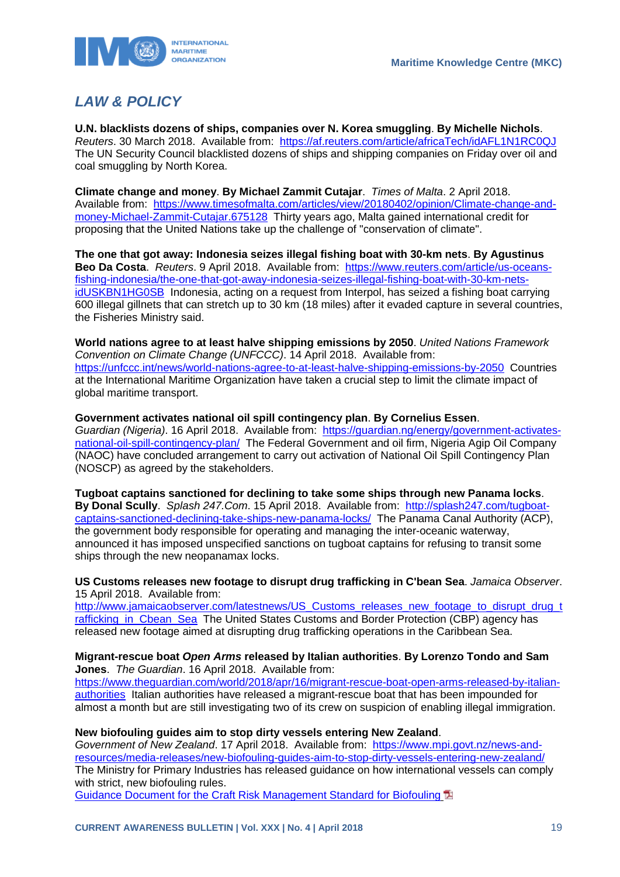## *LAW & POLICY*

**U.N. blacklists dozens of ships, companies over N. Korea smuggling**. **By Michelle Nichols**. *Reuters*. 30 March 2018. Available from: https://af.reuters.com/article/africaTech/idAFL1N1RC0QJ The UN Security Council blacklisted dozens of ships and shipping companies on Friday over oil and coal smuggling by North Korea.

**Climate change and money**. **By Michael Zammit Cutajar**. *Times of Malta*. 2 April 2018. Available from: https://www.timesofmalta.com/articles/view/20180402/opinion/Climate-change-and-money-Michael-Zammit-Cutajar.675128 Thirty years ago, Malta gained international credit for proposing that the United Nations take up the challenge of "conservation of climate".

**The one that got away: Indonesia seizes illegal fishing boat with 30-km nets**. **By Agustinus Beo Da Costa**. *Reuters*. 9 April 2018. Available from: https://www.reuters.com/article/us-oceans-fishing-indonesia/the-one-that-got-away-indonesia-seizes-illegal-fishing-boat-with-30-km-nets-idUSKBN1HG0SB Indonesia, acting on a request from Interpol, has seized a fishing boat carrying 600 illegal gillnets that can stretch up to 30 km (18 miles) after it evaded capture in several countries, the Fisheries Ministry said.

**World nations agree to at least halve shipping emissions by 2050**. *United Nations Framework Convention on Climate Change (UNFCCC)*. 14 April 2018. Available from: https://unfccc.int/news/world-nations-agree-to-at-least-halve-shipping-emissions-by-2050 Countries at the International Maritime Organization have taken a crucial step to limit the climate impact of global maritime transport.

**Government activates national oil spill contingency plan**. **By Cornelius Essen**. *Guardian (Nigeria)*. 16 April 2018. Available from: https://guardian.ng/energy/government-activates-national-oil-spill-contingency-plan/ The Federal Government and oil firm, Nigeria Agip Oil Company (NAOC) have concluded arrangement to carry out activation of National Oil Spill Contingency Plan (NOSCP) as agreed by the stakeholders.

**Tugboat captains sanctioned for declining to take some ships through new Panama locks**. **By Donal Scully**. *Splash 247.Com*. 15 April 2018. Available from: http://splash247.com/tugboat-captains-sanctioned-declining-take-ships-new-panama-locks/ The Panama Canal Authority (ACP), the government body responsible for operating and managing the inter-oceanic waterway, announced it has imposed unspecified sanctions on tugboat captains for refusing to transit some ships through the new neopanamax locks.

**US Customs releases new footage to disrupt drug trafficking in C'bean Sea**. *Jamaica Observer*. 15 April 2018. Available from: http://www.jamaicaobserver.com/latestnews/US_Customs_releases_new_footage_to_disrupt_drug_trafficking_in_Cbean_Sea The United States Customs and Border Protection (CBP) agency has released new footage aimed at disrupting drug trafficking operations in the Caribbean Sea.

**Migrant-rescue boat *Open Arms* released by Italian authorities**. **By Lorenzo Tondo and Sam Jones**. *The Guardian*. 16 April 2018. Available from: https://www.theguardian.com/world/2018/apr/16/migrant-rescue-boat-open-arms-released-by-italian-authorities Italian authorities have released a migrant-rescue boat that has been impounded for almost a month but are still investigating two of its crew on suspicion of enabling illegal immigration.

**New biofouling guides aim to stop dirty vessels entering New Zealand**. *Government of New Zealand*. 17 April 2018. Available from: https://www.mpi.govt.nz/news-and-resources/media-releases/new-biofouling-guides-aim-to-stop-dirty-vessels-entering-new-zealand/ The Ministry for Primary Industries has released guidance on how international vessels can comply with strict, new biofouling rules.
Guidance Document for the Craft Risk Management Standard for Biofouling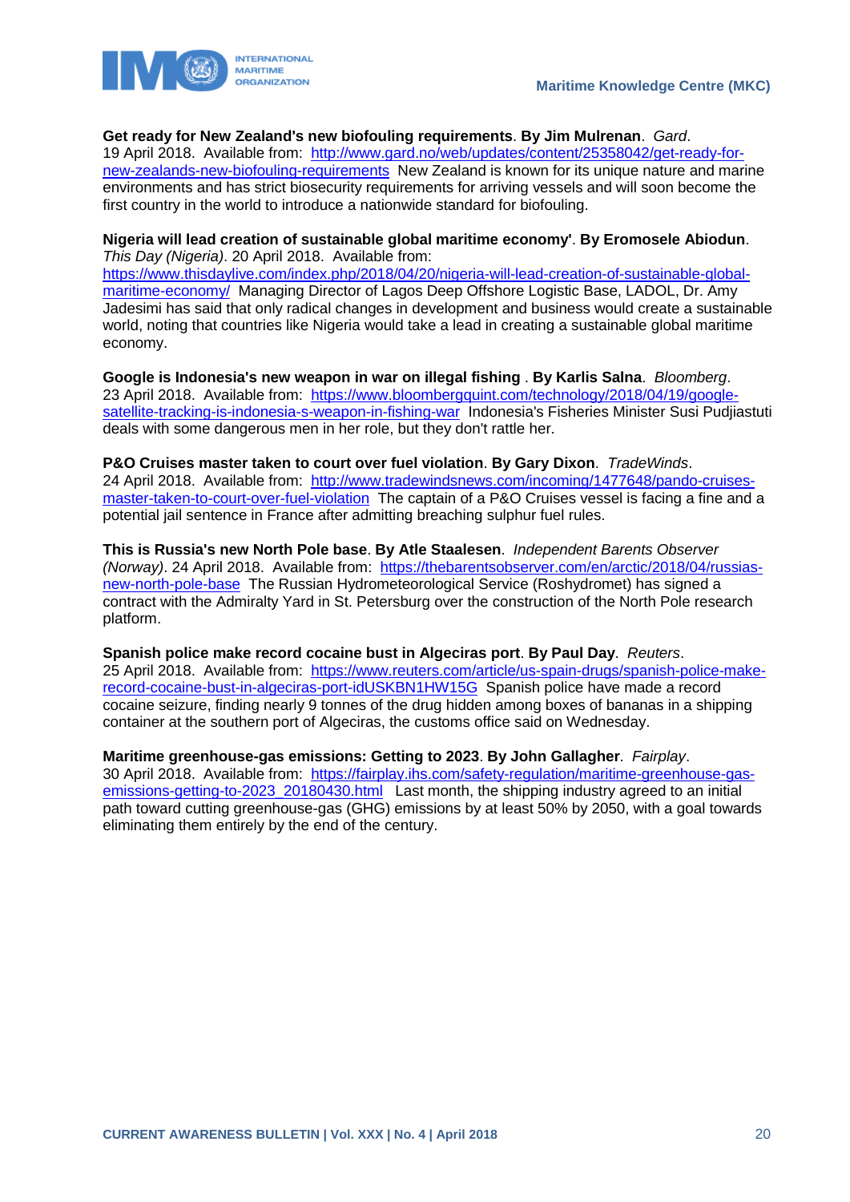**Get ready for New Zealand's new biofouling requirements**. **By Jim Mulrenan**. *Gard*. 19 April 2018. Available from: http://www.gard.no/web/updates/content/25358042/get-ready-for-new-zealands-new-biofouling-requirements New Zealand is known for its unique nature and marine environments and has strict biosecurity requirements for arriving vessels and will soon become the first country in the world to introduce a nationwide standard for biofouling.

**Nigeria will lead creation of sustainable global maritime economy'**. **By Eromosele Abiodun**. *This Day (Nigeria)*. 20 April 2018. Available from: https://www.thisdaylive.com/index.php/2018/04/20/nigeria-will-lead-creation-of-sustainable-global-maritime-economy/ Managing Director of Lagos Deep Offshore Logistic Base, LADOL, Dr. Amy Jadesimi has said that only radical changes in development and business would create a sustainable world, noting that countries like Nigeria would take a lead in creating a sustainable global maritime economy.

**Google is Indonesia's new weapon in war on illegal fishing** . **By Karlis Salna**. *Bloomberg*. 23 April 2018. Available from: https://www.bloombergquint.com/technology/2018/04/19/google-satellite-tracking-is-indonesia-s-weapon-in-fishing-war Indonesia's Fisheries Minister Susi Pudjiastuti deals with some dangerous men in her role, but they don't rattle her.

**P&O Cruises master taken to court over fuel violation**. **By Gary Dixon**. *TradeWinds*. 24 April 2018. Available from: http://www.tradewindsnews.com/incoming/1477648/pando-cruises-master-taken-to-court-over-fuel-violation The captain of a P&O Cruises vessel is facing a fine and a potential jail sentence in France after admitting breaching sulphur fuel rules.

**This is Russia's new North Pole base**. **By Atle Staalesen**. *Independent Barents Observer (Norway)*. 24 April 2018. Available from: https://thebarentsobserver.com/en/arctic/2018/04/russias-new-north-pole-base The Russian Hydrometeorological Service (Roshydromet) has signed a contract with the Admiralty Yard in St. Petersburg over the construction of the North Pole research platform.

**Spanish police make record cocaine bust in Algeciras port**. **By Paul Day**. *Reuters*. 25 April 2018. Available from: https://www.reuters.com/article/us-spain-drugs/spanish-police-make-record-cocaine-bust-in-algeciras-port-idUSKBN1HW15G Spanish police have made a record cocaine seizure, finding nearly 9 tonnes of the drug hidden among boxes of bananas in a shipping container at the southern port of Algeciras, the customs office said on Wednesday.

**Maritime greenhouse-gas emissions: Getting to 2023**. **By John Gallagher**. *Fairplay*. 30 April 2018. Available from: https://fairplay.ihs.com/safety-regulation/maritime-greenhouse-gas-emissions-getting-to-2023_20180430.html Last month, the shipping industry agreed to an initial path toward cutting greenhouse-gas (GHG) emissions by at least 50% by 2050, with a goal towards eliminating them entirely by the end of the century.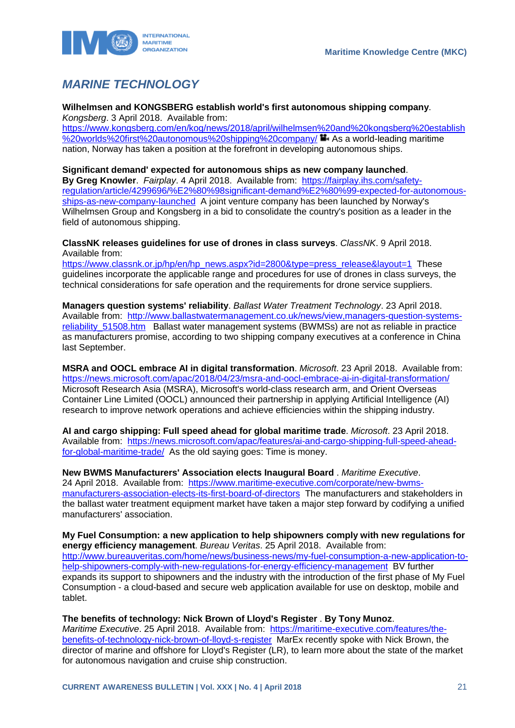## MARINE TECHNOLOGY

**Wilhelmsen and KONGSBERG establish world's first autonomous shipping company**. *Kongsberg*. 3 April 2018. Available from: https://www.kongsberg.com/en/kog/news/2018/april/wilhelmsen%20and%20kongsberg%20establish%20worlds%20first%20autonomous%20shipping%20company/ As a world-leading maritime nation, Norway has taken a position at the forefront in developing autonomous ships.

**Significant demand' expected for autonomous ships as new company launched**. **By Greg Knowler**. *Fairplay*. 4 April 2018. Available from: https://fairplay.ihs.com/safety-regulation/article/4299696/%E2%80%98significant-demand%E2%80%99-expected-for-autonomous-ships-as-new-company-launched A joint venture company has been launched by Norway's Wilhelmsen Group and Kongsberg in a bid to consolidate the country's position as a leader in the field of autonomous shipping.

**ClassNK releases guidelines for use of drones in class surveys**. *ClassNK*. 9 April 2018. Available from: https://www.classnk.or.jp/hp/en/hp_news.aspx?id=2800&type=press_release&layout=1 These guidelines incorporate the applicable range and procedures for use of drones in class surveys, the technical considerations for safe operation and the requirements for drone service suppliers.

**Managers question systems' reliability**. *Ballast Water Treatment Technology*. 23 April 2018. Available from: http://www.ballastwatermanagement.co.uk/news/view,managers-question-systems-reliability_51508.htm Ballast water management systems (BWMSs) are not as reliable in practice as manufacturers promise, according to two shipping company executives at a conference in China last September.

**MSRA and OOCL embrace AI in digital transformation**. *Microsoft*. 23 April 2018. Available from: https://news.microsoft.com/apac/2018/04/23/msra-and-oocl-embrace-ai-in-digital-transformation/ Microsoft Research Asia (MSRA), Microsoft's world-class research arm, and Orient Overseas Container Line Limited (OOCL) announced their partnership in applying Artificial Intelligence (AI) research to improve network operations and achieve efficiencies within the shipping industry.

**AI and cargo shipping: Full speed ahead for global maritime trade**. *Microsoft*. 23 April 2018. Available from: https://news.microsoft.com/apac/features/ai-and-cargo-shipping-full-speed-ahead-for-global-maritime-trade/ As the old saying goes: Time is money.

**New BWMS Manufacturers' Association elects Inaugural Board** . *Maritime Executive*. 24 April 2018. Available from: https://www.maritime-executive.com/corporate/new-bwms-manufacturers-association-elects-its-first-board-of-directors The manufacturers and stakeholders in the ballast water treatment equipment market have taken a major step forward by codifying a unified manufacturers' association.

**My Fuel Consumption: a new application to help shipowners comply with new regulations for energy efficiency management**. *Bureau Veritas*. 25 April 2018. Available from: http://www.bureauveritas.com/home/news/business-news/my-fuel-consumption-a-new-application-to-help-shipowners-comply-with-new-regulations-for-energy-efficiency-management BV further expands its support to shipowners and the industry with the introduction of the first phase of My Fuel Consumption - a cloud-based and secure web application available for use on desktop, mobile and tablet.

**The benefits of technology: Nick Brown of Lloyd's Register** . **By Tony Munoz**. *Maritime Executive*. 25 April 2018. Available from: https://maritime-executive.com/features/the-benefits-of-technology-nick-brown-of-lloyd-s-register MarEx recently spoke with Nick Brown, the director of marine and offshore for Lloyd's Register (LR), to learn more about the state of the market for autonomous navigation and cruise ship construction.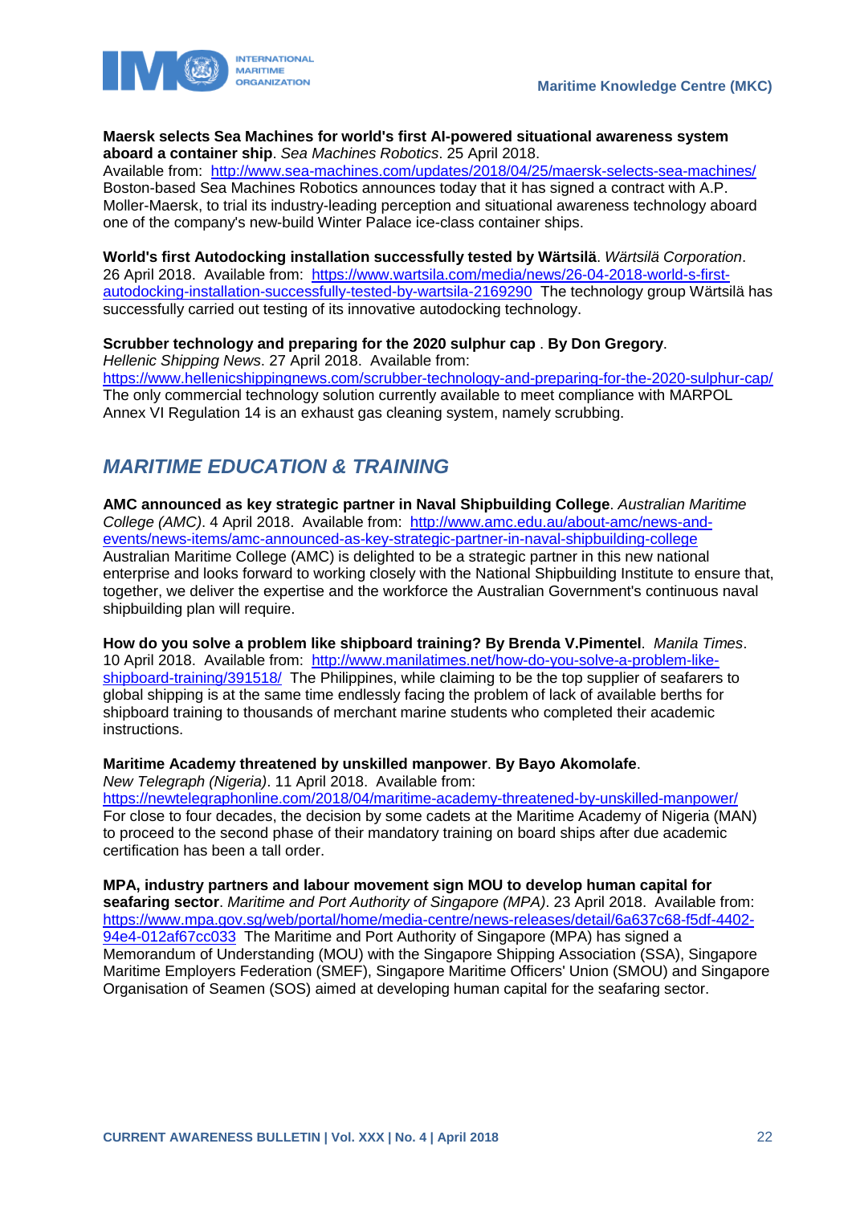**Maersk selects Sea Machines for world's first AI-powered situational awareness system aboard a container ship**. *Sea Machines Robotics*. 25 April 2018.
Available from: http://www.sea-machines.com/updates/2018/04/25/maersk-selects-sea-machines/
Boston-based Sea Machines Robotics announces today that it has signed a contract with A.P. Moller-Maersk, to trial its industry-leading perception and situational awareness technology aboard one of the company's new-build Winter Palace ice-class container ships.

**World's first Autodocking installation successfully tested by Wärtsilä**. *Wärtsilä Corporation*. 26 April 2018. Available from: https://www.wartsila.com/media/news/26-04-2018-world-s-first-autodocking-installation-successfully-tested-by-wartsila-2169290 The technology group Wärtsilä has successfully carried out testing of its innovative autodocking technology.

**Scrubber technology and preparing for the 2020 sulphur cap** . **By Don Gregory**. *Hellenic Shipping News*. 27 April 2018. Available from: https://www.hellenicshippingnews.com/scrubber-technology-and-preparing-for-the-2020-sulphur-cap/
The only commercial technology solution currently available to meet compliance with MARPOL Annex VI Regulation 14 is an exhaust gas cleaning system, namely scrubbing.

## *MARITIME EDUCATION & TRAINING*

**AMC announced as key strategic partner in Naval Shipbuilding College**. *Australian Maritime College (AMC)*. 4 April 2018. Available from: http://www.amc.edu.au/about-amc/news-and-events/news-items/amc-announced-as-key-strategic-partner-in-naval-shipbuilding-college
Australian Maritime College (AMC) is delighted to be a strategic partner in this new national enterprise and looks forward to working closely with the National Shipbuilding Institute to ensure that, together, we deliver the expertise and the workforce the Australian Government's continuous naval shipbuilding plan will require.

**How do you solve a problem like shipboard training? By Brenda V.Pimentel**. *Manila Times*. 10 April 2018. Available from: http://www.manilatimes.net/how-do-you-solve-a-problem-like-shipboard-training/391518/ The Philippines, while claiming to be the top supplier of seafarers to global shipping is at the same time endlessly facing the problem of lack of available berths for shipboard training to thousands of merchant marine students who completed their academic instructions.

**Maritime Academy threatened by unskilled manpower**. **By Bayo Akomolafe**. *New Telegraph (Nigeria)*. 11 April 2018. Available from: https://newtelegraphonline.com/2018/04/maritime-academy-threatened-by-unskilled-manpower/
For close to four decades, the decision by some cadets at the Maritime Academy of Nigeria (MAN) to proceed to the second phase of their mandatory training on board ships after due academic certification has been a tall order.

**MPA, industry partners and labour movement sign MOU to develop human capital for seafaring sector**. *Maritime and Port Authority of Singapore (MPA)*. 23 April 2018. Available from: https://www.mpa.gov.sg/web/portal/home/media-centre/news-releases/detail/6a637c68-f5df-4402-94e4-012af67cc033 The Maritime and Port Authority of Singapore (MPA) has signed a Memorandum of Understanding (MOU) with the Singapore Shipping Association (SSA), Singapore Maritime Employers Federation (SMEF), Singapore Maritime Officers' Union (SMOU) and Singapore Organisation of Seamen (SOS) aimed at developing human capital for the seafaring sector.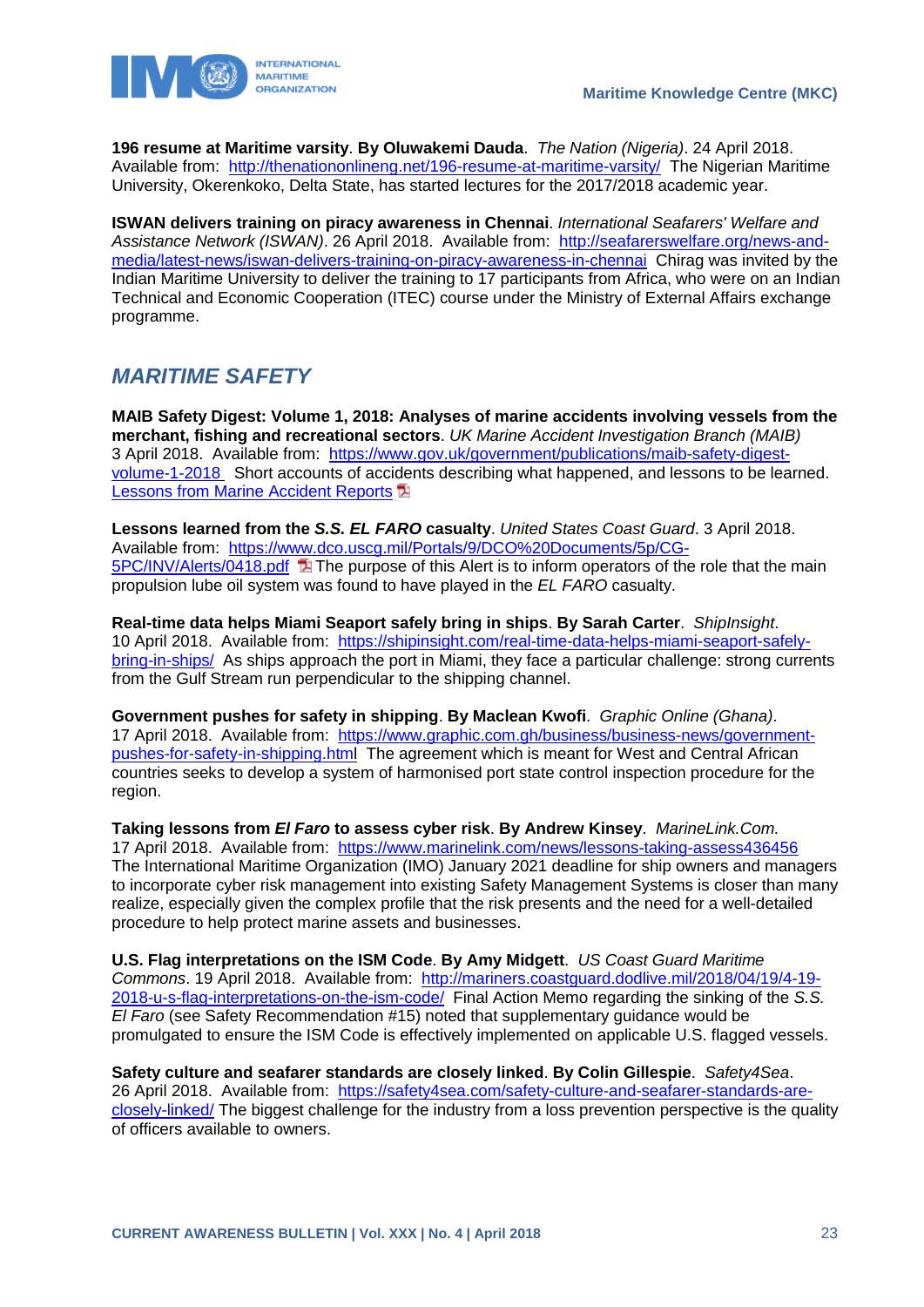**196 resume at Maritime varsity**. **By Oluwakemi Dauda**. *The Nation (Nigeria)*. 24 April 2018. Available from: [http://thenationonlineng.net/196-resume-at-maritime-varsity/](http://thenationonlineng.net/196-resume-at-maritime-varsity/) The Nigerian Maritime University, Okerenkoko, Delta State, has started lectures for the 2017/2018 academic year.

**ISWAN delivers training on piracy awareness in Chennai**. *International Seafarers' Welfare and Assistance Network (ISWAN)*. 26 April 2018. Available from: [http://seafarerswelfare.org/news-and-media/latest-news/iswan-delivers-training-on-piracy-awareness-in-chennai](http://seafarerswelfare.org/news-and-media/latest-news/iswan-delivers-training-on-piracy-awareness-in-chennai) Chirag was invited by the Indian Maritime University to deliver the training to 17 participants from Africa, who were on an Indian Technical and Economic Cooperation (ITEC) course under the Ministry of External Affairs exchange programme.

## *MARITIME SAFETY*

**MAIB Safety Digest: Volume 1, 2018: Analyses of marine accidents involving vessels from the merchant, fishing and recreational sectors**. *UK Marine Accident Investigation Branch (MAIB)* 3 April 2018. Available from: [https://www.gov.uk/government/publications/maib-safety-digest-volume-1-2018](https://www.gov.uk/government/publications/maib-safety-digest-volume-1-2018) Short accounts of accidents describing what happened, and lessons to be learned. [Lessons from Marine Accident Reports]()

**Lessons learned from the *S.S. EL FARO* casualty**. *United States Coast Guard*. 3 April 2018. Available from: [https://www.dco.uscg.mil/Portals/9/DCO%20Documents/5p/CG-5PC/INV/Alerts/0418.pdf](https://www.dco.uscg.mil/Portals/9/DCO%20Documents/5p/CG-5PC/INV/Alerts/0418.pdf) The purpose of this Alert is to inform operators of the role that the main propulsion lube oil system was found to have played in the *EL FARO* casualty.

**Real-time data helps Miami Seaport safely bring in ships**. **By Sarah Carter**. *ShipInsight*. 10 April 2018. Available from: [https://shipinsight.com/real-time-data-helps-miami-seaport-safely-bring-in-ships/](https://shipinsight.com/real-time-data-helps-miami-seaport-safely-bring-in-ships/) As ships approach the port in Miami, they face a particular challenge: strong currents from the Gulf Stream run perpendicular to the shipping channel.

**Government pushes for safety in shipping**. **By Maclean Kwofi**. *Graphic Online (Ghana)*. 17 April 2018. Available from: [https://www.graphic.com.gh/business/business-news/government-pushes-for-safety-in-shipping.html](https://www.graphic.com.gh/business/business-news/government-pushes-for-safety-in-shipping.html) The agreement which is meant for West and Central African countries seeks to develop a system of harmonised port state control inspection procedure for the region.

**Taking lessons from *El Faro* to assess cyber risk**. **By Andrew Kinsey**. *MarineLink.Com*. 17 April 2018. Available from: [https://www.marinelink.com/news/lessons-taking-assess436456](https://www.marinelink.com/news/lessons-taking-assess436456) The International Maritime Organization (IMO) January 2021 deadline for ship owners and managers to incorporate cyber risk management into existing Safety Management Systems is closer than many realize, especially given the complex profile that the risk presents and the need for a well-detailed procedure to help protect marine assets and businesses.

**U.S. Flag interpretations on the ISM Code**. **By Amy Midgett**. *US Coast Guard Maritime Commons*. 19 April 2018. Available from: [http://mariners.coastguard.dodlive.mil/2018/04/19/4-19-2018-u-s-flag-interpretations-on-the-ism-code/](http://mariners.coastguard.dodlive.mil/2018/04/19/4-19-2018-u-s-flag-interpretations-on-the-ism-code/) Final Action Memo regarding the sinking of the *S.S. El Faro* (see Safety Recommendation #15) noted that supplementary guidance would be promulgated to ensure the ISM Code is effectively implemented on applicable U.S. flagged vessels.

**Safety culture and seafarer standards are closely linked**. **By Colin Gillespie**. *Safety4Sea*. 26 April 2018. Available from: [https://safety4sea.com/safety-culture-and-seafarer-standards-are-closely-linked/](https://safety4sea.com/safety-culture-and-seafarer-standards-are-closely-linked/) The biggest challenge for the industry from a loss prevention perspective is the quality of officers available to owners.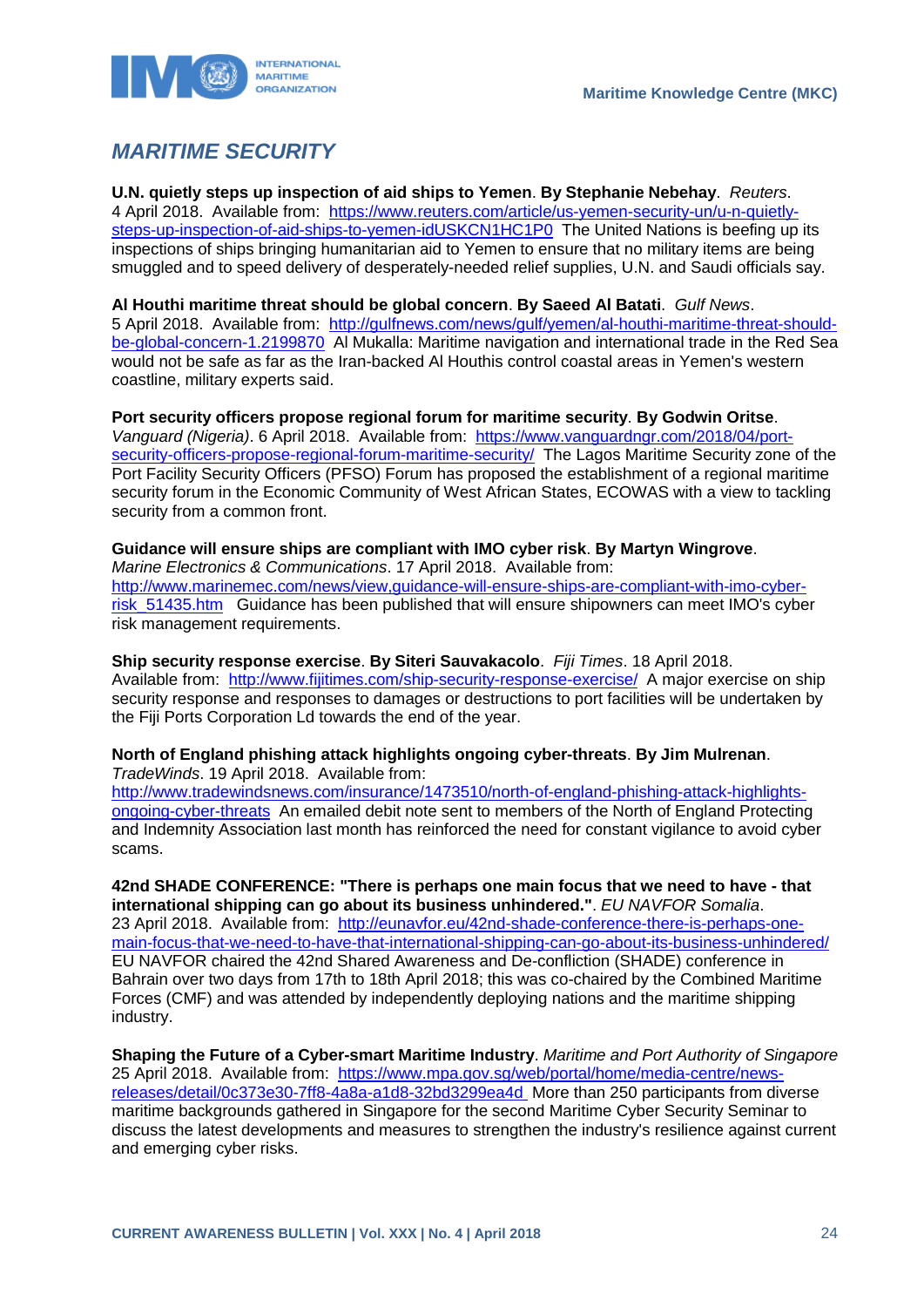## *MARITIME SECURITY*

**U.N. quietly steps up inspection of aid ships to Yemen**. **By Stephanie Nebehay**. *Reuters*. 4 April 2018. Available from: https://www.reuters.com/article/us-yemen-security-un/u-n-quietly-steps-up-inspection-of-aid-ships-to-yemen-idUSKCN1HC1P0 The United Nations is beefing up its inspections of ships bringing humanitarian aid to Yemen to ensure that no military items are being smuggled and to speed delivery of desperately-needed relief supplies, U.N. and Saudi officials say.

**Al Houthi maritime threat should be global concern**. **By Saeed Al Batati**. *Gulf News*. 5 April 2018. Available from: http://gulfnews.com/news/gulf/yemen/al-houthi-maritime-threat-should-be-global-concern-1.2199870 Al Mukalla: Maritime navigation and international trade in the Red Sea would not be safe as far as the Iran-backed Al Houthis control coastal areas in Yemen's western coastline, military experts said.

**Port security officers propose regional forum for maritime security**. **By Godwin Oritse**. *Vanguard (Nigeria)*. 6 April 2018. Available from: https://www.vanguardngr.com/2018/04/port-security-officers-propose-regional-forum-maritime-security/ The Lagos Maritime Security zone of the Port Facility Security Officers (PFSO) Forum has proposed the establishment of a regional maritime security forum in the Economic Community of West African States, ECOWAS with a view to tackling security from a common front.

**Guidance will ensure ships are compliant with IMO cyber risk**. **By Martyn Wingrove**. *Marine Electronics & Communications*. 17 April 2018. Available from: http://www.marinemec.com/news/view,guidance-will-ensure-ships-are-compliant-with-imo-cyber-risk_51435.htm Guidance has been published that will ensure shipowners can meet IMO's cyber risk management requirements.

**Ship security response exercise**. **By Siteri Sauvakacolo**. *Fiji Times*. 18 April 2018. Available from: http://www.fijitimes.com/ship-security-response-exercise/ A major exercise on ship security response and responses to damages or destructions to port facilities will be undertaken by the Fiji Ports Corporation Ld towards the end of the year.

**North of England phishing attack highlights ongoing cyber-threats**. **By Jim Mulrenan**. *TradeWinds*. 19 April 2018. Available from: http://www.tradewindsnews.com/insurance/1473510/north-of-england-phishing-attack-highlights-ongoing-cyber-threats An emailed debit note sent to members of the North of England Protecting and Indemnity Association last month has reinforced the need for constant vigilance to avoid cyber scams.

**42nd SHADE CONFERENCE: "There is perhaps one main focus that we need to have - that international shipping can go about its business unhindered."**. *EU NAVFOR Somalia*. 23 April 2018. Available from: http://eunavfor.eu/42nd-shade-conference-there-is-perhaps-one-main-focus-that-we-need-to-have-that-international-shipping-can-go-about-its-business-unhindered/ EU NAVFOR chaired the 42nd Shared Awareness and De-confliction (SHADE) conference in Bahrain over two days from 17th to 18th April 2018; this was co-chaired by the Combined Maritime Forces (CMF) and was attended by independently deploying nations and the maritime shipping industry.

**Shaping the Future of a Cyber-smart Maritime Industry**. *Maritime and Port Authority of Singapore* 25 April 2018. Available from: https://www.mpa.gov.sg/web/portal/home/media-centre/news-releases/detail/0c373e30-7ff8-4a8a-a1d8-32bd3299ea4d More than 250 participants from diverse maritime backgrounds gathered in Singapore for the second Maritime Cyber Security Seminar to discuss the latest developments and measures to strengthen the industry's resilience against current and emerging cyber risks.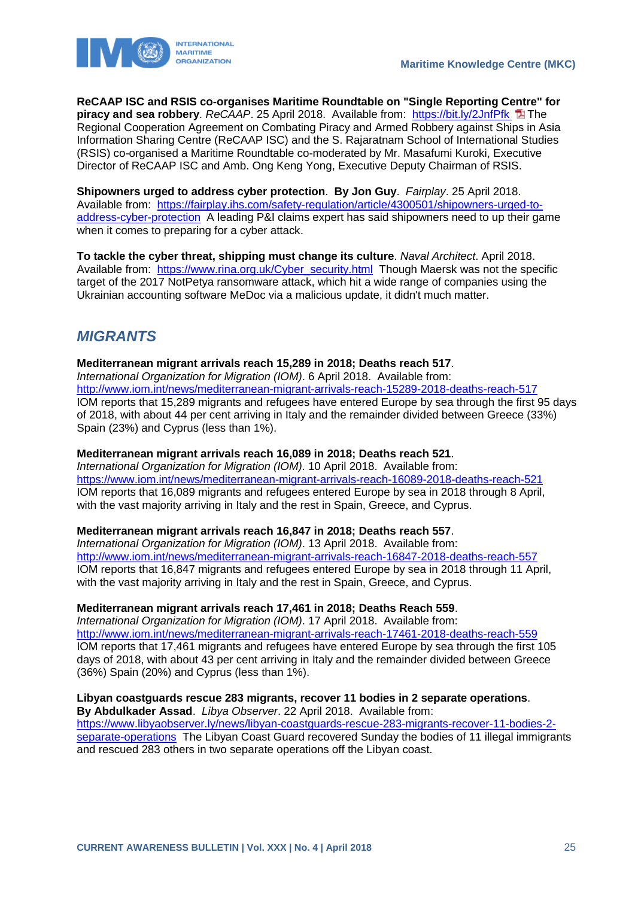**ReCAAP ISC and RSIS co-organises Maritime Roundtable on "Single Reporting Centre" for piracy and sea robbery**. *ReCAAP*. 25 April 2018. Available from: [https://bit.ly/2JnfPfk](https://bit.ly/2JnfPfk) The Regional Cooperation Agreement on Combating Piracy and Armed Robbery against Ships in Asia Information Sharing Centre (ReCAAP ISC) and the S. Rajaratnam School of International Studies (RSIS) co-organised a Maritime Roundtable co-moderated by Mr. Masafumi Kuroki, Executive Director of ReCAAP ISC and Amb. Ong Keng Yong, Executive Deputy Chairman of RSIS.

**Shipowners urged to address cyber protection**. **By Jon Guy**. *Fairplay*. 25 April 2018. Available from: [https://fairplay.ihs.com/safety-regulation/article/4300501/shipowners-urged-to-address-cyber-protection](https://fairplay.ihs.com/safety-regulation/article/4300501/shipowners-urged-to-address-cyber-protection) A leading P&I claims expert has said shipowners need to up their game when it comes to preparing for a cyber attack.

**To tackle the cyber threat, shipping must change its culture**. *Naval Architect*. April 2018. Available from: [https://www.rina.org.uk/Cyber_security.html](https://www.rina.org.uk/Cyber_security.html) Though Maersk was not the specific target of the 2017 NotPetya ransomware attack, which hit a wide range of companies using the Ukrainian accounting software MeDoc via a malicious update, it didn't much matter.

## *MIGRANTS*

**Mediterranean migrant arrivals reach 15,289 in 2018; Deaths reach 517**. *International Organization for Migration (IOM)*. 6 April 2018. Available from: [http://www.iom.int/news/mediterranean-migrant-arrivals-reach-15289-2018-deaths-reach-517](http://www.iom.int/news/mediterranean-migrant-arrivals-reach-15289-2018-deaths-reach-517) IOM reports that 15,289 migrants and refugees have entered Europe by sea through the first 95 days of 2018, with about 44 per cent arriving in Italy and the remainder divided between Greece (33%) Spain (23%) and Cyprus (less than 1%).

**Mediterranean migrant arrivals reach 16,089 in 2018; Deaths reach 521**. *International Organization for Migration (IOM)*. 10 April 2018. Available from: [https://www.iom.int/news/mediterranean-migrant-arrivals-reach-16089-2018-deaths-reach-521](https://www.iom.int/news/mediterranean-migrant-arrivals-reach-16089-2018-deaths-reach-521) IOM reports that 16,089 migrants and refugees entered Europe by sea in 2018 through 8 April, with the vast majority arriving in Italy and the rest in Spain, Greece, and Cyprus.

**Mediterranean migrant arrivals reach 16,847 in 2018; Deaths reach 557**. *International Organization for Migration (IOM)*. 13 April 2018. Available from: [http://www.iom.int/news/mediterranean-migrant-arrivals-reach-16847-2018-deaths-reach-557](http://www.iom.int/news/mediterranean-migrant-arrivals-reach-16847-2018-deaths-reach-557) IOM reports that 16,847 migrants and refugees entered Europe by sea in 2018 through 11 April, with the vast majority arriving in Italy and the rest in Spain, Greece, and Cyprus.

**Mediterranean migrant arrivals reach 17,461 in 2018; Deaths Reach 559**. *International Organization for Migration (IOM)*. 17 April 2018. Available from: [http://www.iom.int/news/mediterranean-migrant-arrivals-reach-17461-2018-deaths-reach-559](http://www.iom.int/news/mediterranean-migrant-arrivals-reach-17461-2018-deaths-reach-559) IOM reports that 17,461 migrants and refugees have entered Europe by sea through the first 105 days of 2018, with about 43 per cent arriving in Italy and the remainder divided between Greece (36%) Spain (20%) and Cyprus (less than 1%).

**Libyan coastguards rescue 283 migrants, recover 11 bodies in 2 separate operations**. **By Abdulkader Assad**. *Libya Observer*. 22 April 2018. Available from: [https://www.libyaobserver.ly/news/libyan-coastguards-rescue-283-migrants-recover-11-bodies-2-separate-operations](https://www.libyaobserver.ly/news/libyan-coastguards-rescue-283-migrants-recover-11-bodies-2-separate-operations) The Libyan Coast Guard recovered Sunday the bodies of 11 illegal immigrants and rescued 283 others in two separate operations off the Libyan coast.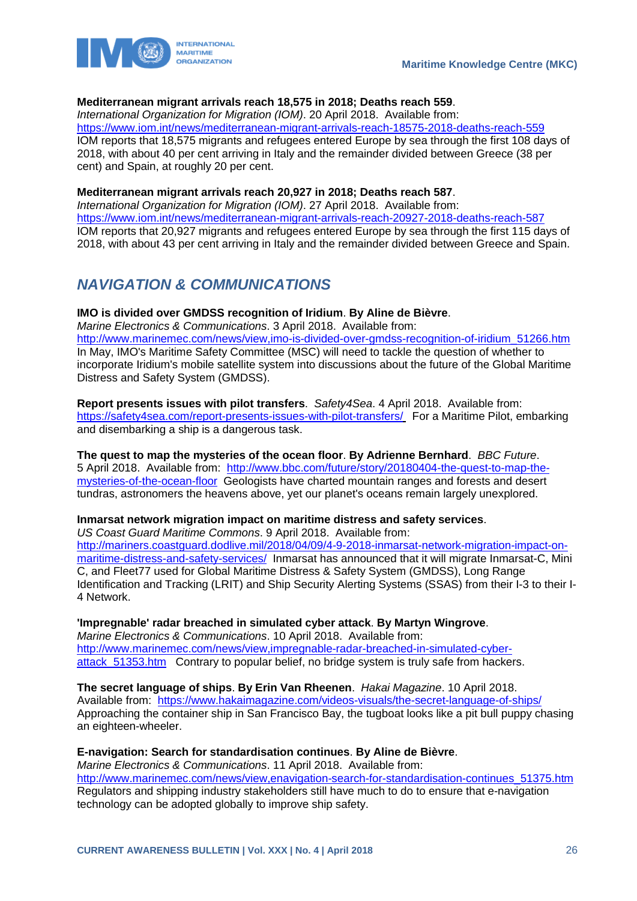**Mediterranean migrant arrivals reach 18,575 in 2018; Deaths reach 559**.
*International Organization for Migration (IOM)*. 20 April 2018. Available from:
https://www.iom.int/news/mediterranean-migrant-arrivals-reach-18575-2018-deaths-reach-559
IOM reports that 18,575 migrants and refugees entered Europe by sea through the first 108 days of 2018, with about 40 per cent arriving in Italy and the remainder divided between Greece (38 per cent) and Spain, at roughly 20 per cent.

**Mediterranean migrant arrivals reach 20,927 in 2018; Deaths reach 587**.
*International Organization for Migration (IOM)*. 27 April 2018. Available from:
https://www.iom.int/news/mediterranean-migrant-arrivals-reach-20927-2018-deaths-reach-587
IOM reports that 20,927 migrants and refugees entered Europe by sea through the first 115 days of 2018, with about 43 per cent arriving in Italy and the remainder divided between Greece and Spain.

## *NAVIGATION & COMMUNICATIONS*

**IMO is divided over GMDSS recognition of Iridium**. **By Aline de Bièvre**.
*Marine Electronics & Communications*. 3 April 2018. Available from:
http://www.marinemec.com/news/view,imo-is-divided-over-gmdss-recognition-of-iridium_51266.htm
In May, IMO's Maritime Safety Committee (MSC) will need to tackle the question of whether to incorporate Iridium's mobile satellite system into discussions about the future of the Global Maritime Distress and Safety System (GMDSS).

**Report presents issues with pilot transfers**. *Safety4Sea*. 4 April 2018. Available from:
https://safety4sea.com/report-presents-issues-with-pilot-transfers/ For a Maritime Pilot, embarking and disembarking a ship is a dangerous task.

**The quest to map the mysteries of the ocean floor**. **By Adrienne Bernhard**. *BBC Future*.
5 April 2018. Available from: http://www.bbc.com/future/story/20180404-the-quest-to-map-the-mysteries-of-the-ocean-floor Geologists have charted mountain ranges and forests and desert tundras, astronomers the heavens above, yet our planet's oceans remain largely unexplored.

**Inmarsat network migration impact on maritime distress and safety services**.
*US Coast Guard Maritime Commons*. 9 April 2018. Available from:
http://mariners.coastguard.dodlive.mil/2018/04/09/4-9-2018-inmarsat-network-migration-impact-on-maritime-distress-and-safety-services/ Inmarsat has announced that it will migrate Inmarsat-C, Mini C, and Fleet77 used for Global Maritime Distress & Safety System (GMDSS), Long Range Identification and Tracking (LRIT) and Ship Security Alerting Systems (SSAS) from their I-3 to their I-4 Network.

**'Impregnable' radar breached in simulated cyber attack**. **By Martyn Wingrove**.
*Marine Electronics & Communications*. 10 April 2018. Available from:
http://www.marinemec.com/news/view,impregnable-radar-breached-in-simulated-cyber-attack_51353.htm Contrary to popular belief, no bridge system is truly safe from hackers.

**The secret language of ships**. **By Erin Van Rheenen**. *Hakai Magazine*. 10 April 2018.
Available from: https://www.hakaimagazine.com/videos-visuals/the-secret-language-of-ships/
Approaching the container ship in San Francisco Bay, the tugboat looks like a pit bull puppy chasing an eighteen-wheeler.

**E-navigation: Search for standardisation continues**. **By Aline de Bièvre**.
*Marine Electronics & Communications*. 11 April 2018. Available from:
http://www.marinemec.com/news/view,enavigation-search-for-standardisation-continues_51375.htm
Regulators and shipping industry stakeholders still have much to do to ensure that e-navigation technology can be adopted globally to improve ship safety.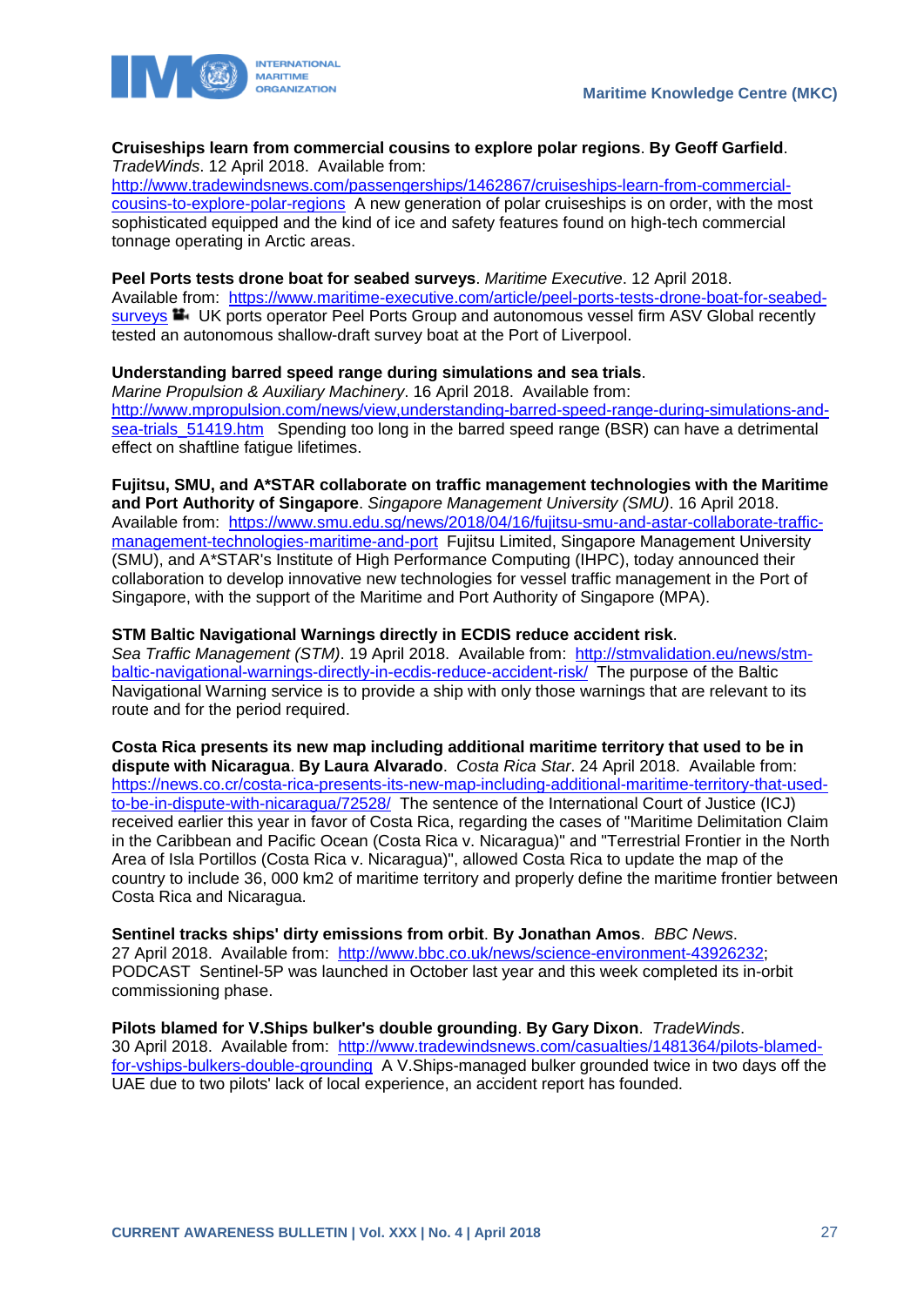**Cruiseships learn from commercial cousins to explore polar regions**. **By Geoff Garfield**. *TradeWinds*. 12 April 2018. Available from: http://www.tradewindsnews.com/passengerships/1462867/cruiseships-learn-from-commercial-cousins-to-explore-polar-regions A new generation of polar cruiseships is on order, with the most sophisticated equipped and the kind of ice and safety features found on high-tech commercial tonnage operating in Arctic areas.

**Peel Ports tests drone boat for seabed surveys**. *Maritime Executive*. 12 April 2018. Available from: https://www.maritime-executive.com/article/peel-ports-tests-drone-boat-for-seabed-surveys UK ports operator Peel Ports Group and autonomous vessel firm ASV Global recently tested an autonomous shallow-draft survey boat at the Port of Liverpool.

**Understanding barred speed range during simulations and sea trials**. *Marine Propulsion & Auxiliary Machinery*. 16 April 2018. Available from: http://www.mpropulsion.com/news/view,understanding-barred-speed-range-during-simulations-and-sea-trials_51419.htm Spending too long in the barred speed range (BSR) can have a detrimental effect on shaftline fatigue lifetimes.

**Fujitsu, SMU, and A*STAR collaborate on traffic management technologies with the Maritime and Port Authority of Singapore**. *Singapore Management University (SMU)*. 16 April 2018. Available from: https://www.smu.edu.sg/news/2018/04/16/fujitsu-smu-and-astar-collaborate-traffic-management-technologies-maritime-and-port Fujitsu Limited, Singapore Management University (SMU), and A*STAR's Institute of High Performance Computing (IHPC), today announced their collaboration to develop innovative new technologies for vessel traffic management in the Port of Singapore, with the support of the Maritime and Port Authority of Singapore (MPA).

**STM Baltic Navigational Warnings directly in ECDIS reduce accident risk**. *Sea Traffic Management (STM)*. 19 April 2018. Available from: http://stmvalidation.eu/news/stm-baltic-navigational-warnings-directly-in-ecdis-reduce-accident-risk/ The purpose of the Baltic Navigational Warning service is to provide a ship with only those warnings that are relevant to its route and for the period required.

**Costa Rica presents its new map including additional maritime territory that used to be in dispute with Nicaragua**. **By Laura Alvarado**. *Costa Rica Star*. 24 April 2018. Available from: https://news.co.cr/costa-rica-presents-its-new-map-including-additional-maritime-territory-that-used-to-be-in-dispute-with-nicaragua/72528/ The sentence of the International Court of Justice (ICJ) received earlier this year in favor of Costa Rica, regarding the cases of "Maritime Delimitation Claim in the Caribbean and Pacific Ocean (Costa Rica v. Nicaragua)" and "Terrestrial Frontier in the North Area of Isla Portillos (Costa Rica v. Nicaragua)", allowed Costa Rica to update the map of the country to include 36, 000 km2 of maritime territory and properly define the maritime frontier between Costa Rica and Nicaragua.

**Sentinel tracks ships' dirty emissions from orbit**. **By Jonathan Amos**. *BBC News*. 27 April 2018. Available from: http://www.bbc.co.uk/news/science-environment-43926232; PODCAST Sentinel-5P was launched in October last year and this week completed its in-orbit commissioning phase.

**Pilots blamed for V.Ships bulker's double grounding**. **By Gary Dixon**. *TradeWinds*. 30 April 2018. Available from: http://www.tradewindsnews.com/casualties/1481364/pilots-blamed-for-vships-bulkers-double-grounding A V.Ships-managed bulker grounded twice in two days off the UAE due to two pilots' lack of local experience, an accident report has founded.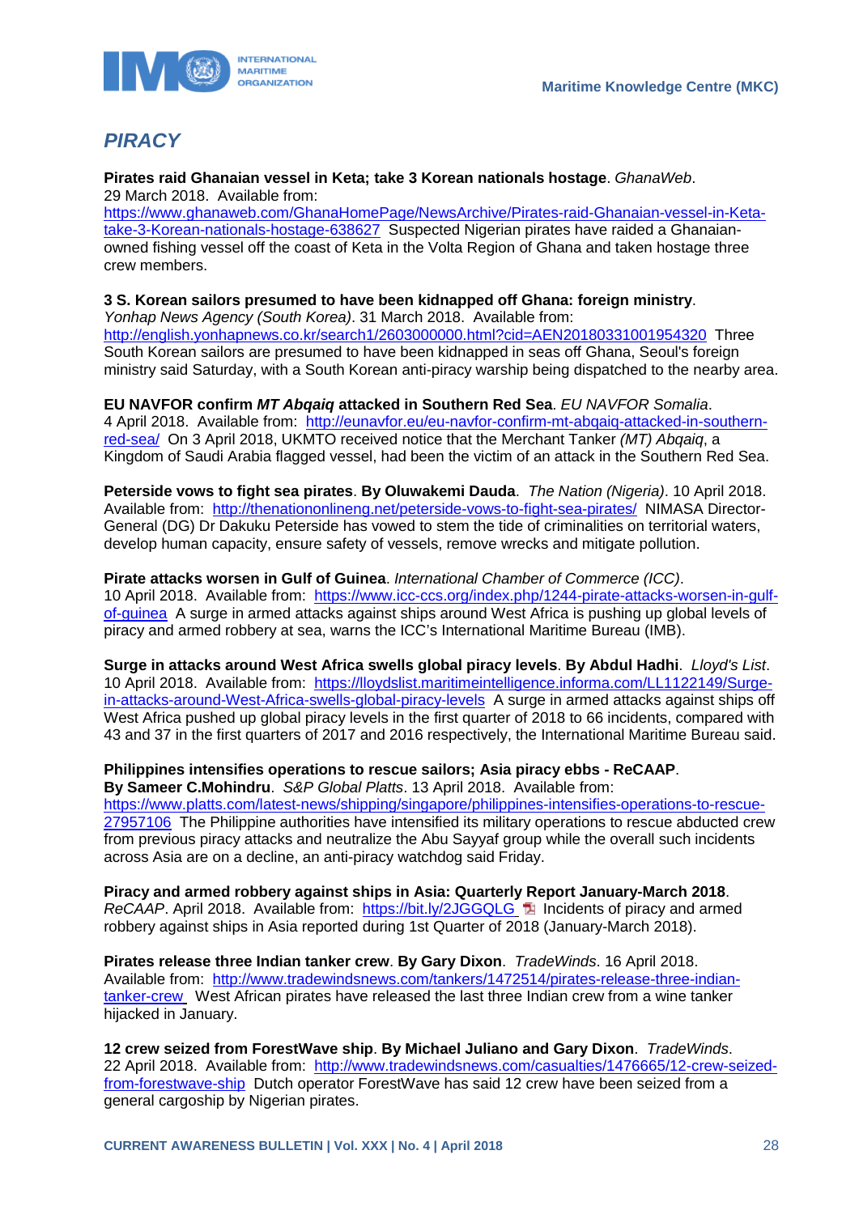## *PIRACY*

**Pirates raid Ghanaian vessel in Keta; take 3 Korean nationals hostage**. *GhanaWeb*. 29 March 2018. Available from: https://www.ghanaweb.com/GhanaHomePage/NewsArchive/Pirates-raid-Ghanaian-vessel-in-Keta-take-3-Korean-nationals-hostage-638627 Suspected Nigerian pirates have raided a Ghanaian-owned fishing vessel off the coast of Keta in the Volta Region of Ghana and taken hostage three crew members.

**3 S. Korean sailors presumed to have been kidnapped off Ghana: foreign ministry**. *Yonhap News Agency (South Korea)*. 31 March 2018. Available from: http://english.yonhapnews.co.kr/search1/2603000000.html?cid=AEN20180331001954320 Three South Korean sailors are presumed to have been kidnapped in seas off Ghana, Seoul's foreign ministry said Saturday, with a South Korean anti-piracy warship being dispatched to the nearby area.

**EU NAVFOR confirm *MT Abqaiq* attacked in Southern Red Sea**. *EU NAVFOR Somalia*. 4 April 2018. Available from: http://eunavfor.eu/eu-navfor-confirm-mt-abqaiq-attacked-in-southern-red-sea/ On 3 April 2018, UKMTO received notice that the Merchant Tanker *(MT) Abqaiq*, a Kingdom of Saudi Arabia flagged vessel, had been the victim of an attack in the Southern Red Sea.

**Peterside vows to fight sea pirates**. **By Oluwakemi Dauda**. *The Nation (Nigeria)*. 10 April 2018. Available from: http://thenationonlineng.net/peterside-vows-to-fight-sea-pirates/ NIMASA Director-General (DG) Dr Dakuku Peterside has vowed to stem the tide of criminalities on territorial waters, develop human capacity, ensure safety of vessels, remove wrecks and mitigate pollution.

**Pirate attacks worsen in Gulf of Guinea**. *International Chamber of Commerce (ICC)*. 10 April 2018. Available from: https://www.icc-ccs.org/index.php/1244-pirate-attacks-worsen-in-gulf-of-guinea A surge in armed attacks against ships around West Africa is pushing up global levels of piracy and armed robbery at sea, warns the ICC's International Maritime Bureau (IMB).

**Surge in attacks around West Africa swells global piracy levels**. **By Abdul Hadhi**. *Lloyd's List*. 10 April 2018. Available from: https://lloydslist.maritimeintelligence.informa.com/LL1122149/Surge-in-attacks-around-West-Africa-swells-global-piracy-levels A surge in armed attacks against ships off West Africa pushed up global piracy levels in the first quarter of 2018 to 66 incidents, compared with 43 and 37 in the first quarters of 2017 and 2016 respectively, the International Maritime Bureau said.

**Philippines intensifies operations to rescue sailors; Asia piracy ebbs - ReCAAP**. **By Sameer C.Mohindru**. *S&P Global Platts*. 13 April 2018. Available from: https://www.platts.com/latest-news/shipping/singapore/philippines-intensifies-operations-to-rescue-27957106 The Philippine authorities have intensified its military operations to rescue abducted crew from previous piracy attacks and neutralize the Abu Sayyaf group while the overall such incidents across Asia are on a decline, an anti-piracy watchdog said Friday.

**Piracy and armed robbery against ships in Asia: Quarterly Report January-March 2018**. *ReCAAP*. April 2018. Available from: https://bit.ly/2JGGQLG Incidents of piracy and armed robbery against ships in Asia reported during 1st Quarter of 2018 (January-March 2018).

**Pirates release three Indian tanker crew**. **By Gary Dixon**. *TradeWinds*. 16 April 2018. Available from: http://www.tradewindsnews.com/tankers/1472514/pirates-release-three-indian-tanker-crew West African pirates have released the last three Indian crew from a wine tanker hijacked in January.

**12 crew seized from ForestWave ship**. **By Michael Juliano and Gary Dixon**. *TradeWinds*. 22 April 2018. Available from: http://www.tradewindsnews.com/casualties/1476665/12-crew-seized-from-forestwave-ship Dutch operator ForestWave has said 12 crew have been seized from a general cargoship by Nigerian pirates.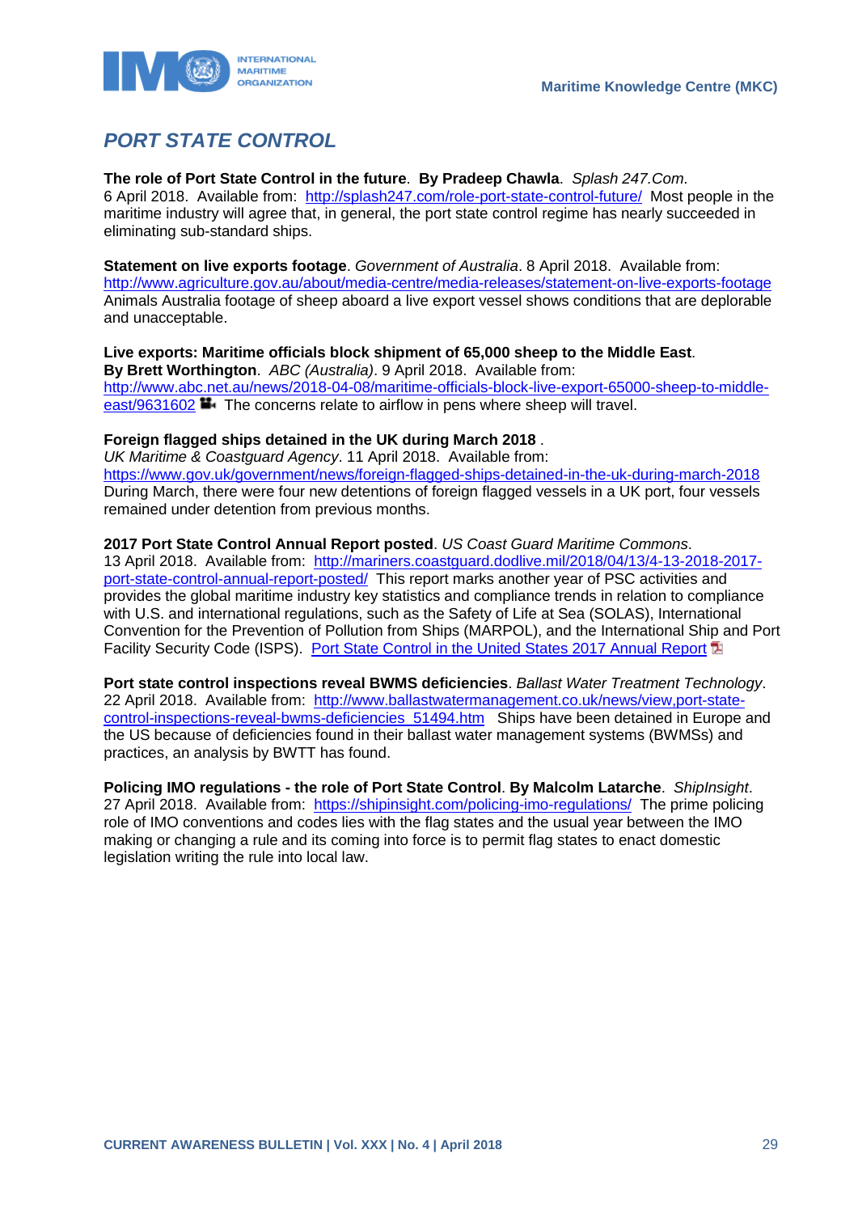## PORT STATE CONTROL

**The role of Port State Control in the future**. **By Pradeep Chawla**. *Splash 247.Com*. 6 April 2018. Available from: [http://splash247.com/role-port-state-control-future/](http://splash247.com/role-port-state-control-future/) Most people in the maritime industry will agree that, in general, the port state control regime has nearly succeeded in eliminating sub-standard ships.

**Statement on live exports footage**. *Government of Australia*. 8 April 2018. Available from: [http://www.agriculture.gov.au/about/media-centre/media-releases/statement-on-live-exports-footage](http://www.agriculture.gov.au/about/media-centre/media-releases/statement-on-live-exports-footage) Animals Australia footage of sheep aboard a live export vessel shows conditions that are deplorable and unacceptable.

**Live exports: Maritime officials block shipment of 65,000 sheep to the Middle East**. **By Brett Worthington**. *ABC (Australia)*. 9 April 2018. Available from: [http://www.abc.net.au/news/2018-04-08/maritime-officials-block-live-export-65000-sheep-to-middle-east/9631602](http://www.abc.net.au/news/2018-04-08/maritime-officials-block-live-export-65000-sheep-to-middle-east/9631602) The concerns relate to airflow in pens where sheep will travel.

**Foreign flagged ships detained in the UK during March 2018** . *UK Maritime & Coastguard Agency*. 11 April 2018. Available from: [https://www.gov.uk/government/news/foreign-flagged-ships-detained-in-the-uk-during-march-2018](https://www.gov.uk/government/news/foreign-flagged-ships-detained-in-the-uk-during-march-2018) During March, there were four new detentions of foreign flagged vessels in a UK port, four vessels remained under detention from previous months.

**2017 Port State Control Annual Report posted**. *US Coast Guard Maritime Commons*. 13 April 2018. Available from: [http://mariners.coastguard.dodlive.mil/2018/04/13/4-13-2018-2017-port-state-control-annual-report-posted/](http://mariners.coastguard.dodlive.mil/2018/04/13/4-13-2018-2017-port-state-control-annual-report-posted/) This report marks another year of PSC activities and provides the global maritime industry key statistics and compliance trends in relation to compliance with U.S. and international regulations, such as the Safety of Life at Sea (SOLAS), International Convention for the Prevention of Pollution from Ships (MARPOL), and the International Ship and Port Facility Security Code (ISPS). Port State Control in the United States 2017 Annual Report

**Port state control inspections reveal BWMS deficiencies**. *Ballast Water Treatment Technology*. 22 April 2018. Available from: [http://www.ballastwatermanagement.co.uk/news/view,port-state-control-inspections-reveal-bwms-deficiencies_51494.htm](http://www.ballastwatermanagement.co.uk/news/view,port-state-control-inspections-reveal-bwms-deficiencies_51494.htm) Ships have been detained in Europe and the US because of deficiencies found in their ballast water management systems (BWMSs) and practices, an analysis by BWTT has found.

**Policing IMO regulations - the role of Port State Control**. **By Malcolm Latarche**. *ShipInsight*. 27 April 2018. Available from: [https://shipinsight.com/policing-imo-regulations/](https://shipinsight.com/policing-imo-regulations/) The prime policing role of IMO conventions and codes lies with the flag states and the usual year between the IMO making or changing a rule and its coming into force is to permit flag states to enact domestic legislation writing the rule into local law.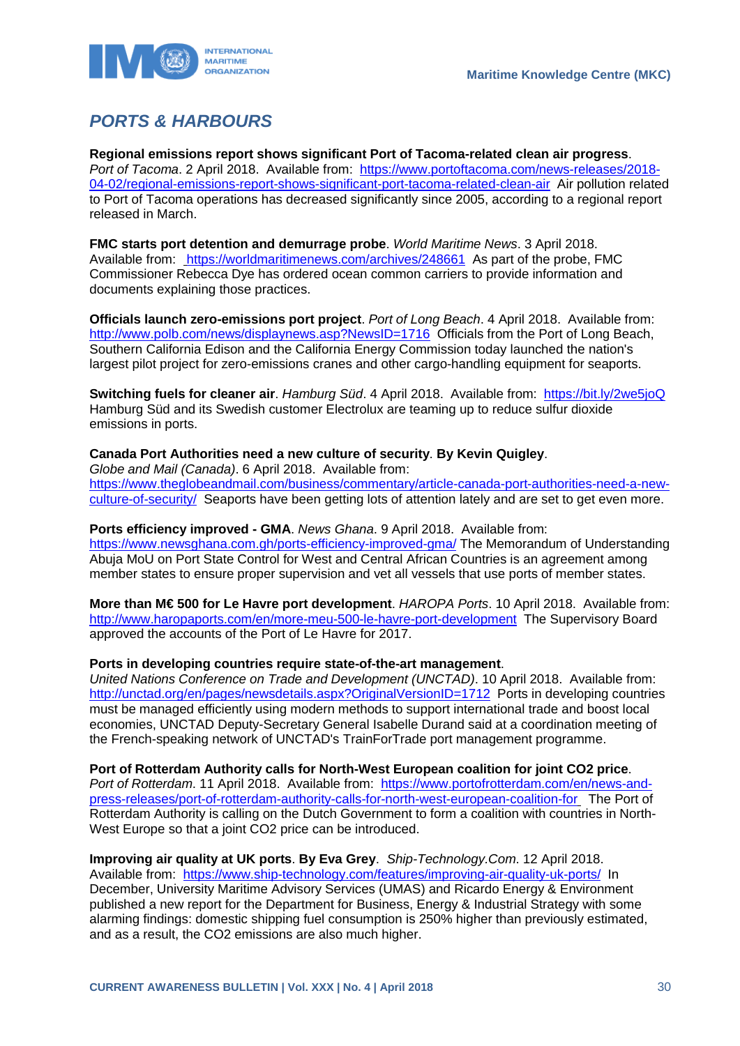## *PORTS & HARBOURS*

**Regional emissions report shows significant Port of Tacoma-related clean air progress**. *Port of Tacoma*. 2 April 2018. Available from: https://www.portoftacoma.com/news-releases/2018-04-02/regional-emissions-report-shows-significant-port-tacoma-related-clean-air Air pollution related to Port of Tacoma operations has decreased significantly since 2005, according to a regional report released in March.

**FMC starts port detention and demurrage probe**. *World Maritime News*. 3 April 2018. Available from: https://worldmaritimenews.com/archives/248661 As part of the probe, FMC Commissioner Rebecca Dye has ordered ocean common carriers to provide information and documents explaining those practices.

**Officials launch zero-emissions port project**. *Port of Long Beach*. 4 April 2018. Available from: http://www.polb.com/news/displaynews.asp?NewsID=1716 Officials from the Port of Long Beach, Southern California Edison and the California Energy Commission today launched the nation's largest pilot project for zero-emissions cranes and other cargo-handling equipment for seaports.

**Switching fuels for cleaner air**. *Hamburg Süd*. 4 April 2018. Available from: https://bit.ly/2we5joQ Hamburg Süd and its Swedish customer Electrolux are teaming up to reduce sulfur dioxide emissions in ports.

**Canada Port Authorities need a new culture of security**. **By Kevin Quigley**. *Globe and Mail (Canada)*. 6 April 2018. Available from: https://www.theglobeandmail.com/business/commentary/article-canada-port-authorities-need-a-new-culture-of-security/ Seaports have been getting lots of attention lately and are set to get even more.

**Ports efficiency improved - GMA**. *News Ghana*. 9 April 2018. Available from: https://www.newsghana.com.gh/ports-efficiency-improved-gma/ The Memorandum of Understanding Abuja MoU on Port State Control for West and Central African Countries is an agreement among member states to ensure proper supervision and vet all vessels that use ports of member states.

**More than M€ 500 for Le Havre port development**. *HAROPA Ports*. 10 April 2018. Available from: http://www.haropaports.com/en/more-meu-500-le-havre-port-development The Supervisory Board approved the accounts of the Port of Le Havre for 2017.

**Ports in developing countries require state-of-the-art management**. *United Nations Conference on Trade and Development (UNCTAD)*. 10 April 2018. Available from: http://unctad.org/en/pages/newsdetails.aspx?OriginalVersionID=1712 Ports in developing countries must be managed efficiently using modern methods to support international trade and boost local economies, UNCTAD Deputy-Secretary General Isabelle Durand said at a coordination meeting of the French-speaking network of UNCTAD's TrainForTrade port management programme.

**Port of Rotterdam Authority calls for North-West European coalition for joint CO2 price**. *Port of Rotterdam*. 11 April 2018. Available from: https://www.portofrotterdam.com/en/news-and-press-releases/port-of-rotterdam-authority-calls-for-north-west-european-coalition-for The Port of Rotterdam Authority is calling on the Dutch Government to form a coalition with countries in North-West Europe so that a joint CO2 price can be introduced.

**Improving air quality at UK ports**. **By Eva Grey**. *Ship-Technology.Com*. 12 April 2018. Available from: https://www.ship-technology.com/features/improving-air-quality-uk-ports/ In December, University Maritime Advisory Services (UMAS) and Ricardo Energy & Environment published a new report for the Department for Business, Energy & Industrial Strategy with some alarming findings: domestic shipping fuel consumption is 250% higher than previously estimated, and as a result, the CO2 emissions are also much higher.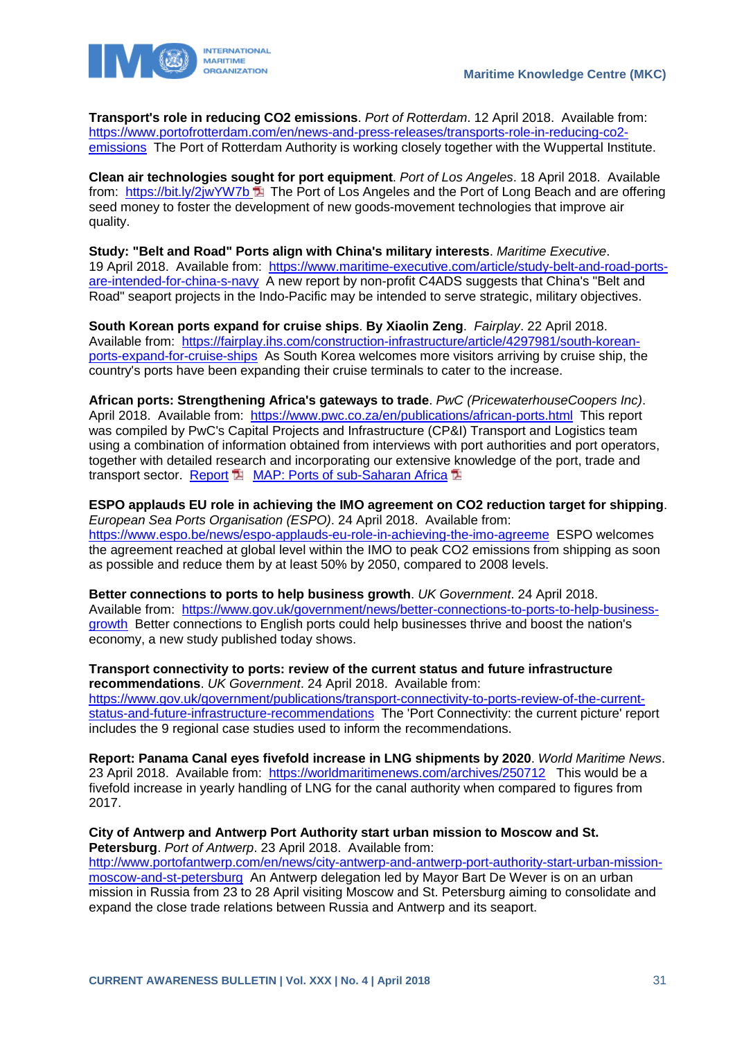**Transport's role in reducing CO2 emissions**. *Port of Rotterdam*. 12 April 2018. Available from: https://www.portofrotterdam.com/en/news-and-press-releases/transports-role-in-reducing-co2-emissions The Port of Rotterdam Authority is working closely together with the Wuppertal Institute.

**Clean air technologies sought for port equipment**. *Port of Los Angeles*. 18 April 2018. Available from: https://bit.ly/2jwYW7b The Port of Los Angeles and the Port of Long Beach and are offering seed money to foster the development of new goods-movement technologies that improve air quality.

**Study: "Belt and Road" Ports align with China's military interests**. *Maritime Executive*. 19 April 2018. Available from: https://www.maritime-executive.com/article/study-belt-and-road-ports-are-intended-for-china-s-navy A new report by non-profit C4ADS suggests that China's "Belt and Road" seaport projects in the Indo-Pacific may be intended to serve strategic, military objectives.

**South Korean ports expand for cruise ships**. **By Xiaolin Zeng**. *Fairplay*. 22 April 2018. Available from: https://fairplay.ihs.com/construction-infrastructure/article/4297981/south-korean-ports-expand-for-cruise-ships As South Korea welcomes more visitors arriving by cruise ship, the country's ports have been expanding their cruise terminals to cater to the increase.

**African ports: Strengthening Africa's gateways to trade**. *PwC (PricewaterhouseCoopers Inc)*. April 2018. Available from: https://www.pwc.co.za/en/publications/african-ports.html This report was compiled by PwC's Capital Projects and Infrastructure (CP&I) Transport and Logistics team using a combination of information obtained from interviews with port authorities and port operators, together with detailed research and incorporating our extensive knowledge of the port, trade and transport sector. Report MAP: Ports of sub-Saharan Africa

**ESPO applauds EU role in achieving the IMO agreement on CO2 reduction target for shipping**. *European Sea Ports Organisation (ESPO)*. 24 April 2018. Available from: https://www.espo.be/news/espo-applauds-eu-role-in-achieving-the-imo-agreeme ESPO welcomes the agreement reached at global level within the IMO to peak CO2 emissions from shipping as soon as possible and reduce them by at least 50% by 2050, compared to 2008 levels.

**Better connections to ports to help business growth**. *UK Government*. 24 April 2018. Available from: https://www.gov.uk/government/news/better-connections-to-ports-to-help-business-growth Better connections to English ports could help businesses thrive and boost the nation's economy, a new study published today shows.

**Transport connectivity to ports: review of the current status and future infrastructure recommendations**. *UK Government*. 24 April 2018. Available from: https://www.gov.uk/government/publications/transport-connectivity-to-ports-review-of-the-current-status-and-future-infrastructure-recommendations The 'Port Connectivity: the current picture' report includes the 9 regional case studies used to inform the recommendations.

**Report: Panama Canal eyes fivefold increase in LNG shipments by 2020**. *World Maritime News*. 23 April 2018. Available from: https://worldmaritimenews.com/archives/250712 This would be a fivefold increase in yearly handling of LNG for the canal authority when compared to figures from 2017.

**City of Antwerp and Antwerp Port Authority start urban mission to Moscow and St. Petersburg**. *Port of Antwerp*. 23 April 2018. Available from: http://www.portofantwerp.com/en/news/city-antwerp-and-antwerp-port-authority-start-urban-mission-moscow-and-st-petersburg An Antwerp delegation led by Mayor Bart De Wever is on an urban mission in Russia from 23 to 28 April visiting Moscow and St. Petersburg aiming to consolidate and expand the close trade relations between Russia and Antwerp and its seaport.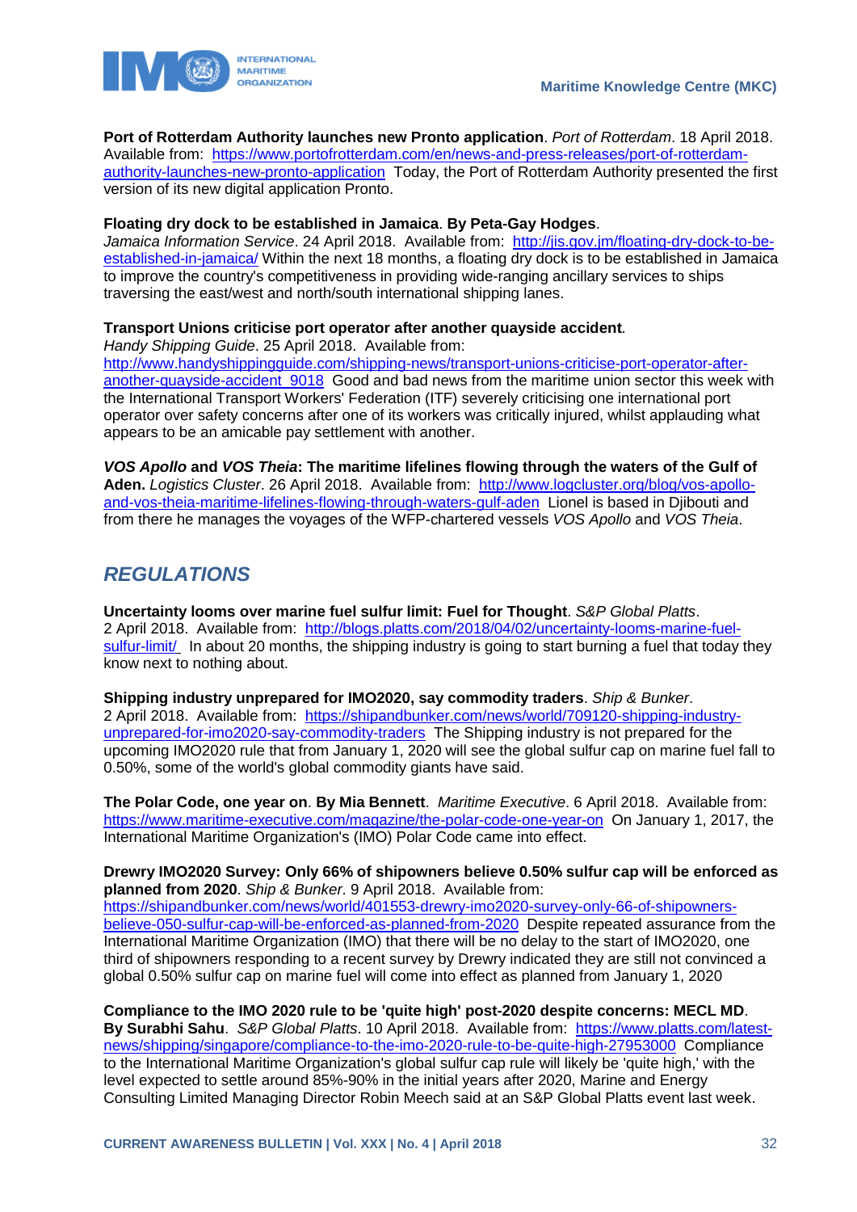**Port of Rotterdam Authority launches new Pronto application**. *Port of Rotterdam*. 18 April 2018. Available from: https://www.portofrotterdam.com/en/news-and-press-releases/port-of-rotterdam-authority-launches-new-pronto-application Today, the Port of Rotterdam Authority presented the first version of its new digital application Pronto.

**Floating dry dock to be established in Jamaica**. **By Peta-Gay Hodges**. *Jamaica Information Service*. 24 April 2018. Available from: http://jis.gov.jm/floating-dry-dock-to-be-established-in-jamaica/ Within the next 18 months, a floating dry dock is to be established in Jamaica to improve the country's competitiveness in providing wide-ranging ancillary services to ships traversing the east/west and north/south international shipping lanes.

**Transport Unions criticise port operator after another quayside accident**. *Handy Shipping Guide*. 25 April 2018. Available from: http://www.handyshippingguide.com/shipping-news/transport-unions-criticise-port-operator-after-another-quayside-accident_9018 Good and bad news from the maritime union sector this week with the International Transport Workers' Federation (ITF) severely criticising one international port operator over safety concerns after one of its workers was critically injured, whilst applauding what appears to be an amicable pay settlement with another.

***VOS Apollo* and *VOS Theia*: The maritime lifelines flowing through the waters of the Gulf of Aden.** *Logistics Cluster*. 26 April 2018. Available from: http://www.logcluster.org/blog/vos-apollo-and-vos-theia-maritime-lifelines-flowing-through-waters-gulf-aden Lionel is based in Djibouti and from there he manages the voyages of the WFP-chartered vessels *VOS Apollo* and *VOS Theia*.

## *REGULATIONS*

**Uncertainty looms over marine fuel sulfur limit: Fuel for Thought**. *S&P Global Platts*. 2 April 2018. Available from: http://blogs.platts.com/2018/04/02/uncertainty-looms-marine-fuel-sulfur-limit/ In about 20 months, the shipping industry is going to start burning a fuel that today they know next to nothing about.

**Shipping industry unprepared for IMO2020, say commodity traders**. *Ship & Bunker*. 2 April 2018. Available from: https://shipandbunker.com/news/world/709120-shipping-industry-unprepared-for-imo2020-say-commodity-traders The Shipping industry is not prepared for the upcoming IMO2020 rule that from January 1, 2020 will see the global sulfur cap on marine fuel fall to 0.50%, some of the world's global commodity giants have said.

**The Polar Code, one year on**. **By Mia Bennett**. *Maritime Executive*. 6 April 2018. Available from: https://www.maritime-executive.com/magazine/the-polar-code-one-year-on On January 1, 2017, the International Maritime Organization's (IMO) Polar Code came into effect.

**Drewry IMO2020 Survey: Only 66% of shipowners believe 0.50% sulfur cap will be enforced as planned from 2020**. *Ship & Bunker*. 9 April 2018. Available from: https://shipandbunker.com/news/world/401553-drewry-imo2020-survey-only-66-of-shipowners-believe-050-sulfur-cap-will-be-enforced-as-planned-from-2020 Despite repeated assurance from the International Maritime Organization (IMO) that there will be no delay to the start of IMO2020, one third of shipowners responding to a recent survey by Drewry indicated they are still not convinced a global 0.50% sulfur cap on marine fuel will come into effect as planned from January 1, 2020

**Compliance to the IMO 2020 rule to be 'quite high' post-2020 despite concerns: MECL MD**. **By Surabhi Sahu**. *S&P Global Platts*. 10 April 2018. Available from: https://www.platts.com/latest-news/shipping/singapore/compliance-to-the-imo-2020-rule-to-be-quite-high-27953000 Compliance to the International Maritime Organization's global sulfur cap rule will likely be 'quite high,' with the level expected to settle around 85%-90% in the initial years after 2020, Marine and Energy Consulting Limited Managing Director Robin Meech said at an S&P Global Platts event last week.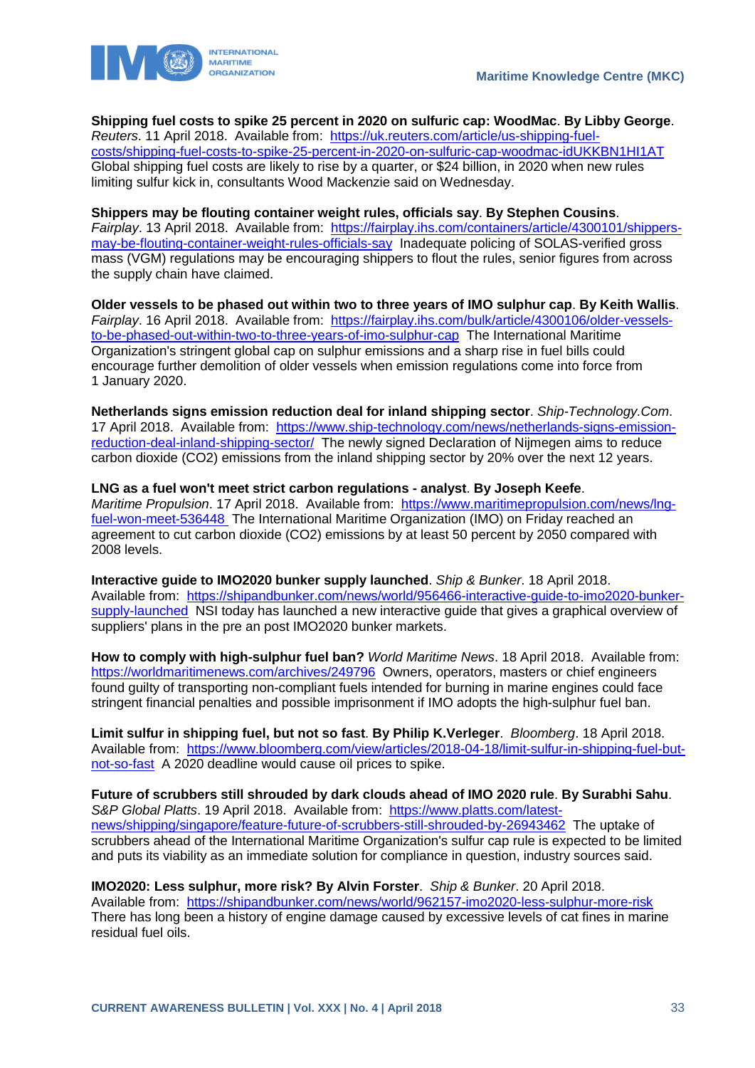**Shipping fuel costs to spike 25 percent in 2020 on sulfuric cap: WoodMac**. **By Libby George**. *Reuters*. 11 April 2018. Available from: https://uk.reuters.com/article/us-shipping-fuel-costs/shipping-fuel-costs-to-spike-25-percent-in-2020-on-sulfuric-cap-woodmac-idUKKBN1HI1AT Global shipping fuel costs are likely to rise by a quarter, or $24 billion, in 2020 when new rules limiting sulfur kick in, consultants Wood Mackenzie said on Wednesday.

**Shippers may be flouting container weight rules, officials say**. **By Stephen Cousins**. *Fairplay*. 13 April 2018. Available from: https://fairplay.ihs.com/containers/article/4300101/shippers-may-be-flouting-container-weight-rules-officials-say Inadequate policing of SOLAS-verified gross mass (VGM) regulations may be encouraging shippers to flout the rules, senior figures from across the supply chain have claimed.

**Older vessels to be phased out within two to three years of IMO sulphur cap**. **By Keith Wallis**. *Fairplay*. 16 April 2018. Available from: https://fairplay.ihs.com/bulk/article/4300106/older-vessels-to-be-phased-out-within-two-to-three-years-of-imo-sulphur-cap The International Maritime Organization's stringent global cap on sulphur emissions and a sharp rise in fuel bills could encourage further demolition of older vessels when emission regulations come into force from 1 January 2020.

**Netherlands signs emission reduction deal for inland shipping sector**. *Ship-Technology.Com*. 17 April 2018. Available from: https://www.ship-technology.com/news/netherlands-signs-emission-reduction-deal-inland-shipping-sector/ The newly signed Declaration of Nijmegen aims to reduce carbon dioxide (CO2) emissions from the inland shipping sector by 20% over the next 12 years.

**LNG as a fuel won't meet strict carbon regulations - analyst**. **By Joseph Keefe**. *Maritime Propulsion*. 17 April 2018. Available from: https://www.maritimepropulsion.com/news/lng-fuel-won-meet-536448 The International Maritime Organization (IMO) on Friday reached an agreement to cut carbon dioxide (CO2) emissions by at least 50 percent by 2050 compared with 2008 levels.

**Interactive guide to IMO2020 bunker supply launched**. *Ship & Bunker*. 18 April 2018. Available from: https://shipandbunker.com/news/world/956466-interactive-guide-to-imo2020-bunker-supply-launched NSI today has launched a new interactive guide that gives a graphical overview of suppliers' plans in the pre an post IMO2020 bunker markets.

**How to comply with high-sulphur fuel ban?** *World Maritime News*. 18 April 2018. Available from: https://worldmaritimenews.com/archives/249796 Owners, operators, masters or chief engineers found guilty of transporting non-compliant fuels intended for burning in marine engines could face stringent financial penalties and possible imprisonment if IMO adopts the high-sulphur fuel ban.

**Limit sulfur in shipping fuel, but not so fast**. **By Philip K.Verleger**. *Bloomberg*. 18 April 2018. Available from: https://www.bloomberg.com/view/articles/2018-04-18/limit-sulfur-in-shipping-fuel-but-not-so-fast A 2020 deadline would cause oil prices to spike.

**Future of scrubbers still shrouded by dark clouds ahead of IMO 2020 rule**. **By Surabhi Sahu**. *S&P Global Platts*. 19 April 2018. Available from: https://www.platts.com/latest-news/shipping/singapore/feature-future-of-scrubbers-still-shrouded-by-26943462 The uptake of scrubbers ahead of the International Maritime Organization's sulfur cap rule is expected to be limited and puts its viability as an immediate solution for compliance in question, industry sources said.

**IMO2020: Less sulphur, more risk? By Alvin Forster**. *Ship & Bunker*. 20 April 2018. Available from: https://shipandbunker.com/news/world/962157-imo2020-less-sulphur-more-risk There has long been a history of engine damage caused by excessive levels of cat fines in marine residual fuel oils.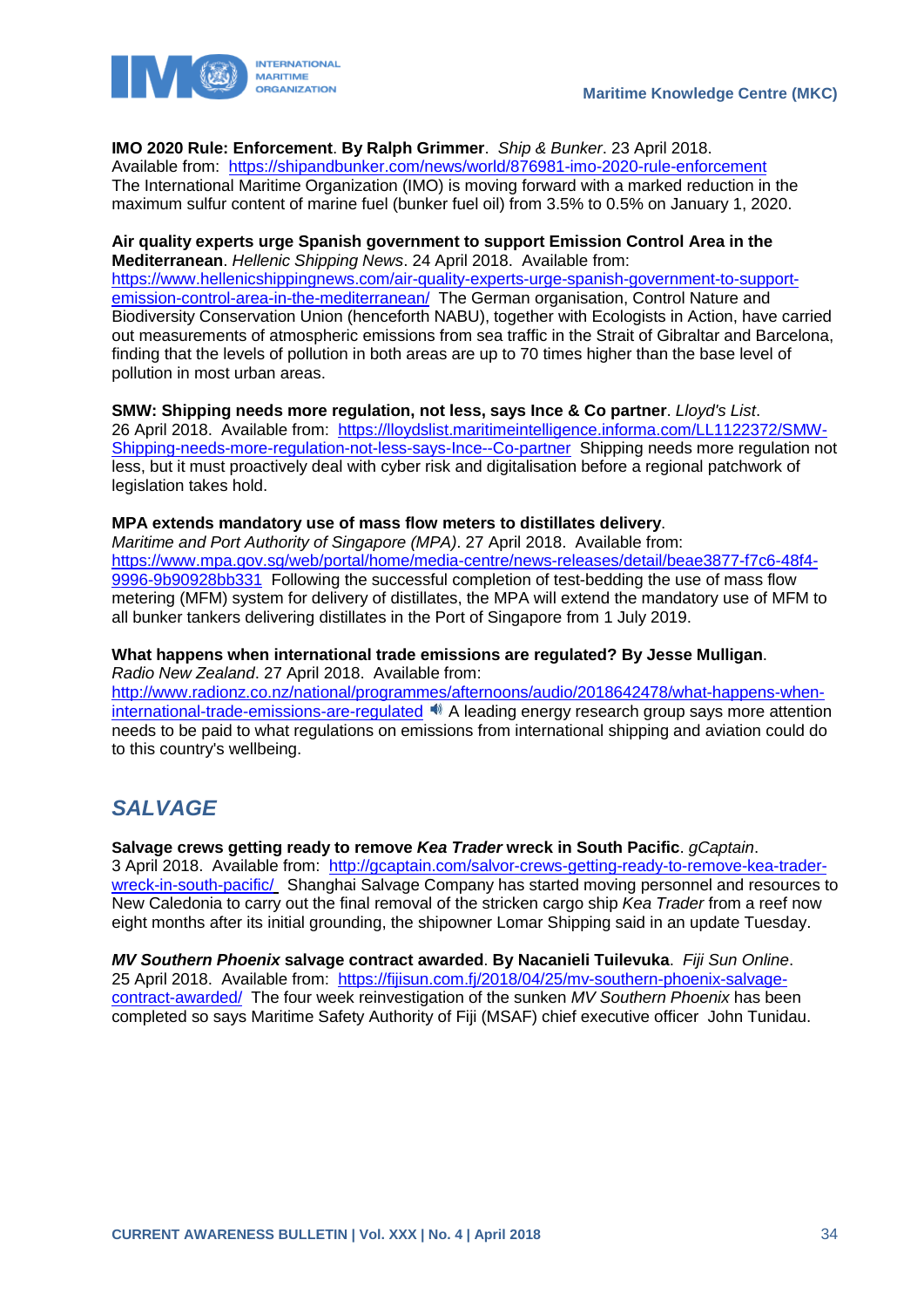**IMO 2020 Rule: Enforcement**. **By Ralph Grimmer**. *Ship & Bunker*. 23 April 2018. Available from: https://shipandbunker.com/news/world/876981-imo-2020-rule-enforcement The International Maritime Organization (IMO) is moving forward with a marked reduction in the maximum sulfur content of marine fuel (bunker fuel oil) from 3.5% to 0.5% on January 1, 2020.

**Air quality experts urge Spanish government to support Emission Control Area in the Mediterranean**. *Hellenic Shipping News*. 24 April 2018. Available from: https://www.hellenicshippingnews.com/air-quality-experts-urge-spanish-government-to-support-emission-control-area-in-the-mediterranean/ The German organisation, Control Nature and Biodiversity Conservation Union (henceforth NABU), together with Ecologists in Action, have carried out measurements of atmospheric emissions from sea traffic in the Strait of Gibraltar and Barcelona, finding that the levels of pollution in both areas are up to 70 times higher than the base level of pollution in most urban areas.

**SMW: Shipping needs more regulation, not less, says Ince & Co partner**. *Lloyd's List*. 26 April 2018. Available from: https://lloydslist.maritimeintelligence.informa.com/LL1122372/SMW-Shipping-needs-more-regulation-not-less-says-Ince--Co-partner Shipping needs more regulation not less, but it must proactively deal with cyber risk and digitalisation before a regional patchwork of legislation takes hold.

**MPA extends mandatory use of mass flow meters to distillates delivery**. *Maritime and Port Authority of Singapore (MPA)*. 27 April 2018. Available from: https://www.mpa.gov.sg/web/portal/home/media-centre/news-releases/detail/beae3877-f7c6-48f4-9996-9b90928bb331 Following the successful completion of test-bedding the use of mass flow metering (MFM) system for delivery of distillates, the MPA will extend the mandatory use of MFM to all bunker tankers delivering distillates in the Port of Singapore from 1 July 2019.

**What happens when international trade emissions are regulated? By Jesse Mulligan**. *Radio New Zealand*. 27 April 2018. Available from: http://www.radionz.co.nz/national/programmes/afternoons/audio/2018642478/what-happens-when-international-trade-emissions-are-regulated 🔊 A leading energy research group says more attention needs to be paid to what regulations on emissions from international shipping and aviation could do to this country's wellbeing.

## *SALVAGE*

**Salvage crews getting ready to remove *Kea Trader* wreck in South Pacific**. *gCaptain*. 3 April 2018. Available from: http://gcaptain.com/salvor-crews-getting-ready-to-remove-kea-trader-wreck-in-south-pacific/ Shanghai Salvage Company has started moving personnel and resources to New Caledonia to carry out the final removal of the stricken cargo ship *Kea Trader* from a reef now eight months after its initial grounding, the shipowner Lomar Shipping said in an update Tuesday.

***MV Southern Phoenix* salvage contract awarded**. **By Nacanieli Tuilevuka**. *Fiji Sun Online*. 25 April 2018. Available from: https://fijisun.com.fj/2018/04/25/mv-southern-phoenix-salvage-contract-awarded/ The four week reinvestigation of the sunken *MV Southern Phoenix* has been completed so says Maritime Safety Authority of Fiji (MSAF) chief executive officer John Tunidau.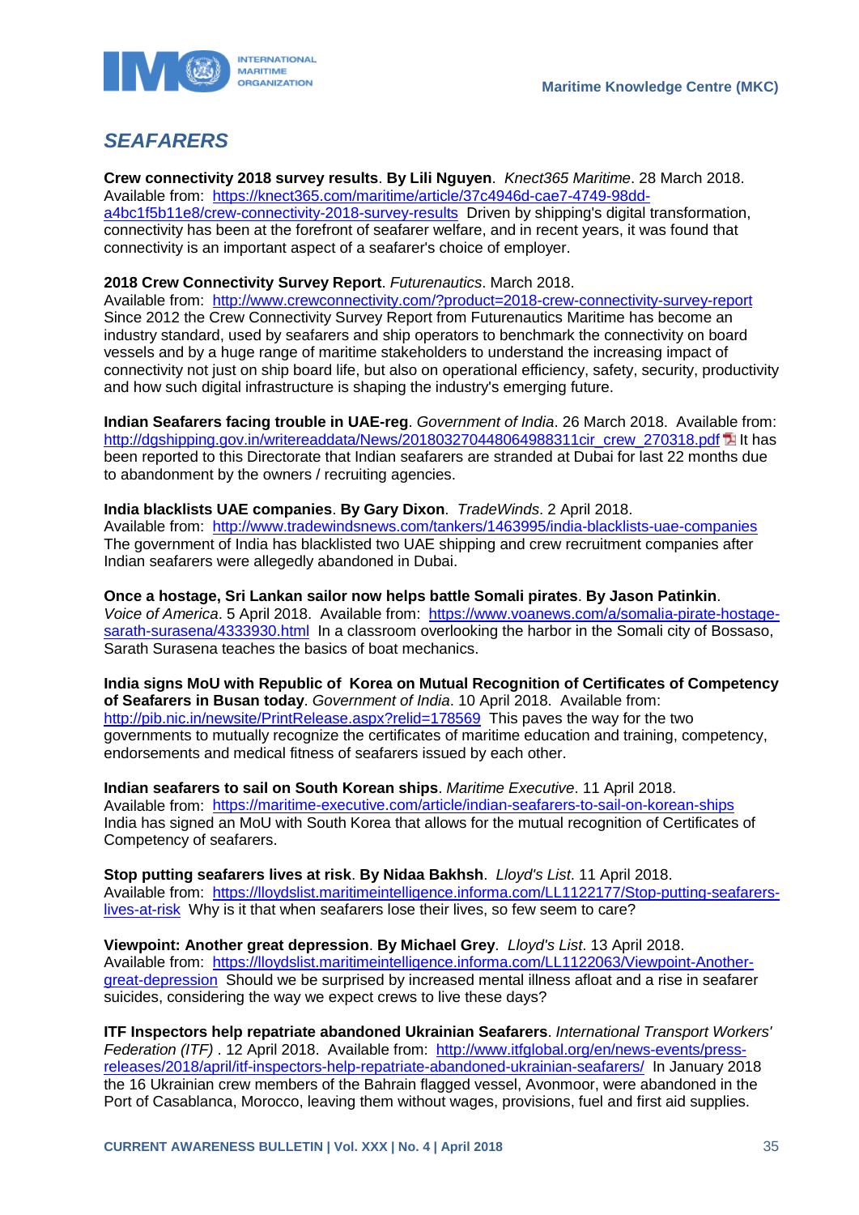## *SEAFARERS*

**Crew connectivity 2018 survey results**. **By Lili Nguyen**. *Knect365 Maritime*. 28 March 2018. Available from: https://knect365.com/maritime/article/37c4946d-cae7-4749-98dd-a4bc1f5b11e8/crew-connectivity-2018-survey-results Driven by shipping's digital transformation, connectivity has been at the forefront of seafarer welfare, and in recent years, it was found that connectivity is an important aspect of a seafarer's choice of employer.

**2018 Crew Connectivity Survey Report**. *Futurenautics*. March 2018. Available from: http://www.crewconnectivity.com/?product=2018-crew-connectivity-survey-report Since 2012 the Crew Connectivity Survey Report from Futurenautics Maritime has become an industry standard, used by seafarers and ship operators to benchmark the connectivity on board vessels and by a huge range of maritime stakeholders to understand the increasing impact of connectivity not just on ship board life, but also on operational efficiency, safety, security, productivity and how such digital infrastructure is shaping the industry's emerging future.

**Indian Seafarers facing trouble in UAE-reg**. *Government of India*. 26 March 2018. Available from: http://dgshipping.gov.in/writereaddata/News/201803270448064988311cir_crew_270318.pdf It has been reported to this Directorate that Indian seafarers are stranded at Dubai for last 22 months due to abandonment by the owners / recruiting agencies.

**India blacklists UAE companies**. **By Gary Dixon**. *TradeWinds*. 2 April 2018. Available from: http://www.tradewindsnews.com/tankers/1463995/india-blacklists-uae-companies The government of India has blacklisted two UAE shipping and crew recruitment companies after Indian seafarers were allegedly abandoned in Dubai.

**Once a hostage, Sri Lankan sailor now helps battle Somali pirates**. **By Jason Patinkin**. *Voice of America*. 5 April 2018. Available from: https://www.voanews.com/a/somalia-pirate-hostage-sarath-surasena/4333930.html In a classroom overlooking the harbor in the Somali city of Bossaso, Sarath Surasena teaches the basics of boat mechanics.

**India signs MoU with Republic of Korea on Mutual Recognition of Certificates of Competency of Seafarers in Busan today**. *Government of India*. 10 April 2018. Available from: http://pib.nic.in/newsite/PrintRelease.aspx?relid=178569 This paves the way for the two governments to mutually recognize the certificates of maritime education and training, competency, endorsements and medical fitness of seafarers issued by each other.

**Indian seafarers to sail on South Korean ships**. *Maritime Executive*. 11 April 2018. Available from: https://maritime-executive.com/article/indian-seafarers-to-sail-on-korean-ships India has signed an MoU with South Korea that allows for the mutual recognition of Certificates of Competency of seafarers.

**Stop putting seafarers lives at risk**. **By Nidaa Bakhsh**. *Lloyd's List*. 11 April 2018. Available from: https://lloydslist.maritimeintelligence.informa.com/LL1122177/Stop-putting-seafarers-lives-at-risk Why is it that when seafarers lose their lives, so few seem to care?

**Viewpoint: Another great depression**. **By Michael Grey**. *Lloyd's List*. 13 April 2018. Available from: https://lloydslist.maritimeintelligence.informa.com/LL1122063/Viewpoint-Another-great-depression Should we be surprised by increased mental illness afloat and a rise in seafarer suicides, considering the way we expect crews to live these days?

**ITF Inspectors help repatriate abandoned Ukrainian Seafarers**. *International Transport Workers' Federation (ITF)* . 12 April 2018. Available from: http://www.itfglobal.org/en/news-events/press-releases/2018/april/itf-inspectors-help-repatriate-abandoned-ukrainian-seafarers/ In January 2018 the 16 Ukrainian crew members of the Bahrain flagged vessel, Avonmoor, were abandoned in the Port of Casablanca, Morocco, leaving them without wages, provisions, fuel and first aid supplies.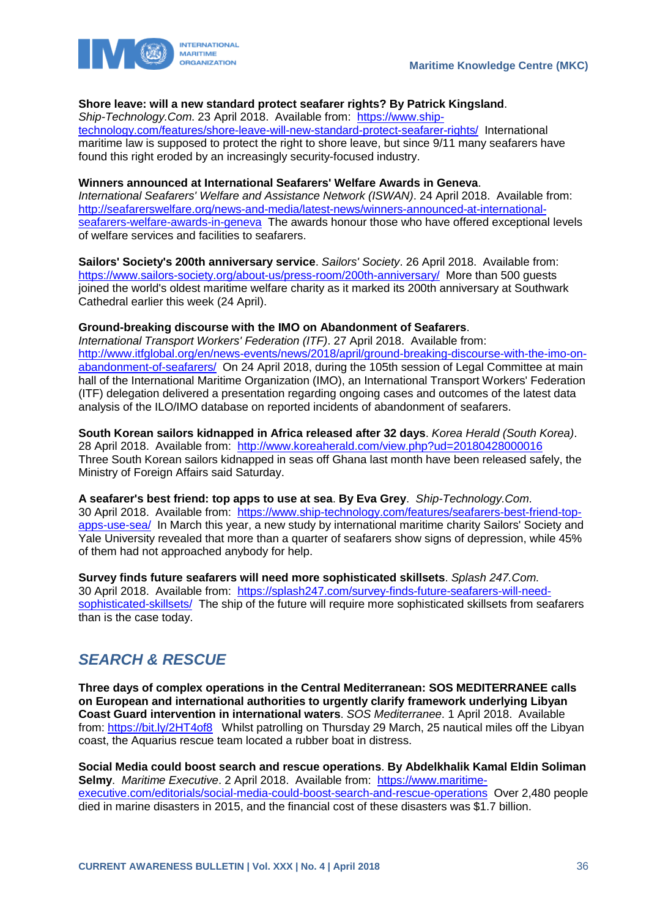**Shore leave: will a new standard protect seafarer rights? By Patrick Kingsland**. *Ship-Technology.Com*. 23 April 2018. Available from: https://www.ship-technology.com/features/shore-leave-will-new-standard-protect-seafarer-rights/ International maritime law is supposed to protect the right to shore leave, but since 9/11 many seafarers have found this right eroded by an increasingly security-focused industry.

**Winners announced at International Seafarers' Welfare Awards in Geneva**. *International Seafarers' Welfare and Assistance Network (ISWAN)*. 24 April 2018. Available from: http://seafarerswelfare.org/news-and-media/latest-news/winners-announced-at-international-seafarers-welfare-awards-in-geneva The awards honour those who have offered exceptional levels of welfare services and facilities to seafarers.

**Sailors' Society's 200th anniversary service**. *Sailors' Society*. 26 April 2018. Available from: https://www.sailors-society.org/about-us/press-room/200th-anniversary/ More than 500 guests joined the world's oldest maritime welfare charity as it marked its 200th anniversary at Southwark Cathedral earlier this week (24 April).

**Ground-breaking discourse with the IMO on Abandonment of Seafarers**. *International Transport Workers' Federation (ITF)*. 27 April 2018. Available from: http://www.itfglobal.org/en/news-events/news/2018/april/ground-breaking-discourse-with-the-imo-on-abandonment-of-seafarers/ On 24 April 2018, during the 105th session of Legal Committee at main hall of the International Maritime Organization (IMO), an International Transport Workers' Federation (ITF) delegation delivered a presentation regarding ongoing cases and outcomes of the latest data analysis of the ILO/IMO database on reported incidents of abandonment of seafarers.

**South Korean sailors kidnapped in Africa released after 32 days**. *Korea Herald (South Korea)*. 28 April 2018. Available from: http://www.koreaherald.com/view.php?ud=20180428000016 Three South Korean sailors kidnapped in seas off Ghana last month have been released safely, the Ministry of Foreign Affairs said Saturday.

**A seafarer's best friend: top apps to use at sea**. **By Eva Grey**. *Ship-Technology.Com*. 30 April 2018. Available from: https://www.ship-technology.com/features/seafarers-best-friend-top-apps-use-sea/ In March this year, a new study by international maritime charity Sailors' Society and Yale University revealed that more than a quarter of seafarers show signs of depression, while 45% of them had not approached anybody for help.

**Survey finds future seafarers will need more sophisticated skillsets**. *Splash 247.Com*. 30 April 2018. Available from: https://splash247.com/survey-finds-future-seafarers-will-need-sophisticated-skillsets/ The ship of the future will require more sophisticated skillsets from seafarers than is the case today.

## *SEARCH & RESCUE*

**Three days of complex operations in the Central Mediterranean: SOS MEDITERRANEE calls on European and international authorities to urgently clarify framework underlying Libyan Coast Guard intervention in international waters**. *SOS Mediterranee*. 1 April 2018. Available from: https://bit.ly/2HT4of8 Whilst patrolling on Thursday 29 March, 25 nautical miles off the Libyan coast, the Aquarius rescue team located a rubber boat in distress.

**Social Media could boost search and rescue operations**. **By Abdelkhalik Kamal Eldin Soliman Selmy**. *Maritime Executive*. 2 April 2018. Available from: https://www.maritime-executive.com/editorials/social-media-could-boost-search-and-rescue-operations Over 2,480 people died in marine disasters in 2015, and the financial cost of these disasters was $1.7 billion.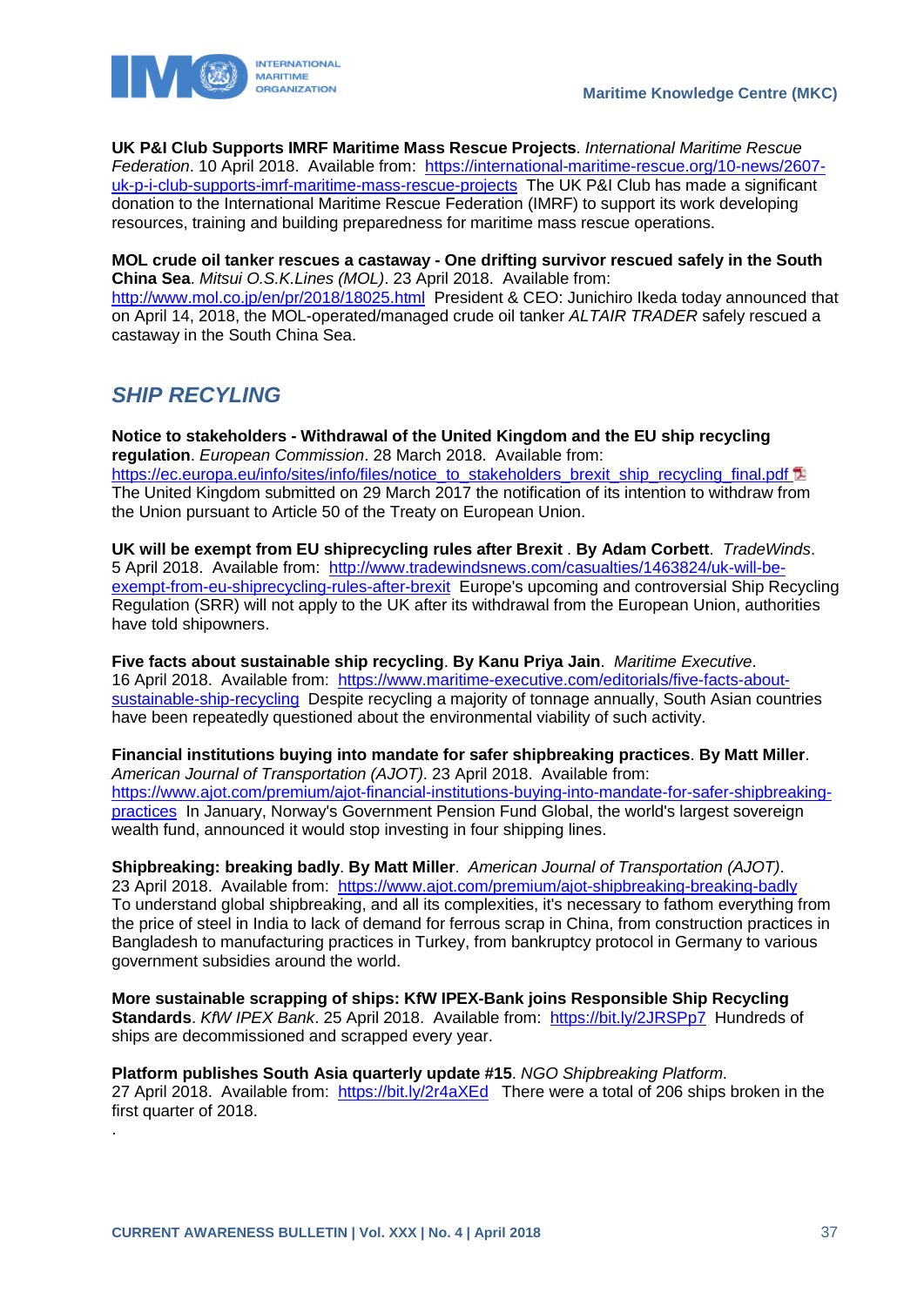**UK P&I Club Supports IMRF Maritime Mass Rescue Projects**. *International Maritime Rescue Federation*. 10 April 2018. Available from: https://international-maritime-rescue.org/10-news/2607-uk-p-i-club-supports-imrf-maritime-mass-rescue-projects The UK P&I Club has made a significant donation to the International Maritime Rescue Federation (IMRF) to support its work developing resources, training and building preparedness for maritime mass rescue operations.

**MOL crude oil tanker rescues a castaway - One drifting survivor rescued safely in the South China Sea**. *Mitsui O.S.K.Lines (MOL)*. 23 April 2018. Available from: http://www.mol.co.jp/en/pr/2018/18025.html President & CEO: Junichiro Ikeda today announced that on April 14, 2018, the MOL-operated/managed crude oil tanker *ALTAIR TRADER* safely rescued a castaway in the South China Sea.

## *SHIP RECYCLING*

**Notice to stakeholders - Withdrawal of the United Kingdom and the EU ship recycling regulation**. *European Commission*. 28 March 2018. Available from: https://ec.europa.eu/info/sites/info/files/notice_to_stakeholders_brexit_ship_recycling_final.pdf The United Kingdom submitted on 29 March 2017 the notification of its intention to withdraw from the Union pursuant to Article 50 of the Treaty on European Union.

**UK will be exempt from EU shiprecycling rules after Brexit** . **By Adam Corbett**. *TradeWinds*. 5 April 2018. Available from: http://www.tradewindsnews.com/casualties/1463824/uk-will-be-exempt-from-eu-shiprecycling-rules-after-brexit Europe's upcoming and controversial Ship Recycling Regulation (SRR) will not apply to the UK after its withdrawal from the European Union, authorities have told shipowners.

**Five facts about sustainable ship recycling**. **By Kanu Priya Jain**. *Maritime Executive*. 16 April 2018. Available from: https://www.maritime-executive.com/editorials/five-facts-about-sustainable-ship-recycling Despite recycling a majority of tonnage annually, South Asian countries have been repeatedly questioned about the environmental viability of such activity.

**Financial institutions buying into mandate for safer shipbreaking practices**. **By Matt Miller**. *American Journal of Transportation (AJOT)*. 23 April 2018. Available from: https://www.ajot.com/premium/ajot-financial-institutions-buying-into-mandate-for-safer-shipbreaking-practices In January, Norway's Government Pension Fund Global, the world's largest sovereign wealth fund, announced it would stop investing in four shipping lines.

**Shipbreaking: breaking badly**. **By Matt Miller**. *American Journal of Transportation (AJOT)*. 23 April 2018. Available from: https://www.ajot.com/premium/ajot-shipbreaking-breaking-badly To understand global shipbreaking, and all its complexities, it's necessary to fathom everything from the price of steel in India to lack of demand for ferrous scrap in China, from construction practices in Bangladesh to manufacturing practices in Turkey, from bankruptcy protocol in Germany to various government subsidies around the world.

**More sustainable scrapping of ships: KfW IPEX-Bank joins Responsible Ship Recycling Standards**. *KfW IPEX Bank*. 25 April 2018. Available from: https://bit.ly/2JRSPp7 Hundreds of ships are decommissioned and scrapped every year.

**Platform publishes South Asia quarterly update #15**. *NGO Shipbreaking Platform*. 27 April 2018. Available from: https://bit.ly/2r4aXEd There were a total of 206 ships broken in the first quarter of 2018.

.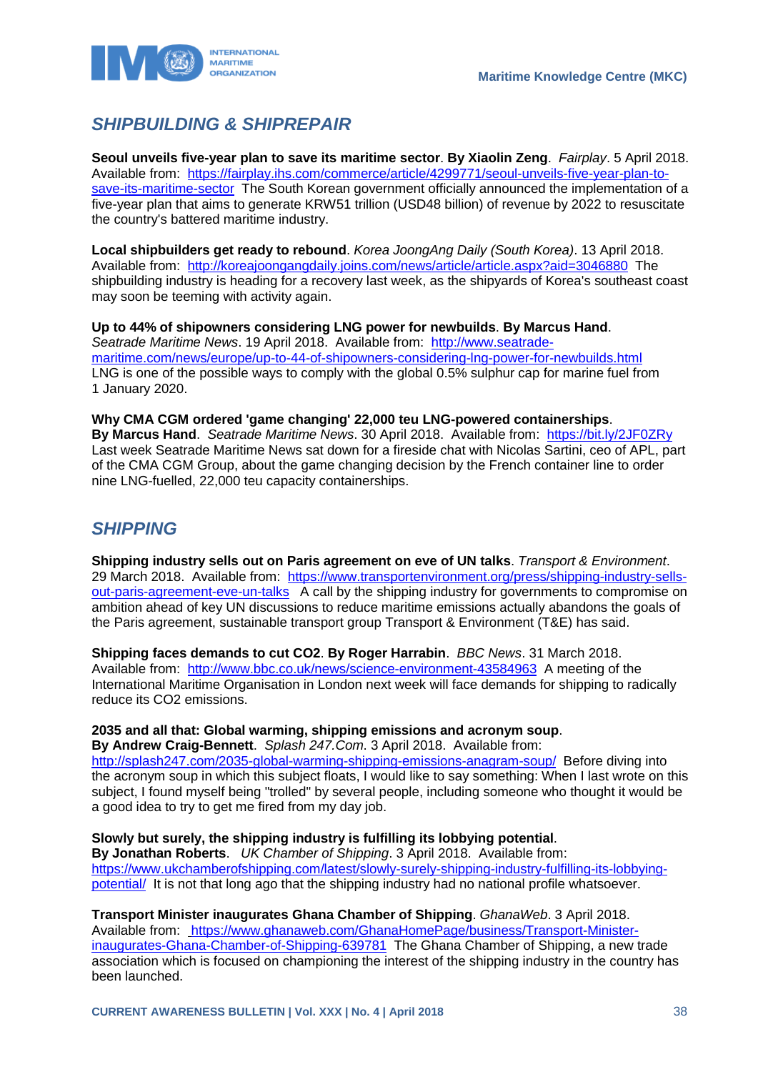## SHIPBUILDING & SHIPREPAIR

**Seoul unveils five-year plan to save its maritime sector**. **By Xiaolin Zeng**. *Fairplay*. 5 April 2018. Available from: https://fairplay.ihs.com/commerce/article/4299771/seoul-unveils-five-year-plan-to-save-its-maritime-sector The South Korean government officially announced the implementation of a five-year plan that aims to generate KRW51 trillion (USD48 billion) of revenue by 2022 to resuscitate the country's battered maritime industry.

**Local shipbuilders get ready to rebound**. *Korea JoongAng Daily (South Korea)*. 13 April 2018. Available from: http://koreajoongangdaily.joins.com/news/article/article.aspx?aid=3046880 The shipbuilding industry is heading for a recovery last week, as the shipyards of Korea's southeast coast may soon be teeming with activity again.

**Up to 44% of shipowners considering LNG power for newbuilds**. **By Marcus Hand**. *Seatrade Maritime News*. 19 April 2018. Available from: http://www.seatrade-maritime.com/news/europe/up-to-44-of-shipowners-considering-lng-power-for-newbuilds.html LNG is one of the possible ways to comply with the global 0.5% sulphur cap for marine fuel from 1 January 2020.

**Why CMA CGM ordered 'game changing' 22,000 teu LNG-powered containerships**. **By Marcus Hand**. *Seatrade Maritime News*. 30 April 2018. Available from: https://bit.ly/2JF0ZRy Last week Seatrade Maritime News sat down for a fireside chat with Nicolas Sartini, ceo of APL, part of the CMA CGM Group, about the game changing decision by the French container line to order nine LNG-fuelled, 22,000 teu capacity containerships.

## SHIPPING

**Shipping industry sells out on Paris agreement on eve of UN talks**. *Transport & Environment*. 29 March 2018. Available from: https://www.transportenvironment.org/press/shipping-industry-sells-out-paris-agreement-eve-un-talks A call by the shipping industry for governments to compromise on ambition ahead of key UN discussions to reduce maritime emissions actually abandons the goals of the Paris agreement, sustainable transport group Transport & Environment (T&E) has said.

**Shipping faces demands to cut CO2**. **By Roger Harrabin**. *BBC News*. 31 March 2018. Available from: http://www.bbc.co.uk/news/science-environment-43584963 A meeting of the International Maritime Organisation in London next week will face demands for shipping to radically reduce its CO2 emissions.

**2035 and all that: Global warming, shipping emissions and acronym soup**. **By Andrew Craig-Bennett**. *Splash 247.Com*. 3 April 2018. Available from: http://splash247.com/2035-global-warming-shipping-emissions-anagram-soup/ Before diving into the acronym soup in which this subject floats, I would like to say something: When I last wrote on this subject, I found myself being "trolled" by several people, including someone who thought it would be a good idea to try to get me fired from my day job.

**Slowly but surely, the shipping industry is fulfilling its lobbying potential**. **By Jonathan Roberts**. *UK Chamber of Shipping*. 3 April 2018. Available from: https://www.ukchamberofshipping.com/latest/slowly-surely-shipping-industry-fulfilling-its-lobbying-potential/ It is not that long ago that the shipping industry had no national profile whatsoever.

**Transport Minister inaugurates Ghana Chamber of Shipping**. *GhanaWeb*. 3 April 2018. Available from: https://www.ghanaweb.com/GhanaHomePage/business/Transport-Minister-inaugurates-Ghana-Chamber-of-Shipping-639781 The Ghana Chamber of Shipping, a new trade association which is focused on championing the interest of the shipping industry in the country has been launched.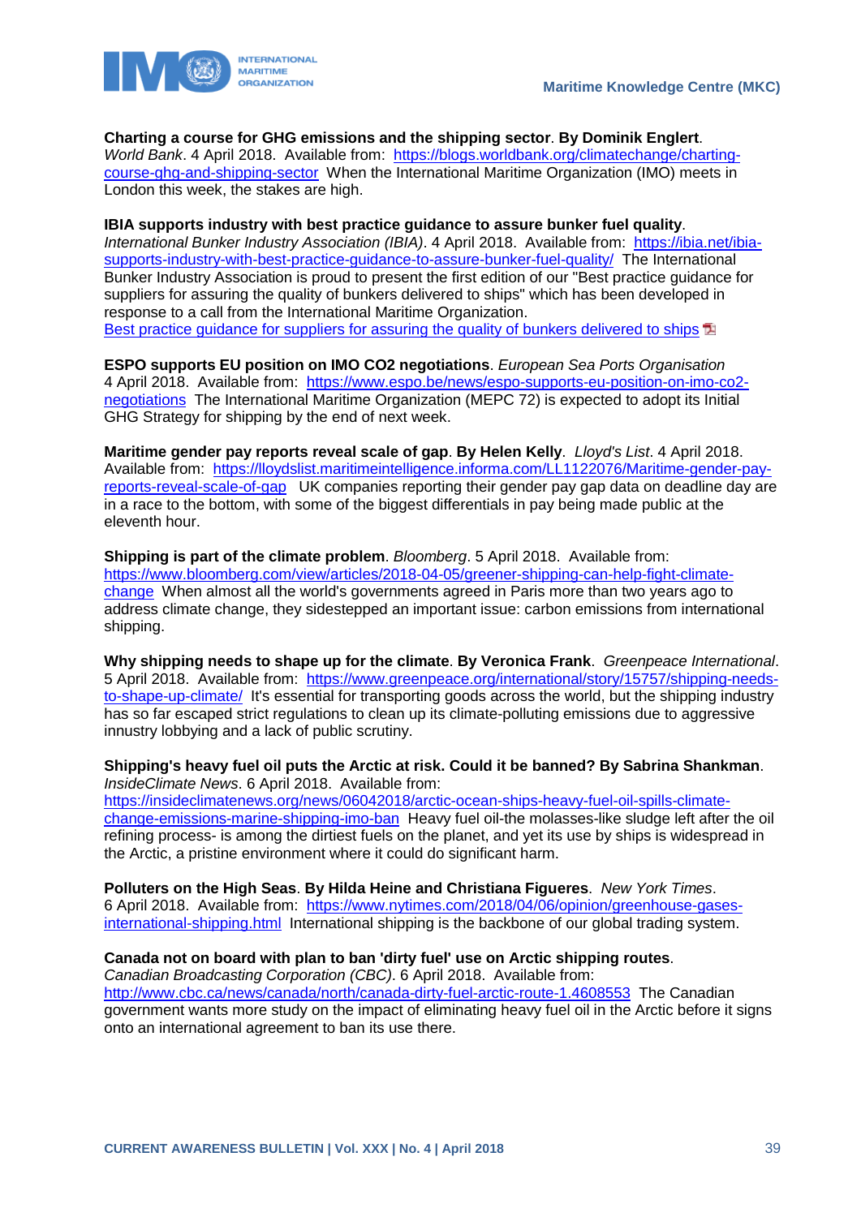**Charting a course for GHG emissions and the shipping sector**. **By Dominik Englert**. *World Bank*. 4 April 2018. Available from: https://blogs.worldbank.org/climatechange/charting-course-ghg-and-shipping-sector When the International Maritime Organization (IMO) meets in London this week, the stakes are high.

**IBIA supports industry with best practice guidance to assure bunker fuel quality**. *International Bunker Industry Association (IBIA)*. 4 April 2018. Available from: https://ibia.net/ibia-supports-industry-with-best-practice-guidance-to-assure-bunker-fuel-quality/ The International Bunker Industry Association is proud to present the first edition of our "Best practice guidance for suppliers for assuring the quality of bunkers delivered to ships" which has been developed in response to a call from the International Maritime Organization.
Best practice guidance for suppliers for assuring the quality of bunkers delivered to ships

**ESPO supports EU position on IMO CO2 negotiations**. *European Sea Ports Organisation* 4 April 2018. Available from: https://www.espo.be/news/espo-supports-eu-position-on-imo-co2-negotiations The International Maritime Organization (MEPC 72) is expected to adopt its Initial GHG Strategy for shipping by the end of next week.

**Maritime gender pay reports reveal scale of gap**. **By Helen Kelly**. *Lloyd's List*. 4 April 2018. Available from: https://lloydslist.maritimeintelligence.informa.com/LL1122076/Maritime-gender-pay-reports-reveal-scale-of-gap UK companies reporting their gender pay gap data on deadline day are in a race to the bottom, with some of the biggest differentials in pay being made public at the eleventh hour.

**Shipping is part of the climate problem**. *Bloomberg*. 5 April 2018. Available from: https://www.bloomberg.com/view/articles/2018-04-05/greener-shipping-can-help-fight-climate-change When almost all the world's governments agreed in Paris more than two years ago to address climate change, they sidestepped an important issue: carbon emissions from international shipping.

**Why shipping needs to shape up for the climate**. **By Veronica Frank**. *Greenpeace International*. 5 April 2018. Available from: https://www.greenpeace.org/international/story/15757/shipping-needs-to-shape-up-climate/ It's essential for transporting goods across the world, but the shipping industry has so far escaped strict regulations to clean up its climate-polluting emissions due to aggressive innustry lobbying and a lack of public scrutiny.

**Shipping's heavy fuel oil puts the Arctic at risk. Could it be banned? By Sabrina Shankman**. *InsideClimate News*. 6 April 2018. Available from: https://insideclimatenews.org/news/06042018/arctic-ocean-ships-heavy-fuel-oil-spills-climate-change-emissions-marine-shipping-imo-ban Heavy fuel oil-the molasses-like sludge left after the oil refining process- is among the dirtiest fuels on the planet, and yet its use by ships is widespread in the Arctic, a pristine environment where it could do significant harm.

**Polluters on the High Seas**. **By Hilda Heine and Christiana Figueres**. *New York Times*. 6 April 2018. Available from: https://www.nytimes.com/2018/04/06/opinion/greenhouse-gases-international-shipping.html International shipping is the backbone of our global trading system.

**Canada not on board with plan to ban 'dirty fuel' use on Arctic shipping routes**. *Canadian Broadcasting Corporation (CBC)*. 6 April 2018. Available from: http://www.cbc.ca/news/canada/north/canada-dirty-fuel-arctic-route-1.4608553 The Canadian government wants more study on the impact of eliminating heavy fuel oil in the Arctic before it signs onto an international agreement to ban its use there.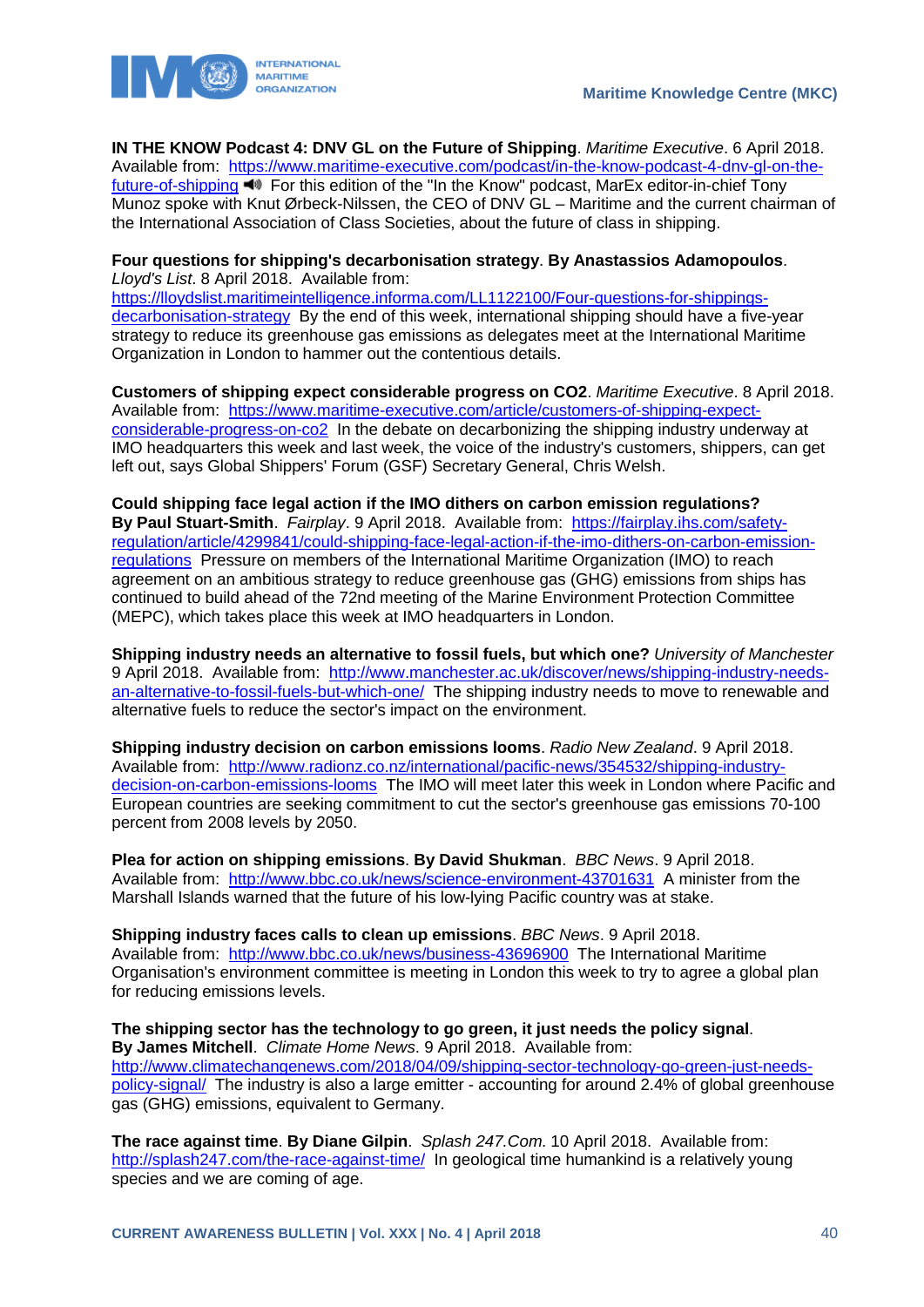**IN THE KNOW Podcast 4: DNV GL on the Future of Shipping**. *Maritime Executive*. 6 April 2018. Available from: https://www.maritime-executive.com/podcast/in-the-know-podcast-4-dnv-gl-on-the-future-of-shipping 🔊 For this edition of the "In the Know" podcast, MarEx editor-in-chief Tony Munoz spoke with Knut Ørbeck-Nilssen, the CEO of DNV GL – Maritime and the current chairman of the International Association of Class Societies, about the future of class in shipping.

**Four questions for shipping's decarbonisation strategy**. **By Anastassios Adamopoulos**. *Lloyd's List*. 8 April 2018. Available from: https://lloydslist.maritimeintelligence.informa.com/LL1122100/Four-questions-for-shippings-decarbonisation-strategy By the end of this week, international shipping should have a five-year strategy to reduce its greenhouse gas emissions as delegates meet at the International Maritime Organization in London to hammer out the contentious details.

**Customers of shipping expect considerable progress on CO2**. *Maritime Executive*. 8 April 2018. Available from: https://www.maritime-executive.com/article/customers-of-shipping-expect-considerable-progress-on-co2 In the debate on decarbonizing the shipping industry underway at IMO headquarters this week and last week, the voice of the industry's customers, shippers, can get left out, says Global Shippers' Forum (GSF) Secretary General, Chris Welsh.

**Could shipping face legal action if the IMO dithers on carbon emission regulations? By Paul Stuart-Smith**. *Fairplay*. 9 April 2018. Available from: https://fairplay.ihs.com/safety-regulation/article/4299841/could-shipping-face-legal-action-if-the-imo-dithers-on-carbon-emission-regulations Pressure on members of the International Maritime Organization (IMO) to reach agreement on an ambitious strategy to reduce greenhouse gas (GHG) emissions from ships has continued to build ahead of the 72nd meeting of the Marine Environment Protection Committee (MEPC), which takes place this week at IMO headquarters in London.

**Shipping industry needs an alternative to fossil fuels, but which one?** *University of Manchester* 9 April 2018. Available from: http://www.manchester.ac.uk/discover/news/shipping-industry-needs-an-alternative-to-fossil-fuels-but-which-one/ The shipping industry needs to move to renewable and alternative fuels to reduce the sector's impact on the environment.

**Shipping industry decision on carbon emissions looms**. *Radio New Zealand*. 9 April 2018. Available from: http://www.radionz.co.nz/international/pacific-news/354532/shipping-industry-decision-on-carbon-emissions-looms The IMO will meet later this week in London where Pacific and European countries are seeking commitment to cut the sector's greenhouse gas emissions 70-100 percent from 2008 levels by 2050.

**Plea for action on shipping emissions**. **By David Shukman**. *BBC News*. 9 April 2018. Available from: http://www.bbc.co.uk/news/science-environment-43701631 A minister from the Marshall Islands warned that the future of his low-lying Pacific country was at stake.

**Shipping industry faces calls to clean up emissions**. *BBC News*. 9 April 2018. Available from: http://www.bbc.co.uk/news/business-43696900 The International Maritime Organisation's environment committee is meeting in London this week to try to agree a global plan for reducing emissions levels.

**The shipping sector has the technology to go green, it just needs the policy signal. By James Mitchell**. *Climate Home News*. 9 April 2018. Available from: http://www.climatechangenews.com/2018/04/09/shipping-sector-technology-go-green-just-needs-policy-signal/ The industry is also a large emitter - accounting for around 2.4% of global greenhouse gas (GHG) emissions, equivalent to Germany.

**The race against time**. **By Diane Gilpin**. *Splash 247.Com*. 10 April 2018. Available from: http://splash247.com/the-race-against-time/ In geological time humankind is a relatively young species and we are coming of age.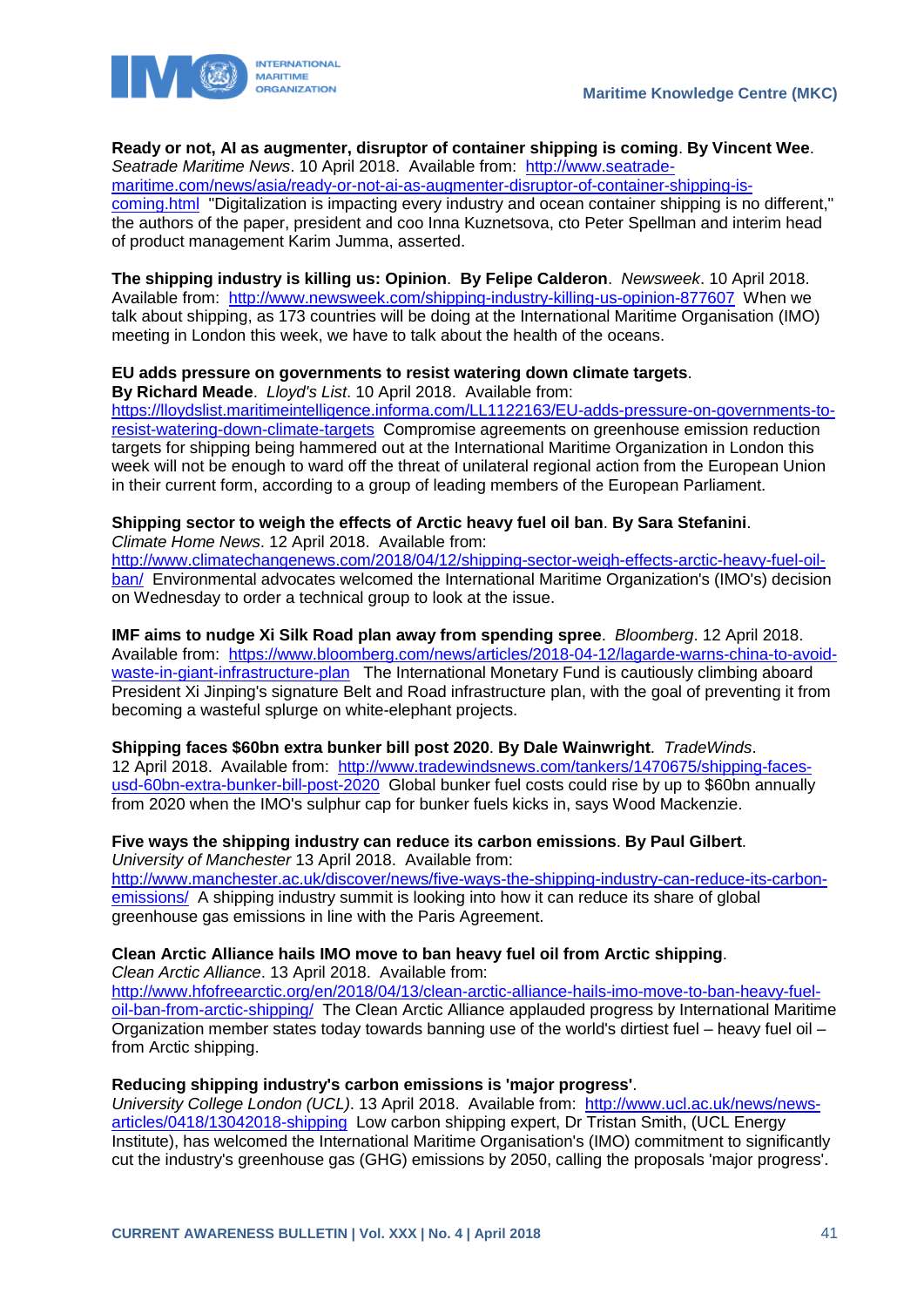**Ready or not, AI as augmenter, disruptor of container shipping is coming**. **By Vincent Wee**. *Seatrade Maritime News*. 10 April 2018. Available from: http://www.seatrade-maritime.com/news/asia/ready-or-not-ai-as-augmenter-disruptor-of-container-shipping-is-coming.html "Digitalization is impacting every industry and ocean container shipping is no different," the authors of the paper, president and coo Inna Kuznetsova, cto Peter Spellman and interim head of product management Karim Jumma, asserted.

**The shipping industry is killing us: Opinion**. **By Felipe Calderon**. *Newsweek*. 10 April 2018. Available from: http://www.newsweek.com/shipping-industry-killing-us-opinion-877607 When we talk about shipping, as 173 countries will be doing at the International Maritime Organisation (IMO) meeting in London this week, we have to talk about the health of the oceans.

**EU adds pressure on governments to resist watering down climate targets**. **By Richard Meade**. *Lloyd's List*. 10 April 2018. Available from: https://lloydslist.maritimeintelligence.informa.com/LL1122163/EU-adds-pressure-on-governments-to-resist-watering-down-climate-targets Compromise agreements on greenhouse emission reduction targets for shipping being hammered out at the International Maritime Organization in London this week will not be enough to ward off the threat of unilateral regional action from the European Union in their current form, according to a group of leading members of the European Parliament.

**Shipping sector to weigh the effects of Arctic heavy fuel oil ban**. **By Sara Stefanini**. *Climate Home News*. 12 April 2018. Available from: http://www.climatechangenews.com/2018/04/12/shipping-sector-weigh-effects-arctic-heavy-fuel-oil-ban/ Environmental advocates welcomed the International Maritime Organization's (IMO's) decision on Wednesday to order a technical group to look at the issue.

**IMF aims to nudge Xi Silk Road plan away from spending spree**. *Bloomberg*. 12 April 2018. Available from: https://www.bloomberg.com/news/articles/2018-04-12/lagarde-warns-china-to-avoid-waste-in-giant-infrastructure-plan The International Monetary Fund is cautiously climbing aboard President Xi Jinping's signature Belt and Road infrastructure plan, with the goal of preventing it from becoming a wasteful splurge on white-elephant projects.

**Shipping faces $60bn extra bunker bill post 2020**. **By Dale Wainwright**. *TradeWinds*. 12 April 2018. Available from: http://www.tradewindsnews.com/tankers/1470675/shipping-faces-usd-60bn-extra-bunker-bill-post-2020 Global bunker fuel costs could rise by up to $60bn annually from 2020 when the IMO's sulphur cap for bunker fuels kicks in, says Wood Mackenzie.

**Five ways the shipping industry can reduce its carbon emissions**. **By Paul Gilbert**. *University of Manchester* 13 April 2018. Available from: http://www.manchester.ac.uk/discover/news/five-ways-the-shipping-industry-can-reduce-its-carbon-emissions/ A shipping industry summit is looking into how it can reduce its share of global greenhouse gas emissions in line with the Paris Agreement.

**Clean Arctic Alliance hails IMO move to ban heavy fuel oil from Arctic shipping**. *Clean Arctic Alliance*. 13 April 2018. Available from: http://www.hfofreearctic.org/en/2018/04/13/clean-arctic-alliance-hails-imo-move-to-ban-heavy-fuel-oil-ban-from-arctic-shipping/ The Clean Arctic Alliance applauded progress by International Maritime Organization member states today towards banning use of the world's dirtiest fuel – heavy fuel oil – from Arctic shipping.

**Reducing shipping industry's carbon emissions is 'major progress'**. *University College London (UCL)*. 13 April 2018. Available from: http://www.ucl.ac.uk/news/news-articles/0418/13042018-shipping Low carbon shipping expert, Dr Tristan Smith, (UCL Energy Institute), has welcomed the International Maritime Organisation's (IMO) commitment to significantly cut the industry's greenhouse gas (GHG) emissions by 2050, calling the proposals 'major progress'.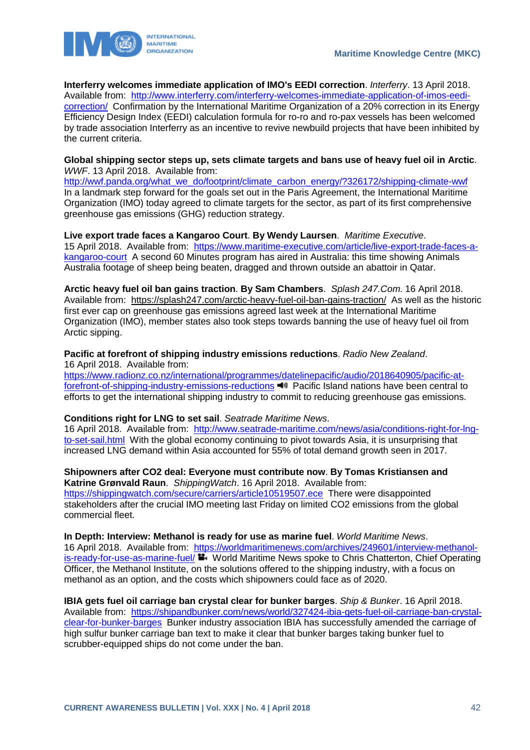**Interferry welcomes immediate application of IMO's EEDI correction**. *Interferry*. 13 April 2018. Available from: http://www.interferry.com/interferry-welcomes-immediate-application-of-imos-eedi-correction/ Confirmation by the International Maritime Organization of a 20% correction in its Energy Efficiency Design Index (EEDI) calculation formula for ro-ro and ro-pax vessels has been welcomed by trade association Interferry as an incentive to revive newbuild projects that have been inhibited by the current criteria.

**Global shipping sector steps up, sets climate targets and bans use of heavy fuel oil in Arctic**. *WWF*. 13 April 2018. Available from: http://wwf.panda.org/what_we_do/footprint/climate_carbon_energy/?326172/shipping-climate-wwf In a landmark step forward for the goals set out in the Paris Agreement, the International Maritime Organization (IMO) today agreed to climate targets for the sector, as part of its first comprehensive greenhouse gas emissions (GHG) reduction strategy.

**Live export trade faces a Kangaroo Court**. **By Wendy Laursen**. *Maritime Executive*. 15 April 2018. Available from: https://www.maritime-executive.com/article/live-export-trade-faces-a-kangaroo-court A second 60 Minutes program has aired in Australia: this time showing Animals Australia footage of sheep being beaten, dragged and thrown outside an abattoir in Qatar.

**Arctic heavy fuel oil ban gains traction**. **By Sam Chambers**. *Splash 247.Com*. 16 April 2018. Available from: https://splash247.com/arctic-heavy-fuel-oil-ban-gains-traction/ As well as the historic first ever cap on greenhouse gas emissions agreed last week at the International Maritime Organization (IMO), member states also took steps towards banning the use of heavy fuel oil from Arctic sipping.

**Pacific at forefront of shipping industry emissions reductions**. *Radio New Zealand*. 16 April 2018. Available from: https://www.radionz.co.nz/international/programmes/datelinepacific/audio/2018640905/pacific-at-forefront-of-shipping-industry-emissions-reductions Pacific Island nations have been central to efforts to get the international shipping industry to commit to reducing greenhouse gas emissions.

**Conditions right for LNG to set sail**. *Seatrade Maritime News*. 16 April 2018. Available from: http://www.seatrade-maritime.com/news/asia/conditions-right-for-lng-to-set-sail.html With the global economy continuing to pivot towards Asia, it is unsurprising that increased LNG demand within Asia accounted for 55% of total demand growth seen in 2017.

**Shipowners after CO2 deal: Everyone must contribute now**. **By Tomas Kristiansen and Katrine Grønvald Raun**. *ShippingWatch*. 16 April 2018. Available from: https://shippingwatch.com/secure/carriers/article10519507.ece There were disappointed stakeholders after the crucial IMO meeting last Friday on limited $CO_2$ emissions from the global commercial fleet.

**In Depth: Interview: Methanol is ready for use as marine fuel**. *World Maritime News*. 16 April 2018. Available from: https://worldmaritimenews.com/archives/249601/interview-methanol-is-ready-for-use-as-marine-fuel/ World Maritime News spoke to Chris Chatterton, Chief Operating Officer, the Methanol Institute, on the solutions offered to the shipping industry, with a focus on methanol as an option, and the costs which shipowners could face as of 2020.

**IBIA gets fuel oil carriage ban crystal clear for bunker barges**. *Ship & Bunker*. 16 April 2018. Available from: https://shipandbunker.com/news/world/327424-ibia-gets-fuel-oil-carriage-ban-crystal-clear-for-bunker-barges Bunker industry association IBIA has successfully amended the carriage of high sulfur bunker carriage ban text to make it clear that bunker barges taking bunker fuel to scrubber-equipped ships do not come under the ban.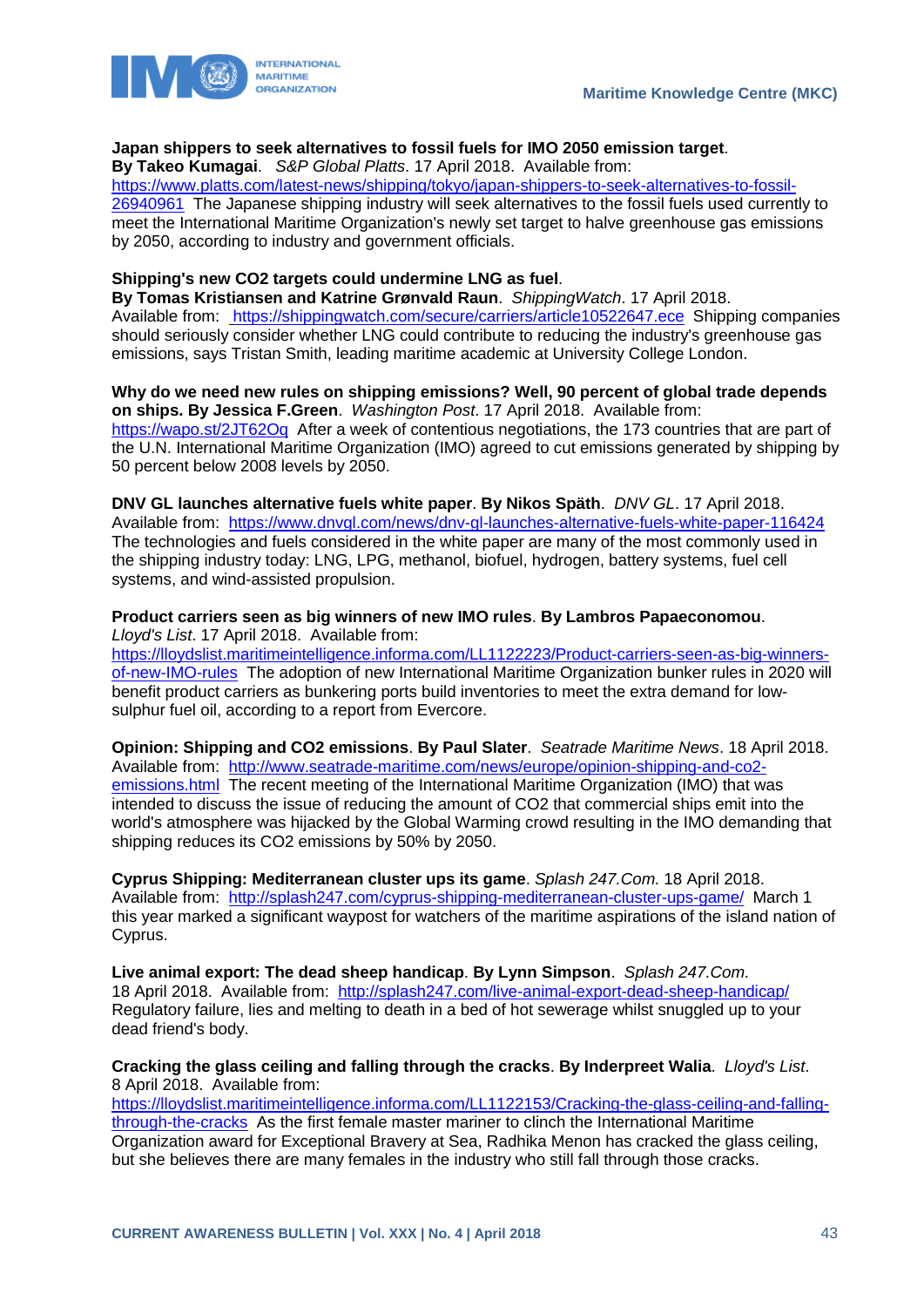**Japan shippers to seek alternatives to fossil fuels for IMO 2050 emission target**.
**By Takeo Kumagai**. *S&P Global Platts*. 17 April 2018. Available from:
https://www.platts.com/latest-news/shipping/tokyo/japan-shippers-to-seek-alternatives-to-fossil-26940961 The Japanese shipping industry will seek alternatives to the fossil fuels used currently to meet the International Maritime Organization's newly set target to halve greenhouse gas emissions by 2050, according to industry and government officials.

**Shipping's new CO2 targets could undermine LNG as fuel**.
**By Tomas Kristiansen and Katrine Grønvald Raun**. *ShippingWatch*. 17 April 2018.
Available from: https://shippingwatch.com/secure/carriers/article10522647.ece Shipping companies should seriously consider whether LNG could contribute to reducing the industry's greenhouse gas emissions, says Tristan Smith, leading maritime academic at University College London.

**Why do we need new rules on shipping emissions? Well, 90 percent of global trade depends on ships. By Jessica F.Green**. *Washington Post*. 17 April 2018. Available from:
https://wapo.st/2JT62Oq After a week of contentious negotiations, the 173 countries that are part of the U.N. International Maritime Organization (IMO) agreed to cut emissions generated by shipping by 50 percent below 2008 levels by 2050.

**DNV GL launches alternative fuels white paper**. **By Nikos Späth**. *DNV GL*. 17 April 2018.
Available from: https://www.dnvgl.com/news/dnv-gl-launches-alternative-fuels-white-paper-116424
The technologies and fuels considered in the white paper are many of the most commonly used in the shipping industry today: LNG, LPG, methanol, biofuel, hydrogen, battery systems, fuel cell systems, and wind-assisted propulsion.

**Product carriers seen as big winners of new IMO rules**. **By Lambros Papaeconomou**.
*Lloyd's List*. 17 April 2018. Available from:
https://lloydslist.maritimeintelligence.informa.com/LL1122223/Product-carriers-seen-as-big-winners-of-new-IMO-rules The adoption of new International Maritime Organization bunker rules in 2020 will benefit product carriers as bunkering ports build inventories to meet the extra demand for low-sulphur fuel oil, according to a report from Evercore.

**Opinion: Shipping and CO2 emissions**. **By Paul Slater**. *Seatrade Maritime News*. 18 April 2018.
Available from: http://www.seatrade-maritime.com/news/europe/opinion-shipping-and-co2-emissions.html The recent meeting of the International Maritime Organization (IMO) that was intended to discuss the issue of reducing the amount of CO2 that commercial ships emit into the world's atmosphere was hijacked by the Global Warming crowd resulting in the IMO demanding that shipping reduces its CO2 emissions by 50% by 2050.

**Cyprus Shipping: Mediterranean cluster ups its game**. *Splash 247.Com*. 18 April 2018.
Available from: http://splash247.com/cyprus-shipping-mediterranean-cluster-ups-game/ March 1 this year marked a significant waypost for watchers of the maritime aspirations of the island nation of Cyprus.

**Live animal export: The dead sheep handicap**. **By Lynn Simpson**. *Splash 247.Com*.
18 April 2018. Available from: http://splash247.com/live-animal-export-dead-sheep-handicap/
Regulatory failure, lies and melting to death in a bed of hot sewerage whilst snuggled up to your dead friend's body.

**Cracking the glass ceiling and falling through the cracks**. **By Inderpreet Walia**. *Lloyd's List*.
8 April 2018. Available from:
https://lloydslist.maritimeintelligence.informa.com/LL1122153/Cracking-the-glass-ceiling-and-falling-through-the-cracks As the first female master mariner to clinch the International Maritime Organization award for Exceptional Bravery at Sea, Radhika Menon has cracked the glass ceiling, but she believes there are many females in the industry who still fall through those cracks.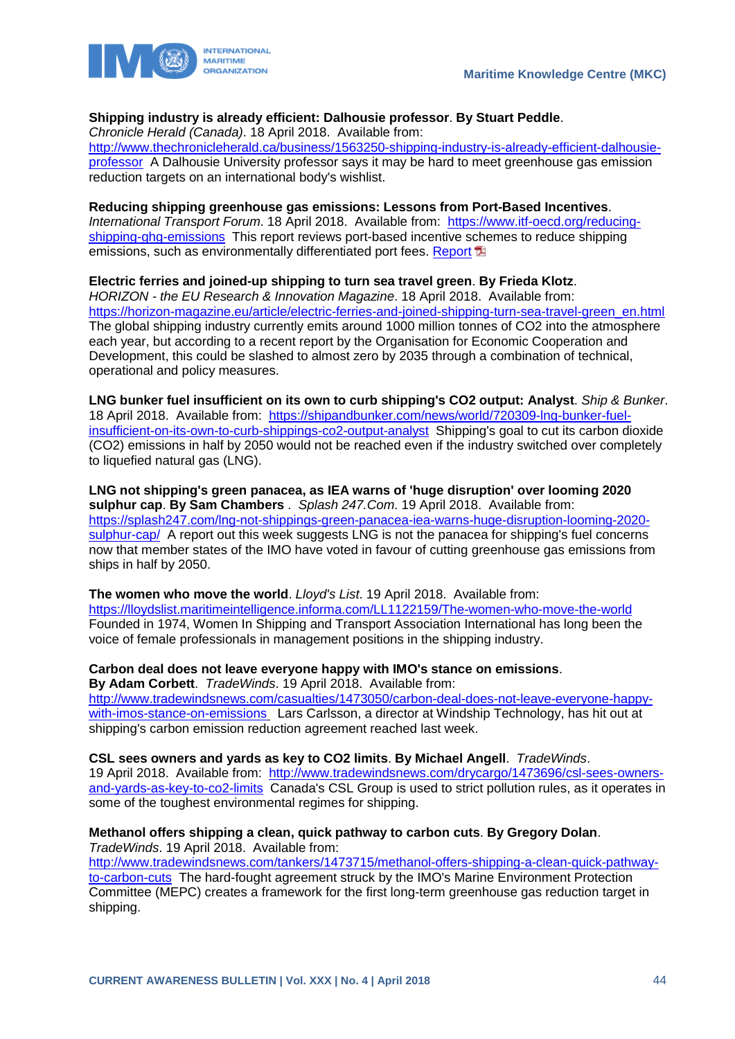**Shipping industry is already efficient: Dalhousie professor**. **By Stuart Peddle**.
*Chronicle Herald (Canada)*. 18 April 2018. Available from:
[http://www.thechronicleherald.ca/business/1563250-shipping-industry-is-already-efficient-dalhousie-professor](http://www.thechronicleherald.ca/business/1563250-shipping-industry-is-already-efficient-dalhousie-professor) A Dalhousie University professor says it may be hard to meet greenhouse gas emission reduction targets on an international body's wishlist.

**Reducing shipping greenhouse gas emissions: Lessons from Port-Based Incentives**.
*International Transport Forum*. 18 April 2018. Available from: [https://www.itf-oecd.org/reducing-shipping-ghg-emissions](https://www.itf-oecd.org/reducing-shipping-ghg-emissions) This report reviews port-based incentive schemes to reduce shipping emissions, such as environmentally differentiated port fees. Report

**Electric ferries and joined-up shipping to turn sea travel green**. **By Frieda Klotz**.
*HORIZON - the EU Research & Innovation Magazine*. 18 April 2018. Available from:
[https://horizon-magazine.eu/article/electric-ferries-and-joined-shipping-turn-sea-travel-green_en.html](https://horizon-magazine.eu/article/electric-ferries-and-joined-shipping-turn-sea-travel-green_en.html)
The global shipping industry currently emits around 1000 million tonnes of $CO_2$ into the atmosphere each year, but according to a recent report by the Organisation for Economic Cooperation and Development, this could be slashed to almost zero by 2035 through a combination of technical, operational and policy measures.

**LNG bunker fuel insufficient on its own to curb shipping's CO2 output: Analyst**. *Ship & Bunker*. 18 April 2018. Available from: [https://shipandbunker.com/news/world/720309-lng-bunker-fuel-insufficient-on-its-own-to-curb-shippings-co2-output-analyst](https://shipandbunker.com/news/world/720309-lng-bunker-fuel-insufficient-on-its-own-to-curb-shippings-co2-output-analyst) Shipping's goal to cut its carbon dioxide ($CO_2$) emissions in half by 2050 would not be reached even if the industry switched over completely to liquefied natural gas (LNG).

**LNG not shipping's green panacea, as IEA warns of 'huge disruption' over looming 2020 sulphur cap**. **By Sam Chambers** . *Splash 247.Com*. 19 April 2018. Available from:
[https://splash247.com/lng-not-shippings-green-panacea-iea-warns-huge-disruption-looming-2020-sulphur-cap/](https://splash247.com/lng-not-shippings-green-panacea-iea-warns-huge-disruption-looming-2020-sulphur-cap/) A report out this week suggests LNG is not the panacea for shipping's fuel concerns now that member states of the IMO have voted in favour of cutting greenhouse gas emissions from ships in half by 2050.

**The women who move the world**. *Lloyd's List*. 19 April 2018. Available from:
[https://lloydslist.maritimeintelligence.informa.com/LL1122159/The-women-who-move-the-world](https://lloydslist.maritimeintelligence.informa.com/LL1122159/The-women-who-move-the-world)
Founded in 1974, Women In Shipping and Transport Association International has long been the voice of female professionals in management positions in the shipping industry.

**Carbon deal does not leave everyone happy with IMO's stance on emissions**.
**By Adam Corbett**. *TradeWinds*. 19 April 2018. Available from:
[http://www.tradewindsnews.com/casualties/1473050/carbon-deal-does-not-leave-everyone-happy-with-imos-stance-on-emissions](http://www.tradewindsnews.com/casualties/1473050/carbon-deal-does-not-leave-everyone-happy-with-imos-stance-on-emissions) Lars Carlsson, a director at Windship Technology, has hit out at shipping's carbon emission reduction agreement reached last week.

**CSL sees owners and yards as key to CO2 limits**. **By Michael Angell**. *TradeWinds*.
19 April 2018. Available from: [http://www.tradewindsnews.com/drycargo/1473696/csl-sees-owners-and-yards-as-key-to-co2-limits](http://www.tradewindsnews.com/drycargo/1473696/csl-sees-owners-and-yards-as-key-to-co2-limits) Canada's CSL Group is used to strict pollution rules, as it operates in some of the toughest environmental regimes for shipping.

**Methanol offers shipping a clean, quick pathway to carbon cuts**. **By Gregory Dolan**.
*TradeWinds*. 19 April 2018. Available from:
[http://www.tradewindsnews.com/tankers/1473715/methanol-offers-shipping-a-clean-quick-pathway-to-carbon-cuts](http://www.tradewindsnews.com/tankers/1473715/methanol-offers-shipping-a-clean-quick-pathway-to-carbon-cuts) The hard-fought agreement struck by the IMO's Marine Environment Protection Committee (MEPC) creates a framework for the first long-term greenhouse gas reduction target in shipping.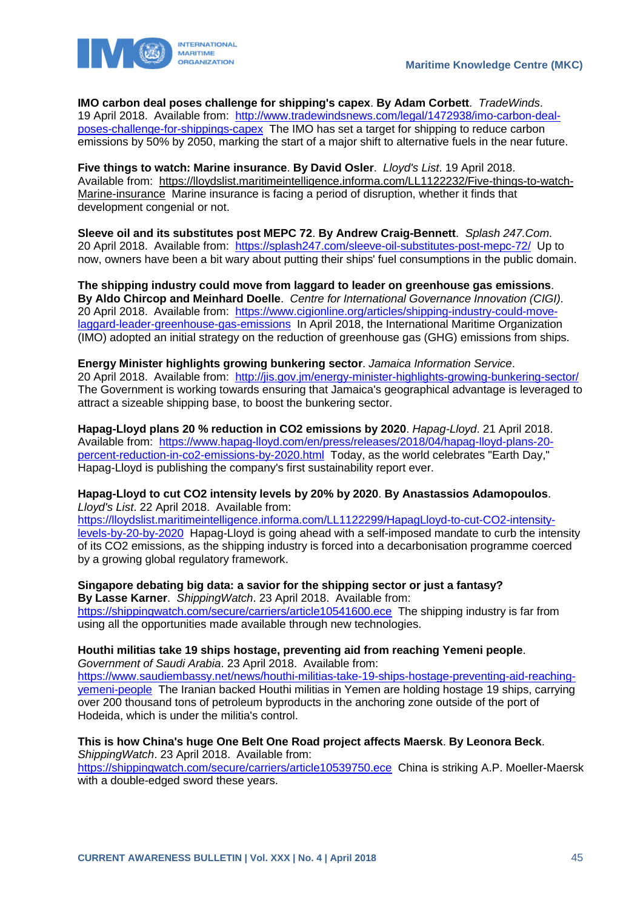**IMO carbon deal poses challenge for shipping's capex**. **By Adam Corbett**. *TradeWinds*. 19 April 2018. Available from: http://www.tradewindsnews.com/legal/1472938/imo-carbon-deal-poses-challenge-for-shippings-capex The IMO has set a target for shipping to reduce carbon emissions by 50% by 2050, marking the start of a major shift to alternative fuels in the near future.

**Five things to watch: Marine insurance**. **By David Osler**. *Lloyd's List*. 19 April 2018. Available from: https://lloydslist.maritimeintelligence.informa.com/LL1122232/Five-things-to-watch-Marine-insurance Marine insurance is facing a period of disruption, whether it finds that development congenial or not.

**Sleeve oil and its substitutes post MEPC 72**. **By Andrew Craig-Bennett**. *Splash 247.Com*. 20 April 2018. Available from: https://splash247.com/sleeve-oil-substitutes-post-mepc-72/ Up to now, owners have been a bit wary about putting their ships' fuel consumptions in the public domain.

**The shipping industry could move from laggard to leader on greenhouse gas emissions**. **By Aldo Chircop and Meinhard Doelle**. *Centre for International Governance Innovation (CIGI)*. 20 April 2018. Available from: https://www.cigionline.org/articles/shipping-industry-could-move-laggard-leader-greenhouse-gas-emissions In April 2018, the International Maritime Organization (IMO) adopted an initial strategy on the reduction of greenhouse gas (GHG) emissions from ships.

**Energy Minister highlights growing bunkering sector**. *Jamaica Information Service*. 20 April 2018. Available from: http://jis.gov.jm/energy-minister-highlights-growing-bunkering-sector/ The Government is working towards ensuring that Jamaica's geographical advantage is leveraged to attract a sizeable shipping base, to boost the bunkering sector.

**Hapag-Lloyd plans 20 % reduction in $CO_2$ emissions by 2020**. *Hapag-Lloyd*. 21 April 2018. Available from: https://www.hapag-lloyd.com/en/press/releases/2018/04/hapag-lloyd-plans-20-percent-reduction-in-co2-emissions-by-2020.html Today, as the world celebrates "Earth Day," Hapag-Lloyd is publishing the company's first sustainability report ever.

**Hapag-Lloyd to cut $CO_2$ intensity levels by 20% by 2020**. **By Anastassios Adamopoulos**. *Lloyd's List*. 22 April 2018. Available from: https://lloydslist.maritimeintelligence.informa.com/LL1122299/HapagLloyd-to-cut-CO2-intensity-levels-by-20-by-2020 Hapag-Lloyd is going ahead with a self-imposed mandate to curb the intensity of its $CO_2$ emissions, as the shipping industry is forced into a decarbonisation programme coerced by a growing global regulatory framework.

**Singapore debating big data: a savior for the shipping sector or just a fantasy?** **By Lasse Karner**. *ShippingWatch*. 23 April 2018. Available from: https://shippingwatch.com/secure/carriers/article10541600.ece The shipping industry is far from using all the opportunities made available through new technologies.

**Houthi militias take 19 ships hostage, preventing aid from reaching Yemeni people**. *Government of Saudi Arabia*. 23 April 2018. Available from: https://www.saudiembassy.net/news/houthi-militias-take-19-ships-hostage-preventing-aid-reaching-yemeni-people The Iranian backed Houthi militias in Yemen are holding hostage 19 ships, carrying over 200 thousand tons of petroleum byproducts in the anchoring zone outside of the port of Hodeida, which is under the militia's control.

**This is how China's huge One Belt One Road project affects Maersk**. **By Leonora Beck**. *ShippingWatch*. 23 April 2018. Available from: https://shippingwatch.com/secure/carriers/article10539750.ece China is striking A.P. Moeller-Maersk with a double-edged sword these years.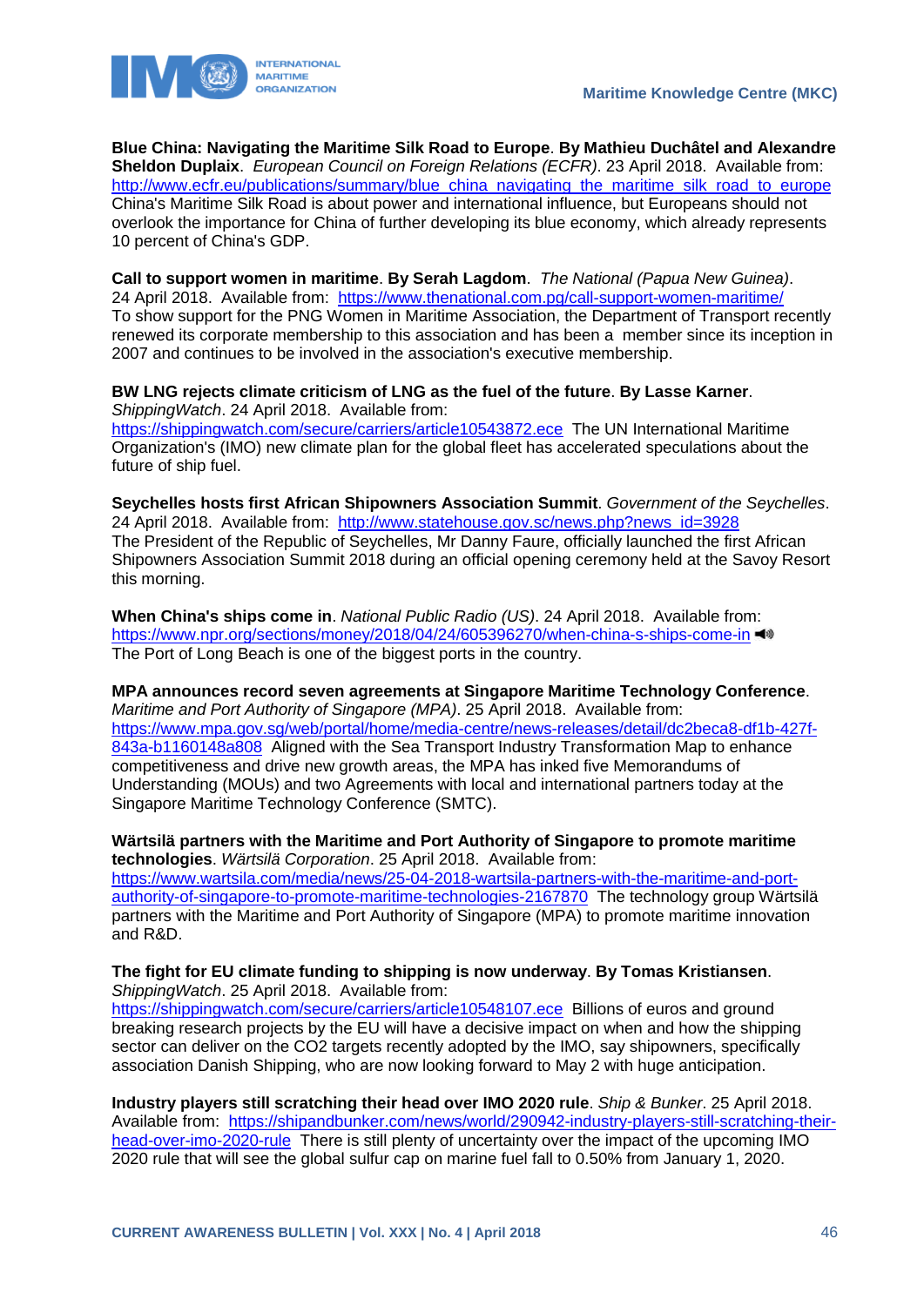**Blue China: Navigating the Maritime Silk Road to Europe**. **By Mathieu Duchâtel and Alexandre Sheldon Duplaix**. *European Council on Foreign Relations (ECFR)*. 23 April 2018. Available from: http://www.ecfr.eu/publications/summary/blue_china_navigating_the_maritime_silk_road_to_europe China's Maritime Silk Road is about power and international influence, but Europeans should not overlook the importance for China of further developing its blue economy, which already represents 10 percent of China's GDP.

**Call to support women in maritime**. **By Serah Lagdom**. *The National (Papua New Guinea)*. 24 April 2018. Available from: https://www.thenational.com.pg/call-support-women-maritime/ To show support for the PNG Women in Maritime Association, the Department of Transport recently renewed its corporate membership to this association and has been a member since its inception in 2007 and continues to be involved in the association's executive membership.

**BW LNG rejects climate criticism of LNG as the fuel of the future**. **By Lasse Karner**. *ShippingWatch*. 24 April 2018. Available from: https://shippingwatch.com/secure/carriers/article10543872.ece The UN International Maritime Organization's (IMO) new climate plan for the global fleet has accelerated speculations about the future of ship fuel.

**Seychelles hosts first African Shipowners Association Summit**. *Government of the Seychelles*. 24 April 2018. Available from: http://www.statehouse.gov.sc/news.php?news_id=3928 The President of the Republic of Seychelles, Mr Danny Faure, officially launched the first African Shipowners Association Summit 2018 during an official opening ceremony held at the Savoy Resort this morning.

**When China's ships come in**. *National Public Radio (US)*. 24 April 2018. Available from: https://www.npr.org/sections/money/2018/04/24/605396270/when-china-s-ships-come-in The Port of Long Beach is one of the biggest ports in the country.

**MPA announces record seven agreements at Singapore Maritime Technology Conference**. *Maritime and Port Authority of Singapore (MPA)*. 25 April 2018. Available from: https://www.mpa.gov.sg/web/portal/home/media-centre/news-releases/detail/dc2beca8-df1b-427f-843a-b1160148a808 Aligned with the Sea Transport Industry Transformation Map to enhance competitiveness and drive new growth areas, the MPA has inked five Memorandums of Understanding (MOUs) and two Agreements with local and international partners today at the Singapore Maritime Technology Conference (SMTC).

**Wärtsilä partners with the Maritime and Port Authority of Singapore to promote maritime technologies**. *Wärtsilä Corporation*. 25 April 2018. Available from: https://www.wartsila.com/media/news/25-04-2018-wartsila-partners-with-the-maritime-and-port-authority-of-singapore-to-promote-maritime-technologies-2167870 The technology group Wärtsilä partners with the Maritime and Port Authority of Singapore (MPA) to promote maritime innovation and R&D.

**The fight for EU climate funding to shipping is now underway**. **By Tomas Kristiansen**. *ShippingWatch*. 25 April 2018. Available from: https://shippingwatch.com/secure/carriers/article10548107.ece Billions of euros and ground breaking research projects by the EU will have a decisive impact on when and how the shipping sector can deliver on the CO2 targets recently adopted by the IMO, say shipowners, specifically association Danish Shipping, who are now looking forward to May 2 with huge anticipation.

**Industry players still scratching their head over IMO 2020 rule**. *Ship & Bunker*. 25 April 2018. Available from: https://shipandbunker.com/news/world/290942-industry-players-still-scratching-their-head-over-imo-2020-rule There is still plenty of uncertainty over the impact of the upcoming IMO 2020 rule that will see the global sulfur cap on marine fuel fall to 0.50% from January 1, 2020.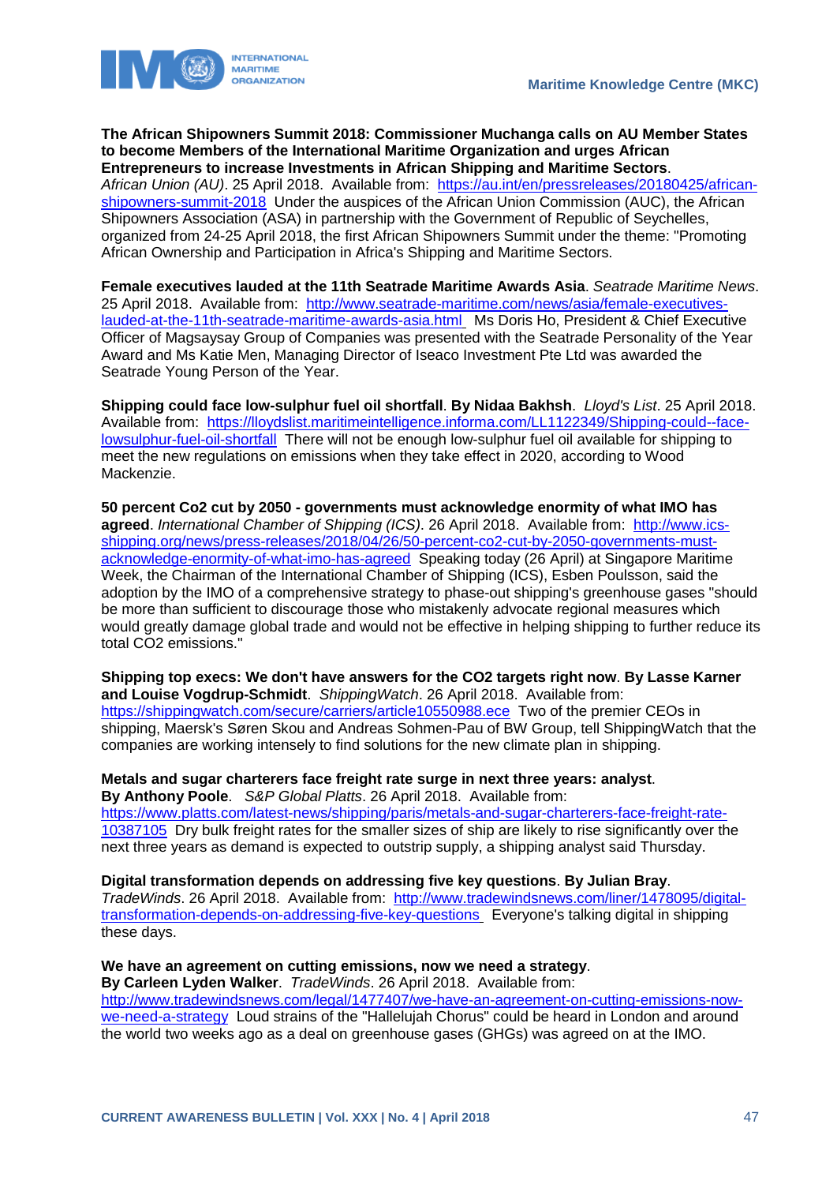**The African Shipowners Summit 2018: Commissioner Muchanga calls on AU Member States to become Members of the International Maritime Organization and urges African Entrepreneurs to increase Investments in African Shipping and Maritime Sectors**. *African Union (AU)*. 25 April 2018. Available from: https://au.int/en/pressreleases/20180425/african-shipowners-summit-2018 Under the auspices of the African Union Commission (AUC), the African Shipowners Association (ASA) in partnership with the Government of Republic of Seychelles, organized from 24-25 April 2018, the first African Shipowners Summit under the theme: "Promoting African Ownership and Participation in Africa's Shipping and Maritime Sectors.

**Female executives lauded at the 11th Seatrade Maritime Awards Asia**. *Seatrade Maritime News*. 25 April 2018. Available from: http://www.seatrade-maritime.com/news/asia/female-executives-lauded-at-the-11th-seatrade-maritime-awards-asia.html Ms Doris Ho, President & Chief Executive Officer of Magsaysay Group of Companies was presented with the Seatrade Personality of the Year Award and Ms Katie Men, Managing Director of Iseaco Investment Pte Ltd was awarded the Seatrade Young Person of the Year.

**Shipping could face low-sulphur fuel oil shortfall**. **By Nidaa Bakhsh**. *Lloyd's List*. 25 April 2018. Available from: https://lloydslist.maritimeintelligence.informa.com/LL1122349/Shipping-could--face-lowsulphur-fuel-oil-shortfall There will not be enough low-sulphur fuel oil available for shipping to meet the new regulations on emissions when they take effect in 2020, according to Wood Mackenzie.

**50 percent Co2 cut by 2050 - governments must acknowledge enormity of what IMO has agreed**. *International Chamber of Shipping (ICS)*. 26 April 2018. Available from: http://www.ics-shipping.org/news/press-releases/2018/04/26/50-percent-co2-cut-by-2050-governments-must-acknowledge-enormity-of-what-imo-has-agreed Speaking today (26 April) at Singapore Maritime Week, the Chairman of the International Chamber of Shipping (ICS), Esben Poulsson, said the adoption by the IMO of a comprehensive strategy to phase-out shipping's greenhouse gases "should be more than sufficient to discourage those who mistakenly advocate regional measures which would greatly damage global trade and would not be effective in helping shipping to further reduce its total CO2 emissions."

**Shipping top execs: We don't have answers for the CO2 targets right now**. **By Lasse Karner and Louise Vogdrup-Schmidt**. *ShippingWatch*. 26 April 2018. Available from: https://shippingwatch.com/secure/carriers/article10550988.ece Two of the premier CEOs in shipping, Maersk's Søren Skou and Andreas Sohmen-Pau of BW Group, tell ShippingWatch that the companies are working intensely to find solutions for the new climate plan in shipping.

**Metals and sugar charterers face freight rate surge in next three years: analyst**. **By Anthony Poole**. *S&P Global Platts*. 26 April 2018. Available from: https://www.platts.com/latest-news/shipping/paris/metals-and-sugar-charterers-face-freight-rate-10387105 Dry bulk freight rates for the smaller sizes of ship are likely to rise significantly over the next three years as demand is expected to outstrip supply, a shipping analyst said Thursday.

**Digital transformation depends on addressing five key questions**. **By Julian Bray**. *TradeWinds*. 26 April 2018. Available from: http://www.tradewindsnews.com/liner/1478095/digital-transformation-depends-on-addressing-five-key-questions Everyone's talking digital in shipping these days.

**We have an agreement on cutting emissions, now we need a strategy**. **By Carleen Lyden Walker**. *TradeWinds*. 26 April 2018. Available from: http://www.tradewindsnews.com/legal/1477407/we-have-an-agreement-on-cutting-emissions-now-we-need-a-strategy Loud strains of the "Hallelujah Chorus" could be heard in London and around the world two weeks ago as a deal on greenhouse gases (GHGs) was agreed on at the IMO.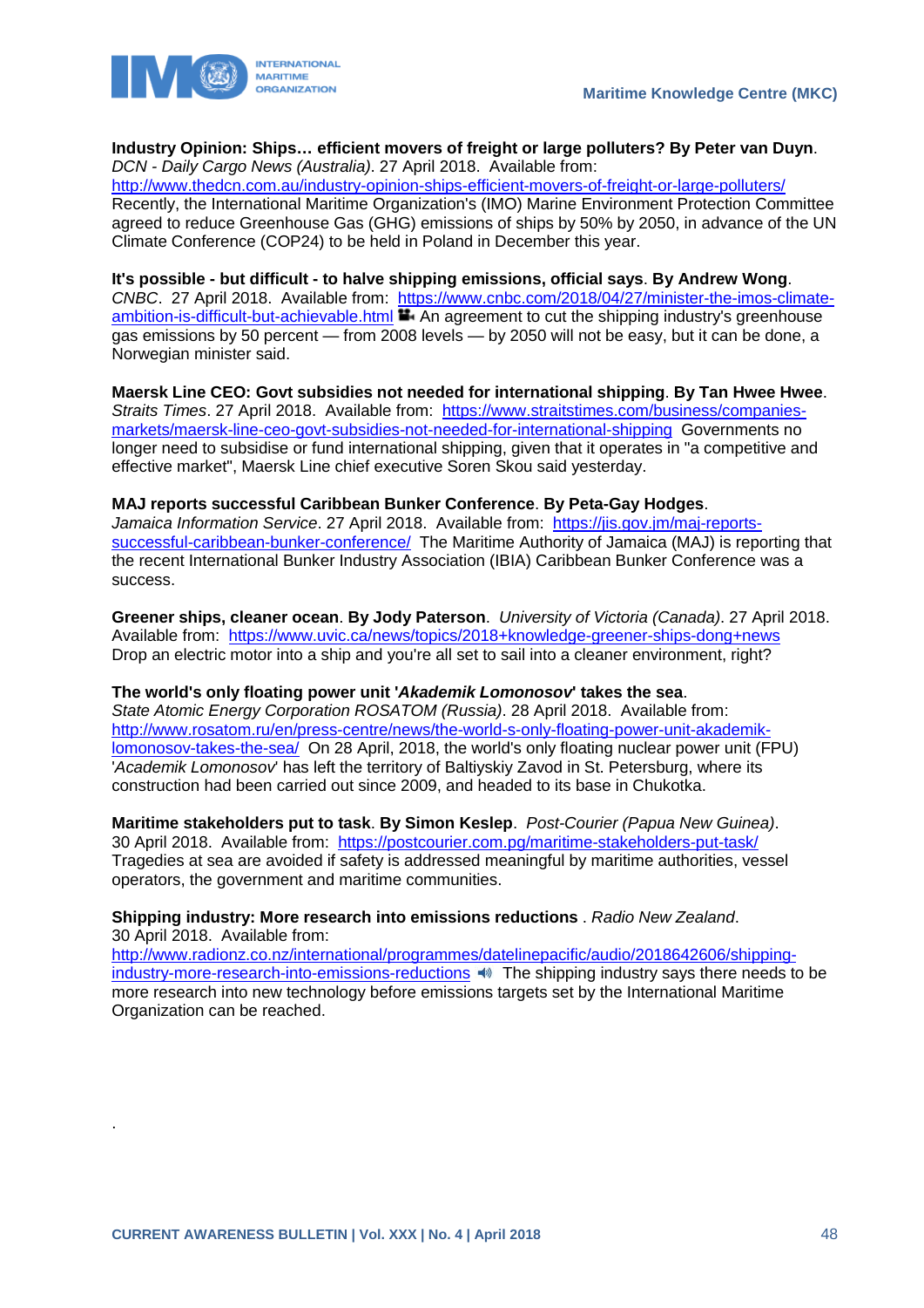**Industry Opinion: Ships… efficient movers of freight or large polluters? By Peter van Duyn**. *DCN - Daily Cargo News (Australia)*. 27 April 2018. Available from: http://www.thedcn.com.au/industry-opinion-ships-efficient-movers-of-freight-or-large-polluters/ Recently, the International Maritime Organization's (IMO) Marine Environment Protection Committee agreed to reduce Greenhouse Gas (GHG) emissions of ships by 50% by 2050, in advance of the UN Climate Conference (COP24) to be held in Poland in December this year.

**It's possible - but difficult - to halve shipping emissions, official says**. **By Andrew Wong**. *CNBC*. 27 April 2018. Available from: https://www.cnbc.com/2018/04/27/minister-the-imos-climate-ambition-is-difficult-but-achievable.html An agreement to cut the shipping industry's greenhouse gas emissions by 50 percent — from 2008 levels — by 2050 will not be easy, but it can be done, a Norwegian minister said.

**Maersk Line CEO: Govt subsidies not needed for international shipping**. **By Tan Hwee Hwee**. *Straits Times*. 27 April 2018. Available from: https://www.straitstimes.com/business/companies-markets/maersk-line-ceo-govt-subsidies-not-needed-for-international-shipping Governments no longer need to subsidise or fund international shipping, given that it operates in "a competitive and effective market", Maersk Line chief executive Soren Skou said yesterday.

**MAJ reports successful Caribbean Bunker Conference**. **By Peta-Gay Hodges**. *Jamaica Information Service*. 27 April 2018. Available from: https://jis.gov.jm/maj-reports-successful-caribbean-bunker-conference/ The Maritime Authority of Jamaica (MAJ) is reporting that the recent International Bunker Industry Association (IBIA) Caribbean Bunker Conference was a success.

**Greener ships, cleaner ocean**. **By Jody Paterson**. *University of Victoria (Canada)*. 27 April 2018. Available from: https://www.uvic.ca/news/topics/2018+knowledge-greener-ships-dong+news Drop an electric motor into a ship and you're all set to sail into a cleaner environment, right?

**The world's only floating power unit '*Akademik Lomonosov*' takes the sea**. *State Atomic Energy Corporation ROSATOM (Russia)*. 28 April 2018. Available from: http://www.rosatom.ru/en/press-centre/news/the-world-s-only-floating-power-unit-akademik-lomonosov-takes-the-sea/ On 28 April, 2018, the world's only floating nuclear power unit (FPU) '*Academik Lomonosov*' has left the territory of Baltiyskiy Zavod in St. Petersburg, where its construction had been carried out since 2009, and headed to its base in Chukotka.

**Maritime stakeholders put to task**. **By Simon Keslep**. *Post-Courier (Papua New Guinea)*. 30 April 2018. Available from: https://postcourier.com.pg/maritime-stakeholders-put-task/ Tragedies at sea are avoided if safety is addressed meaningful by maritime authorities, vessel operators, the government and maritime communities.

**Shipping industry: More research into emissions reductions** . *Radio New Zealand*. 30 April 2018. Available from: http://www.radionz.co.nz/international/programmes/datelinepacific/audio/2018642606/shipping-industry-more-research-into-emissions-reductions The shipping industry says there needs to be more research into new technology before emissions targets set by the International Maritime Organization can be reached.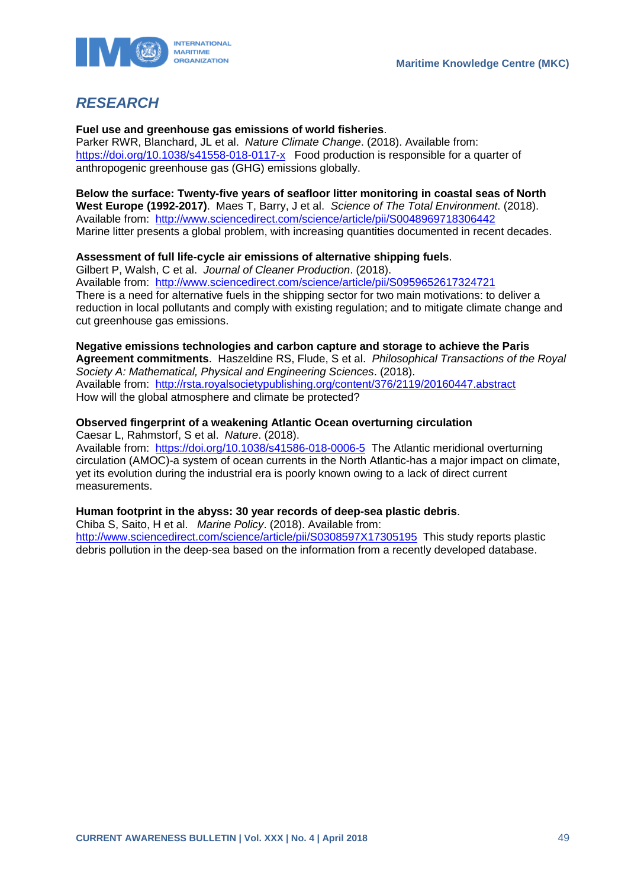## *RESEARCH*

**Fuel use and greenhouse gas emissions of world fisheries**.
Parker RWR, Blanchard, JL et al. *Nature Climate Change*. (2018). Available from: https://doi.org/10.1038/s41558-018-0117-x Food production is responsible for a quarter of anthropogenic greenhouse gas (GHG) emissions globally.

**Below the surface: Twenty-five years of seafloor litter monitoring in coastal seas of North West Europe (1992-2017)**. Maes T, Barry, J et al. *Science of The Total Environment*. (2018). Available from: http://www.sciencedirect.com/science/article/pii/S0048969718306442
Marine litter presents a global problem, with increasing quantities documented in recent decades.

**Assessment of full life-cycle air emissions of alternative shipping fuels**.
Gilbert P, Walsh, C et al. *Journal of Cleaner Production*. (2018).
Available from: http://www.sciencedirect.com/science/article/pii/S0959652617324721
There is a need for alternative fuels in the shipping sector for two main motivations: to deliver a reduction in local pollutants and comply with existing regulation; and to mitigate climate change and cut greenhouse gas emissions.

**Negative emissions technologies and carbon capture and storage to achieve the Paris Agreement commitments**. Haszeldine RS, Flude, S et al. *Philosophical Transactions of the Royal Society A: Mathematical, Physical and Engineering Sciences*. (2018).
Available from: http://rsta.royalsocietypublishing.org/content/376/2119/20160447.abstract
How will the global atmosphere and climate be protected?

**Observed fingerprint of a weakening Atlantic Ocean overturning circulation**
Caesar L, Rahmstorf, S et al. *Nature*. (2018).
Available from: https://doi.org/10.1038/s41586-018-0006-5 The Atlantic meridional overturning circulation (AMOC)-a system of ocean currents in the North Atlantic-has a major impact on climate, yet its evolution during the industrial era is poorly known owing to a lack of direct current measurements.

**Human footprint in the abyss: 30 year records of deep-sea plastic debris**.
Chiba S, Saito, H et al. *Marine Policy*. (2018). Available from: http://www.sciencedirect.com/science/article/pii/S0308597X17305195 This study reports plastic debris pollution in the deep-sea based on the information from a recently developed database.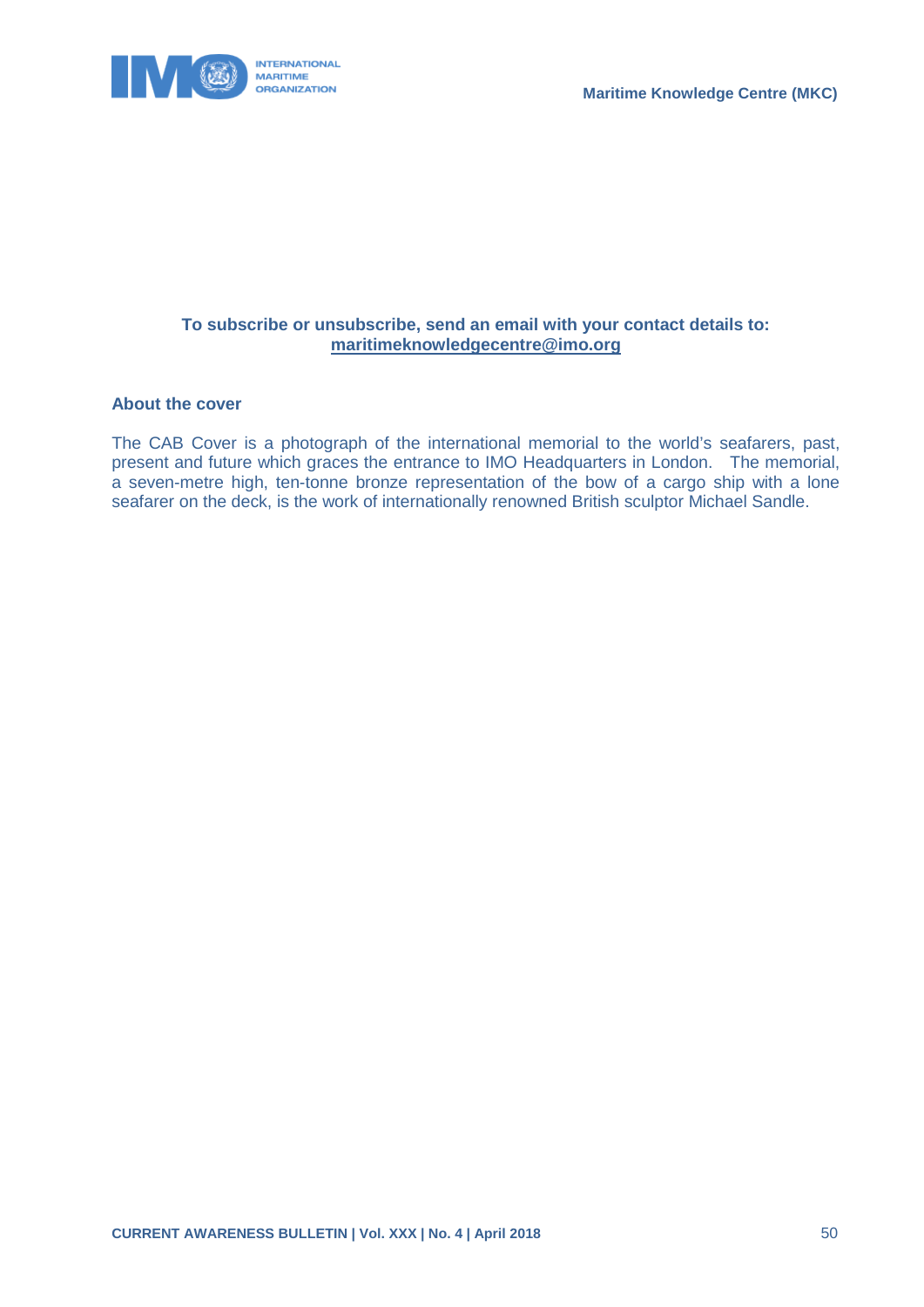**To subscribe or unsubscribe, send an email with your contact details to:**
**maritimeknowledgecentre@imo.org**

### About the cover

The CAB Cover is a photograph of the international memorial to the world's seafarers, past, present and future which graces the entrance to IMO Headquarters in London. The memorial, a seven-metre high, ten-tonne bronze representation of the bow of a cargo ship with a lone seafarer on the deck, is the work of internationally renowned British sculptor Michael Sandle.